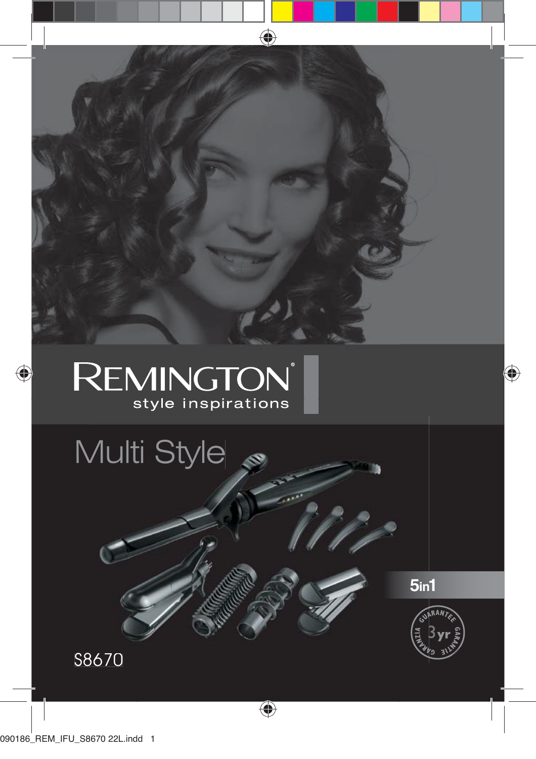# REMINGTON®

style inspirations

## Multi Style

5in1

GUARANTEE GARANTIE GARANZIA 3yr

S8670

090186_REM_IFU_S8670 22L.indd 1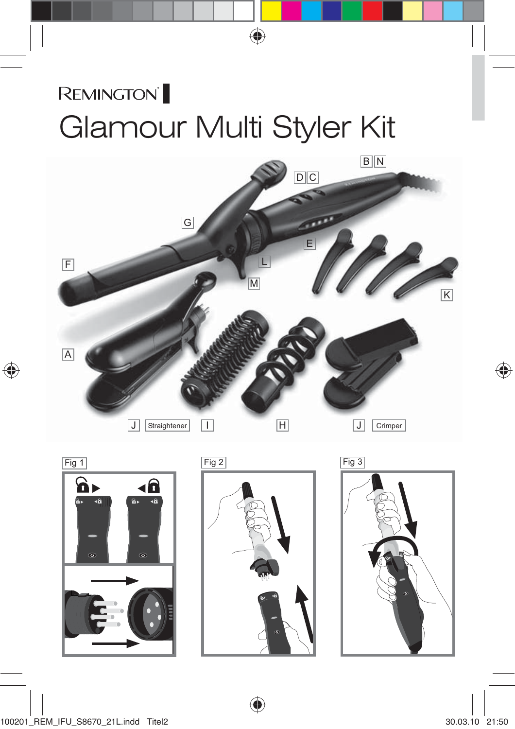REMINGTON®

# Glamour Multi Styler Kit

B N

D C

G

E

F

L

M

K

A

J Straightener I H J Crimper

Fig 1

Fig 2

Fig 3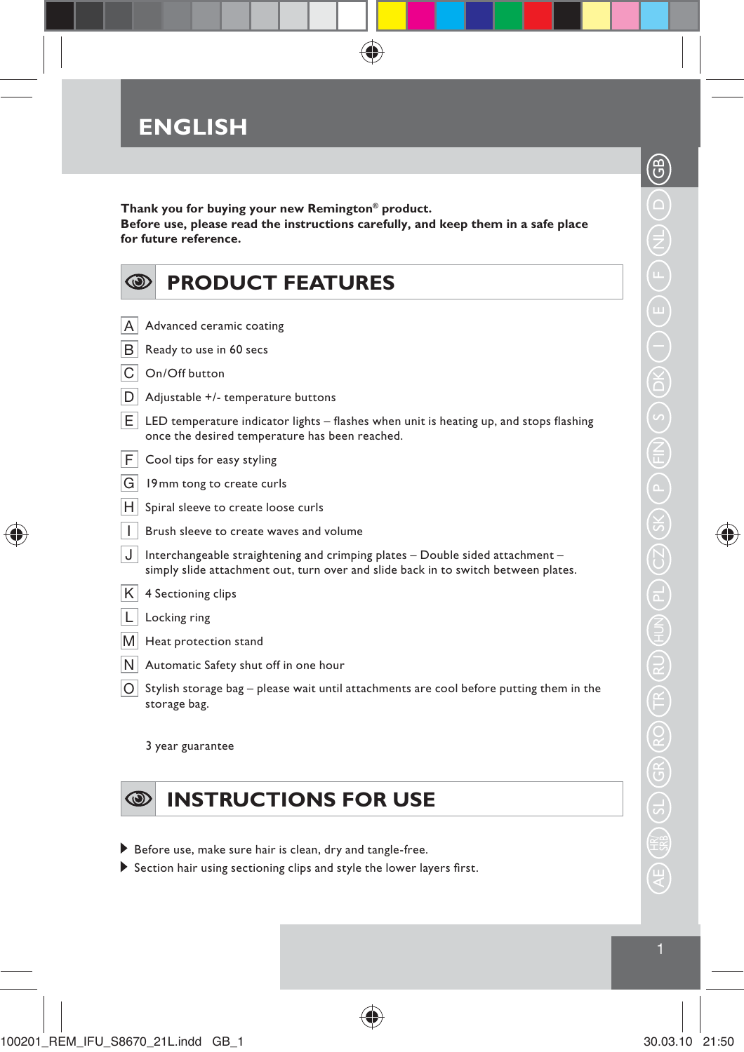# ENGLISH

**Thank you for buying your new Remington® product.**
**Before use, please read the instructions carefully, and keep them in a safe place for future reference.**

## PRODUCT FEATURES

- A Advanced ceramic coating
- B Ready to use in 60 secs
- C On/Off button
- D Adjustable +/- temperature buttons
- E LED temperature indicator lights – flashes when unit is heating up, and stops flashing once the desired temperature has been reached.
- F Cool tips for easy styling
- G 19mm tong to create curls
- H Spiral sleeve to create loose curls
- I Brush sleeve to create waves and volume
- J Interchangeable straightening and crimping plates – Double sided attachment – simply slide attachment out, turn over and slide back in to switch between plates.
- K 4 Sectioning clips
- L Locking ring
- M Heat protection stand
- N Automatic Safety shut off in one hour
- O Stylish storage bag – please wait until attachments are cool before putting them in the storage bag.

3 year guarantee

## INSTRUCTIONS FOR USE

- Before use, make sure hair is clean, dry and tangle-free.
- Section hair using sectioning clips and style the lower layers first.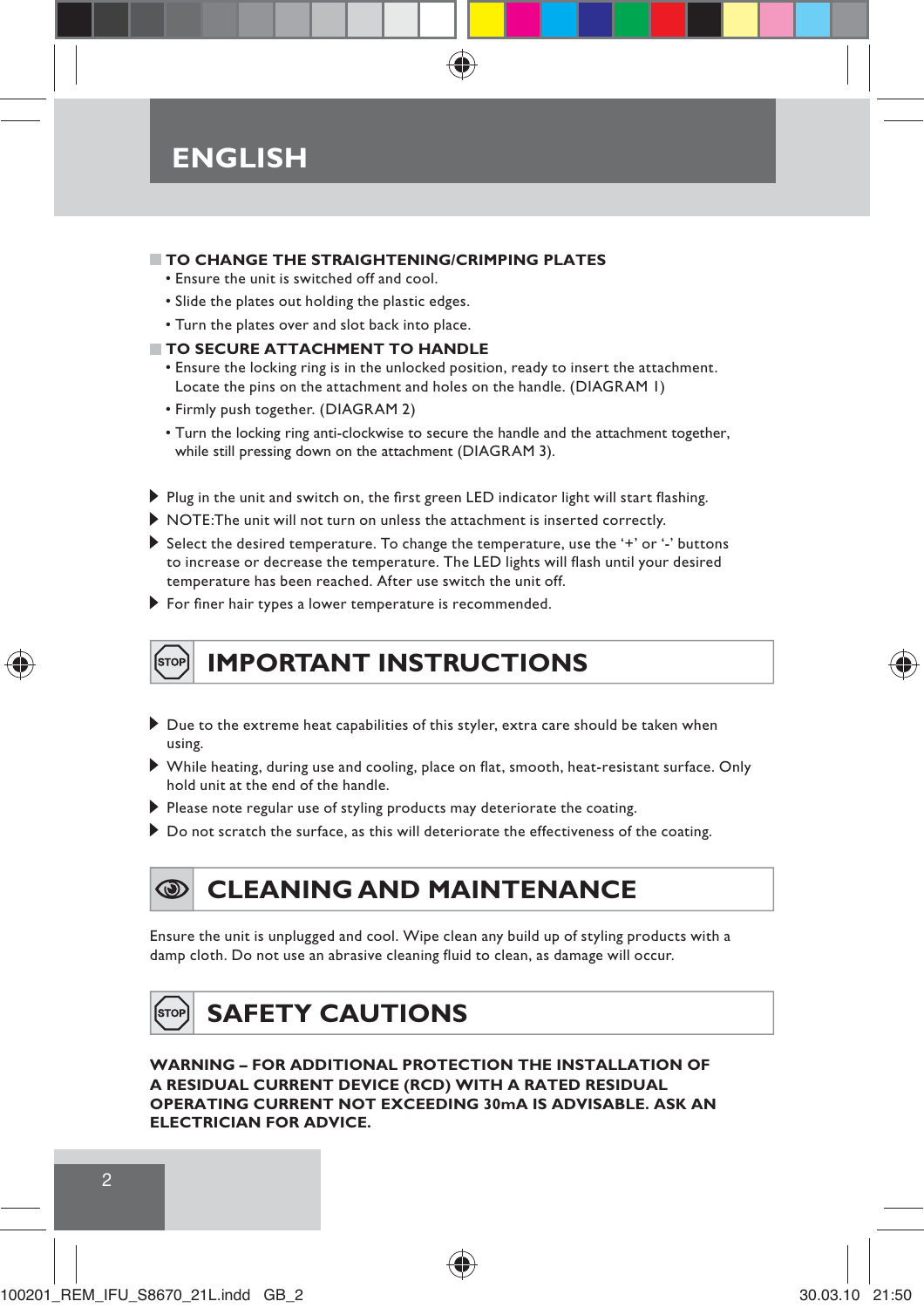# ENGLISH

### TO CHANGE THE STRAIGHTENING/CRIMPING PLATES

- Ensure the unit is switched off and cool.
- Slide the plates out holding the plastic edges.
- Turn the plates over and slot back into place.

### TO SECURE ATTACHMENT TO HANDLE

- Ensure the locking ring is in the unlocked position, ready to insert the attachment. Locate the pins on the attachment and holes on the handle. (DIAGRAM 1)
- Firmly push together. (DIAGRAM 2)
- Turn the locking ring anti-clockwise to secure the handle and the attachment together, while still pressing down on the attachment (DIAGRAM 3).

- Plug in the unit and switch on, the first green LED indicator light will start flashing.
- NOTE:The unit will not turn on unless the attachment is inserted correctly.
- Select the desired temperature. To change the temperature, use the '+' or '-' buttons to increase or decrease the temperature. The LED lights will flash until your desired temperature has been reached. After use switch the unit off.
- For finer hair types a lower temperature is recommended.

## IMPORTANT INSTRUCTIONS

- Due to the extreme heat capabilities of this styler, extra care should be taken when using.
- While heating, during use and cooling, place on flat, smooth, heat-resistant surface. Only hold unit at the end of the handle.
- Please note regular use of styling products may deteriorate the coating.
- Do not scratch the surface, as this will deteriorate the effectiveness of the coating.

## CLEANING AND MAINTENANCE

Ensure the unit is unplugged and cool. Wipe clean any build up of styling products with a damp cloth. Do not use an abrasive cleaning fluid to clean, as damage will occur.

## SAFETY CAUTIONS

**WARNING – FOR ADDITIONAL PROTECTION THE INSTALLATION OF A RESIDUAL CURRENT DEVICE (RCD) WITH A RATED RESIDUAL OPERATING CURRENT NOT EXCEEDING 30mA IS ADVISABLE. ASK AN ELECTRICIAN FOR ADVICE.**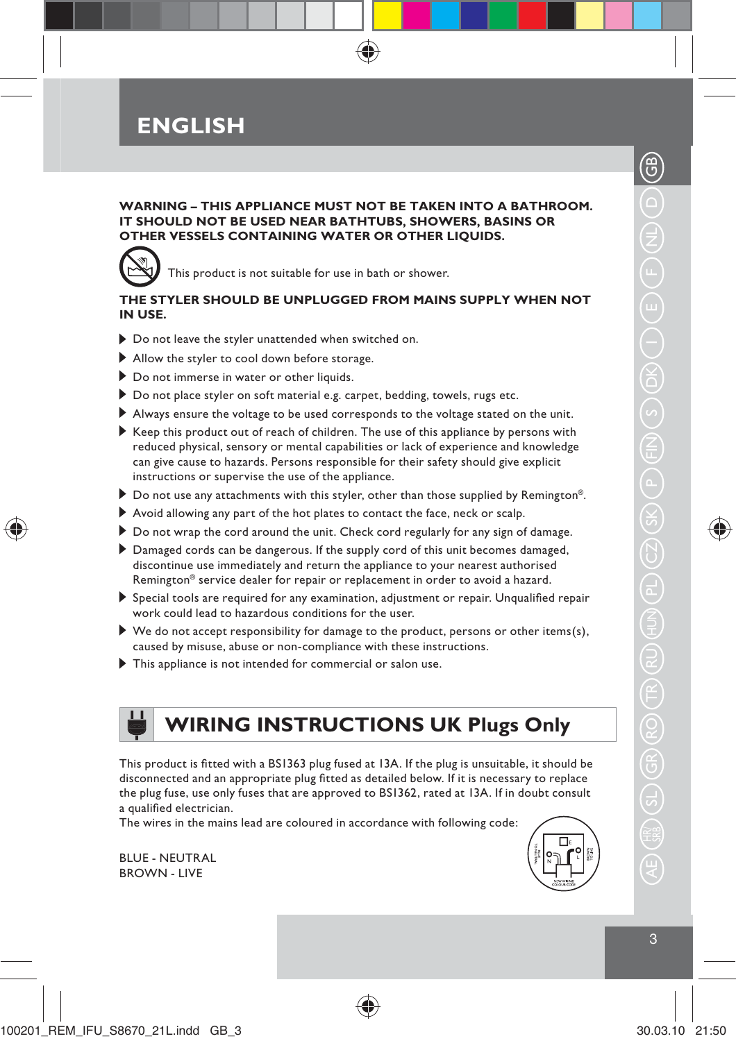# ENGLISH

**WARNING – THIS APPLIANCE MUST NOT BE TAKEN INTO A BATHROOM. IT SHOULD NOT BE USED NEAR BATHTUBS, SHOWERS, BASINS OR OTHER VESSELS CONTAINING WATER OR OTHER LIQUIDS.**

This product is not suitable for use in bath or shower.

**THE STYLER SHOULD BE UNPLUGGED FROM MAINS SUPPLY WHEN NOT IN USE.**

- Do not leave the styler unattended when switched on.
- Allow the styler to cool down before storage.
- Do not immerse in water or other liquids.
- Do not place styler on soft material e.g. carpet, bedding, towels, rugs etc.
- Always ensure the voltage to be used corresponds to the voltage stated on the unit.
- Keep this product out of reach of children. The use of this appliance by persons with reduced physical, sensory or mental capabilities or lack of experience and knowledge can give cause to hazards. Persons responsible for their safety should give explicit instructions or supervise the use of the appliance.
- Do not use any attachments with this styler, other than those supplied by Remington®.
- Avoid allowing any part of the hot plates to contact the face, neck or scalp.
- Do not wrap the cord around the unit. Check cord regularly for any sign of damage.
- Damaged cords can be dangerous. If the supply cord of this unit becomes damaged, discontinue use immediately and return the appliance to your nearest authorised Remington® service dealer for repair or replacement in order to avoid a hazard.
- Special tools are required for any examination, adjustment or repair. Unqualified repair work could lead to hazardous conditions for the user.
- We do not accept responsibility for damage to the product, persons or other items(s), caused by misuse, abuse or non-compliance with these instructions.
- This appliance is not intended for commercial or salon use.

## WIRING INSTRUCTIONS UK Plugs Only

This product is fitted with a BS1363 plug fused at 13A. If the plug is unsuitable, it should be disconnected and an appropriate plug fitted as detailed below. If it is necessary to replace the plug fuse, use only fuses that are approved to BS1362, rated at 13A. If in doubt consult a qualified electrician.
The wires in the mains lead are coloured in accordance with following code:

BLUE - NEUTRAL
BROWN - LIVE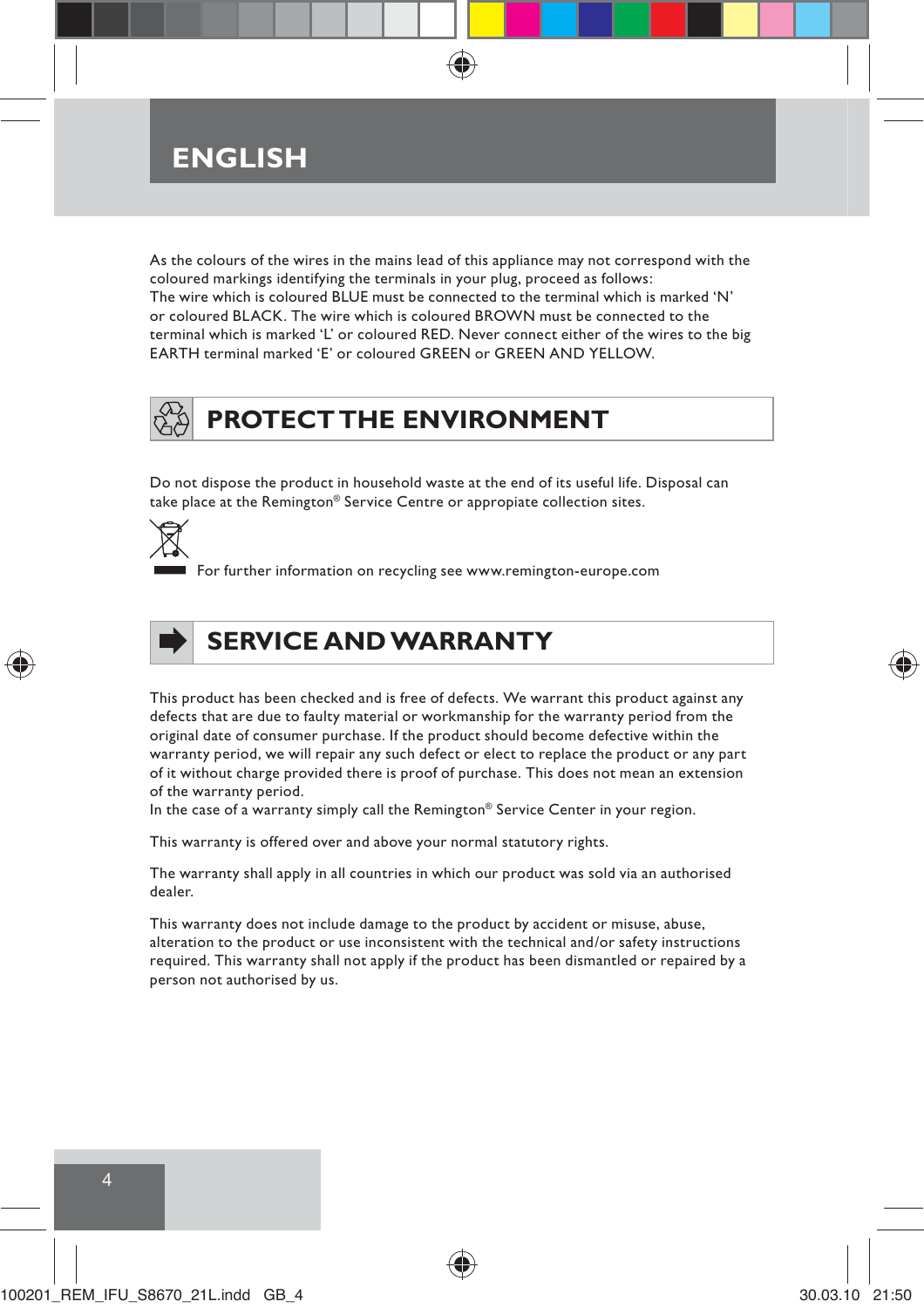# ENGLISH

As the colours of the wires in the mains lead of this appliance may not correspond with the coloured markings identifying the terminals in your plug, proceed as follows:
The wire which is coloured BLUE must be connected to the terminal which is marked ‘N’ or coloured BLACK. The wire which is coloured BROWN must be connected to the terminal which is marked ‘L’ or coloured RED. Never connect either of the wires to the big EARTH terminal marked ‘E’ or coloured GREEN or GREEN AND YELLOW.

## PROTECT THE ENVIRONMENT

Do not dispose the product in household waste at the end of its useful life. Disposal can take place at the Remington® Service Centre or appropiate collection sites.

For further information on recycling see www.remington-europe.com

## SERVICE AND WARRANTY

This product has been checked and is free of defects. We warrant this product against any defects that are due to faulty material or workmanship for the warranty period from the original date of consumer purchase. If the product should become defective within the warranty period, we will repair any such defect or elect to replace the product or any part of it without charge provided there is proof of purchase. This does not mean an extension of the warranty period.
In the case of a warranty simply call the Remington® Service Center in your region.

This warranty is offered over and above your normal statutory rights.

The warranty shall apply in all countries in which our product was sold via an authorised dealer.

This warranty does not include damage to the product by accident or misuse, abuse, alteration to the product or use inconsistent with the technical and/or safety instructions required. This warranty shall not apply if the product has been dismantled or repaired by a person not authorised by us.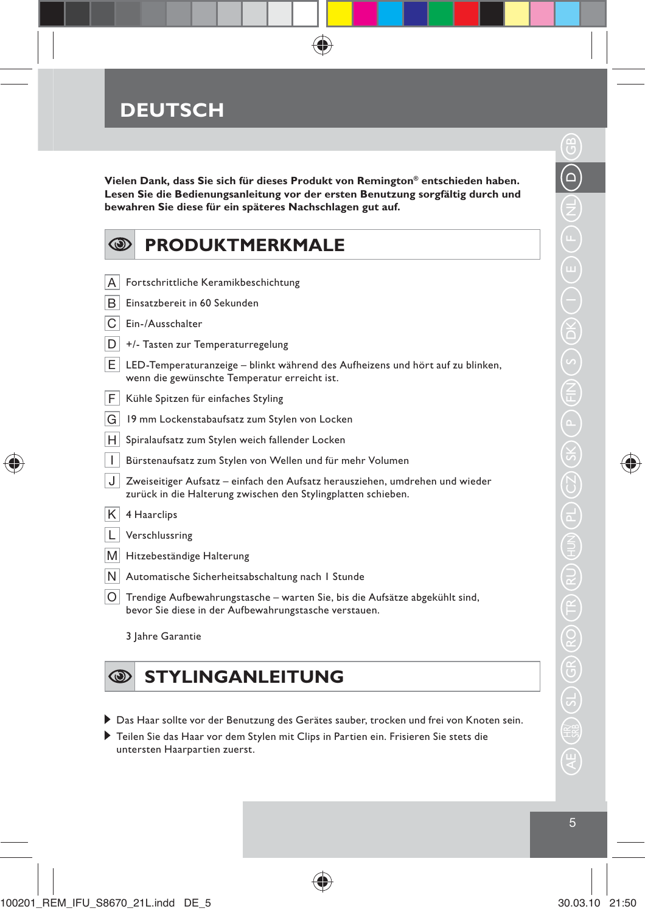# DEUTSCH

**Vielen Dank, dass Sie sich für dieses Produkt von Remington® entschieden haben. Lesen Sie die Bedienungsanleitung vor der ersten Benutzung sorgfältig durch und bewahren Sie diese für ein späteres Nachschlagen gut auf.**

## PRODUKTMERKMALE

- A Fortschrittliche Keramikbeschichtung
- B Einsatzbereit in 60 Sekunden
- C Ein-/Ausschalter
- D +/- Tasten zur Temperaturregelung
- E LED-Temperaturanzeige – blinkt während des Aufheizens und hört auf zu blinken, wenn die gewünschte Temperatur erreicht ist.
- F Kühle Spitzen für einfaches Styling
- G 19 mm Lockenstabaufsatz zum Stylen von Locken
- H Spiralaufsatz zum Stylen weich fallender Locken
- I Bürstenaufsatz zum Stylen von Wellen und für mehr Volumen
- J Zweiseitiger Aufsatz – einfach den Aufsatz herausziehen, umdrehen und wieder zurück in die Halterung zwischen den Stylingplatten schieben.
- K 4 Haarclips
- L Verschlussring
- M Hitzebeständige Halterung
- N Automatische Sicherheitsabschaltung nach 1 Stunde
- O Trendige Aufbewahrungstasche – warten Sie, bis die Aufsätze abgekühlt sind, bevor Sie diese in der Aufbewahrungstasche verstauen.

3 Jahre Garantie

## STYLINGANLEITUNG

- Das Haar sollte vor der Benutzung des Gerätes sauber, trocken und frei von Knoten sein.
- Teilen Sie das Haar vor dem Stylen mit Clips in Partien ein. Frisieren Sie stets die untersten Haarpartien zuerst.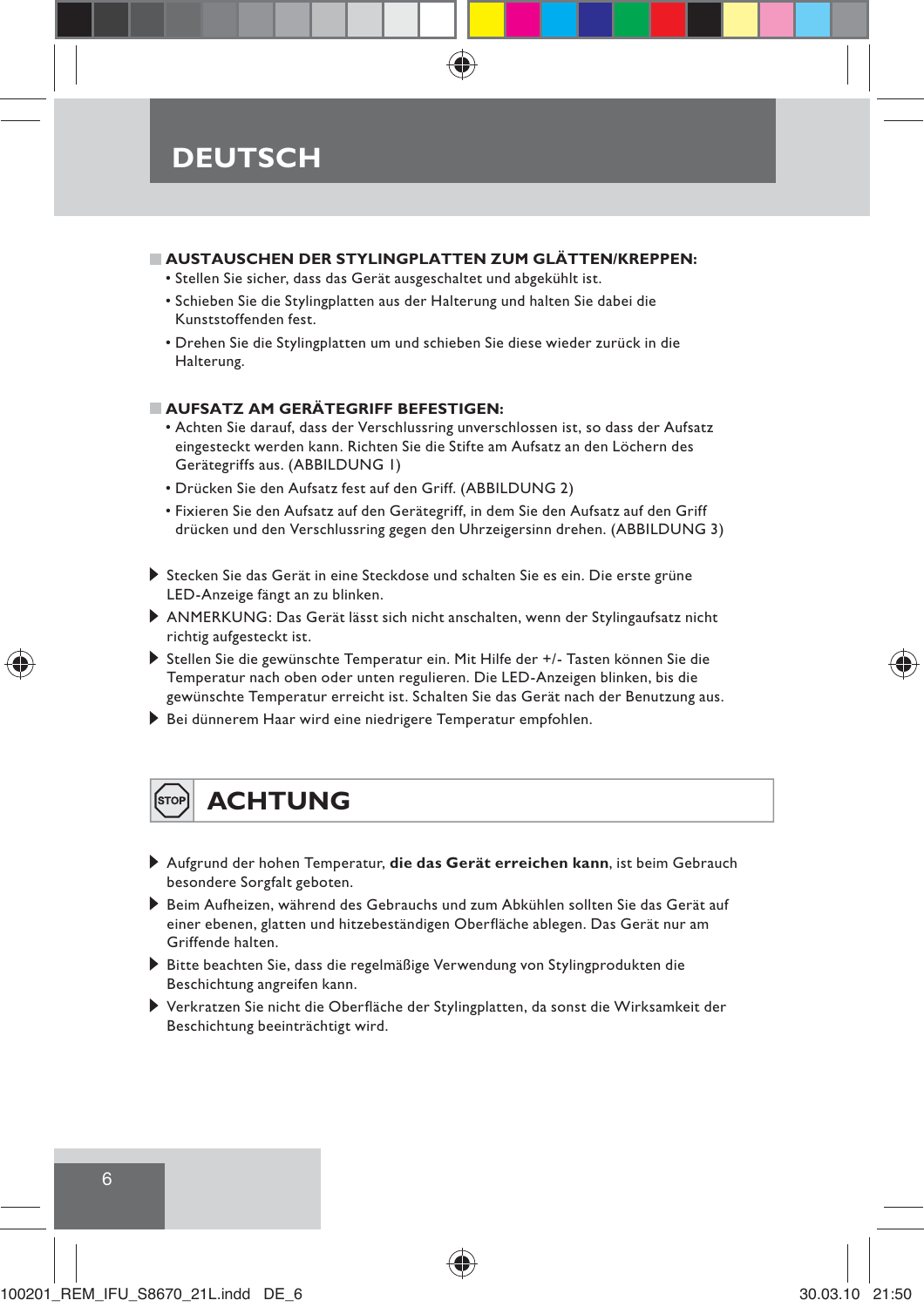# DEUTSCH

### AUSTAUSCHEN DER STYLINGPLATTEN ZUM GLÄTTEN/KREPPEN:

- Stellen Sie sicher, dass das Gerät ausgeschaltet und abgekühlt ist.
- Schieben Sie die Stylingplatten aus der Halterung und halten Sie dabei die Kunststoffenden fest.
- Drehen Sie die Stylingplatten um und schieben Sie diese wieder zurück in die Halterung.

### AUFSATZ AM GERÄTEGRIFF BEFESTIGEN:

- Achten Sie darauf, dass der Verschlussring unverschlossen ist, so dass der Aufsatz eingesteckt werden kann. Richten Sie die Stifte am Aufsatz an den Löchern des Gerätegriffs aus. (ABBILDUNG 1)
- Drücken Sie den Aufsatz fest auf den Griff. (ABBILDUNG 2)
- Fixieren Sie den Aufsatz auf den Gerätegriff, in dem Sie den Aufsatz auf den Griff drücken und den Verschlussring gegen den Uhrzeigersinn drehen. (ABBILDUNG 3)

- Stecken Sie das Gerät in eine Steckdose und schalten Sie es ein. Die erste grüne LED-Anzeige fängt an zu blinken.
- ANMERKUNG: Das Gerät lässt sich nicht anschalten, wenn der Stylingaufsatz nicht richtig aufgesteckt ist.
- Stellen Sie die gewünschte Temperatur ein. Mit Hilfe der +/- Tasten können Sie die Temperatur nach oben oder unten regulieren. Die LED-Anzeigen blinken, bis die gewünschte Temperatur erreicht ist. Schalten Sie das Gerät nach der Benutzung aus.
- Bei dünnerem Haar wird eine niedrigere Temperatur empfohlen.

## ACHTUNG

- Aufgrund der hohen Temperatur, **die das Gerät erreichen kann**, ist beim Gebrauch besondere Sorgfalt geboten.
- Beim Aufheizen, während des Gebrauchs und zum Abkühlen sollten Sie das Gerät auf einer ebenen, glatten und hitzebeständigen Oberfläche ablegen. Das Gerät nur am Griffende halten.
- Bitte beachten Sie, dass die regelmäßige Verwendung von Stylingprodukten die Beschichtung angreifen kann.
- Verkratzen Sie nicht die Oberfläche der Stylingplatten, da sonst die Wirksamkeit der Beschichtung beeinträchtigt wird.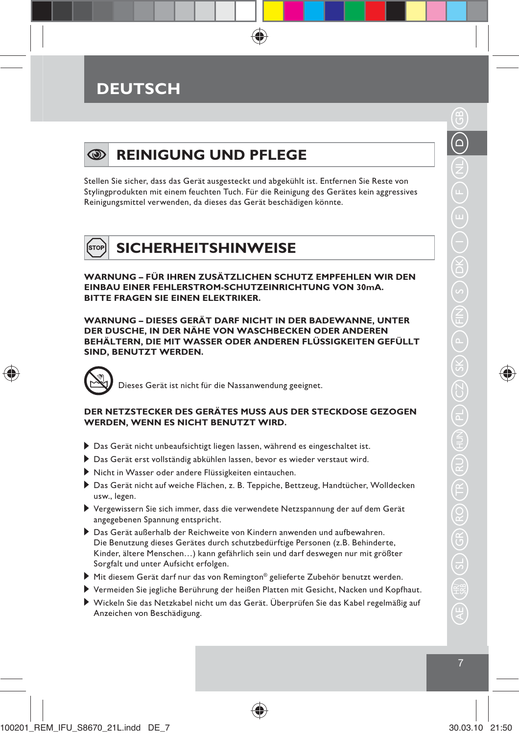# DEUTSCH

## REINIGUNG UND PFLEGE

Stellen Sie sicher, dass das Gerät ausgesteckt und abgekühlt ist. Entfernen Sie Reste von Stylingprodukten mit einem feuchten Tuch. Für die Reinigung des Gerätes kein aggressives Reinigungsmittel verwenden, da dieses das Gerät beschädigen könnte.

## SICHERHEITSHINWEISE

**WARNUNG – FÜR IHREN ZUSÄTZLICHEN SCHUTZ EMPFEHLEN WIR DEN EINBAU EINER FEHLERSTROM-SCHUTZEINRICHTUNG VON 30mA. BITTE FRAGEN SIE EINEN ELEKTRIKER.**

**WARNUNG – DIESES GERÄT DARF NICHT IN DER BADEWANNE, UNTER DER DUSCHE, IN DER NÄHE VON WASCHBECKEN ODER ANDEREN BEHÄLTERN, DIE MIT WASSER ODER ANDEREN FLÜSSIGKEITEN GEFÜLLT SIND, BENUTZT WERDEN.**

Dieses Gerät ist nicht für die Nassanwendung geeignet.

**DER NETZSTECKER DES GERÄTES MUSS AUS DER STECKDOSE GEZOGEN WERDEN, WENN ES NICHT BENUTZT WIRD.**

- Das Gerät nicht unbeaufsichtigt liegen lassen, während es eingeschaltet ist.
- Das Gerät erst vollständig abkühlen lassen, bevor es wieder verstaut wird.
- Nicht in Wasser oder andere Flüssigkeiten eintauchen.
- Das Gerät nicht auf weiche Flächen, z. B. Teppiche, Bettzeug, Handtücher, Wolldecken usw., legen.
- Vergewissern Sie sich immer, dass die verwendete Netzspannung der auf dem Gerät angegebenen Spannung entspricht.
- Das Gerät außerhalb der Reichweite von Kindern anwenden und aufbewahren. Die Benutzung dieses Gerätes durch schutzbedürftige Personen (z.B. Behinderte, Kinder, ältere Menschen…) kann gefährlich sein und darf deswegen nur mit größter Sorgfalt und unter Aufsicht erfolgen.
- Mit diesem Gerät darf nur das von Remington® gelieferte Zubehör benutzt werden.
- Vermeiden Sie jegliche Berührung der heißen Platten mit Gesicht, Nacken und Kopfhaut.
- Wickeln Sie das Netzkabel nicht um das Gerät. Überprüfen Sie das Kabel regelmäßig auf Anzeichen von Beschädigung.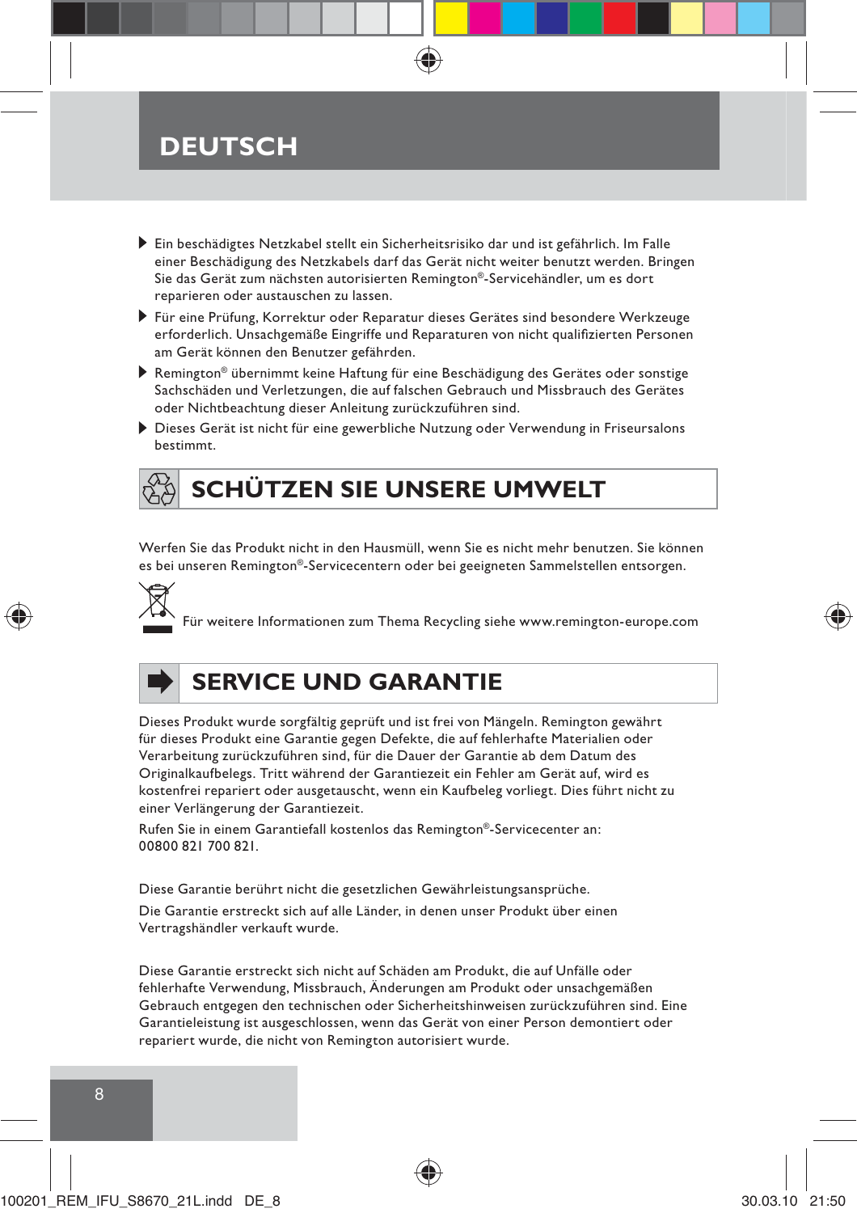# DEUTSCH

- Ein beschädigtes Netzkabel stellt ein Sicherheitsrisiko dar und ist gefährlich. Im Falle einer Beschädigung des Netzkabels darf das Gerät nicht weiter benutzt werden. Bringen Sie das Gerät zum nächsten autorisierten Remington®-Servicehändler, um es dort reparieren oder austauschen zu lassen.
- Für eine Prüfung, Korrektur oder Reparatur dieses Gerätes sind besondere Werkzeuge erforderlich. Unsachgemäße Eingriffe und Reparaturen von nicht qualifizierten Personen am Gerät können den Benutzer gefährden.
- Remington® übernimmt keine Haftung für eine Beschädigung des Gerätes oder sonstige Sachschäden und Verletzungen, die auf falschen Gebrauch und Missbrauch des Gerätes oder Nichtbeachtung dieser Anleitung zurückzuführen sind.
- Dieses Gerät ist nicht für eine gewerbliche Nutzung oder Verwendung in Friseursalons bestimmt.

## SCHÜTZEN SIE UNSERE UMWELT

Werfen Sie das Produkt nicht in den Hausmüll, wenn Sie es nicht mehr benutzen. Sie können es bei unseren Remington®-Servicecentern oder bei geeigneten Sammelstellen entsorgen.

Für weitere Informationen zum Thema Recycling siehe www.remington-europe.com

## SERVICE UND GARANTIE

Dieses Produkt wurde sorgfältig geprüft und ist frei von Mängeln. Remington gewährt für dieses Produkt eine Garantie gegen Defekte, die auf fehlerhafte Materialien oder Verarbeitung zurückzuführen sind, für die Dauer der Garantie ab dem Datum des Originalkaufbelegs. Tritt während der Garantiezeit ein Fehler am Gerät auf, wird es kostenfrei repariert oder ausgetauscht, wenn ein Kaufbeleg vorliegt. Dies führt nicht zu einer Verlängerung der Garantiezeit.

Rufen Sie in einem Garantiefall kostenlos das Remington®-Servicecenter an: 00800 821 700 821.

Diese Garantie berührt nicht die gesetzlichen Gewährleistungsansprüche.

Die Garantie erstreckt sich auf alle Länder, in denen unser Produkt über einen Vertragshändler verkauft wurde.

Diese Garantie erstreckt sich nicht auf Schäden am Produkt, die auf Unfälle oder fehlerhafte Verwendung, Missbrauch, Änderungen am Produkt oder unsachgemäßen Gebrauch entgegen den technischen oder Sicherheitshinweisen zurückzuführen sind. Eine Garantieleistung ist ausgeschlossen, wenn das Gerät von einer Person demontiert oder repariert wurde, die nicht von Remington autorisiert wurde.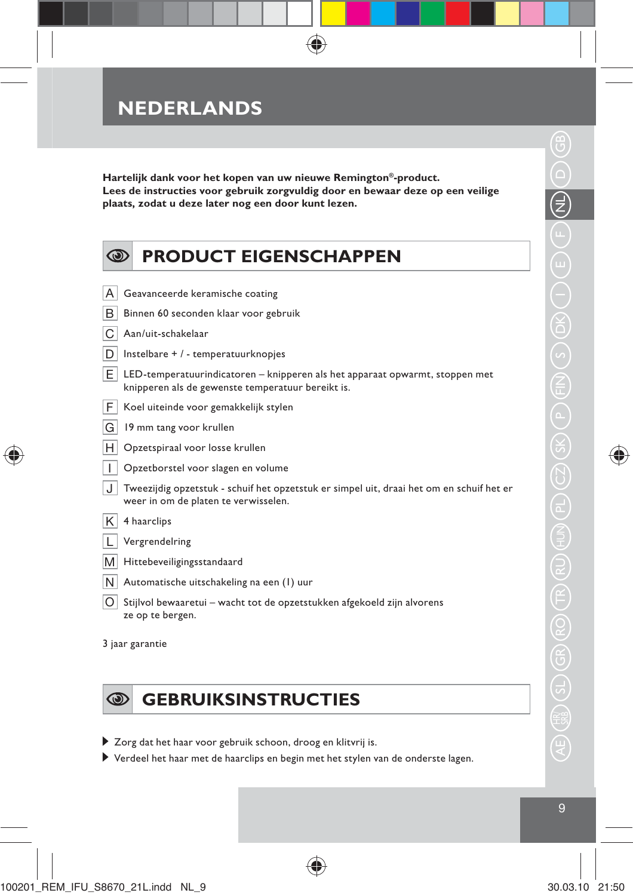# NEDERLANDS

**Hartelijk dank voor het kopen van uw nieuwe Remington®-product.**
**Lees de instructies voor gebruik zorgvuldig door en bewaar deze op een veilige plaats, zodat u deze later nog een door kunt lezen.**

## PRODUCT EIGENSCHAPPEN

- A Geavanceerde keramische coating
- B Binnen 60 seconden klaar voor gebruik
- C Aan/uit-schakelaar
- D Instelbare + / - temperatuurknopjes
- E LED-temperatuurindicatoren – knipperen als het apparaat opwarmt, stoppen met knipperen als de gewenste temperatuur bereikt is.
- F Koel uiteinde voor gemakkelijk stylen
- G 19 mm tang voor krullen
- H Opzetspiraal voor losse krullen
- I Opzetborstel voor slagen en volume
- J Tweezijdig opzetstuk - schuif het opzetstuk er simpel uit, draai het om en schuif het er weer in om de platen te verwisselen.
- K 4 haarclips
- L Vergrendelring
- M Hittebeveiligingsstandaard
- N Automatische uitschakeling na een (1) uur
- O Stijlvol bewaaretui – wacht tot de opzetstukken afgekoeld zijn alvorens ze op te bergen.

3 jaar garantie

## GEBRUIKSINSTRUCTIES

- Zorg dat het haar voor gebruik schoon, droog en klitvrij is.
- Verdeel het haar met de haarclips en begin met het stylen van de onderste lagen.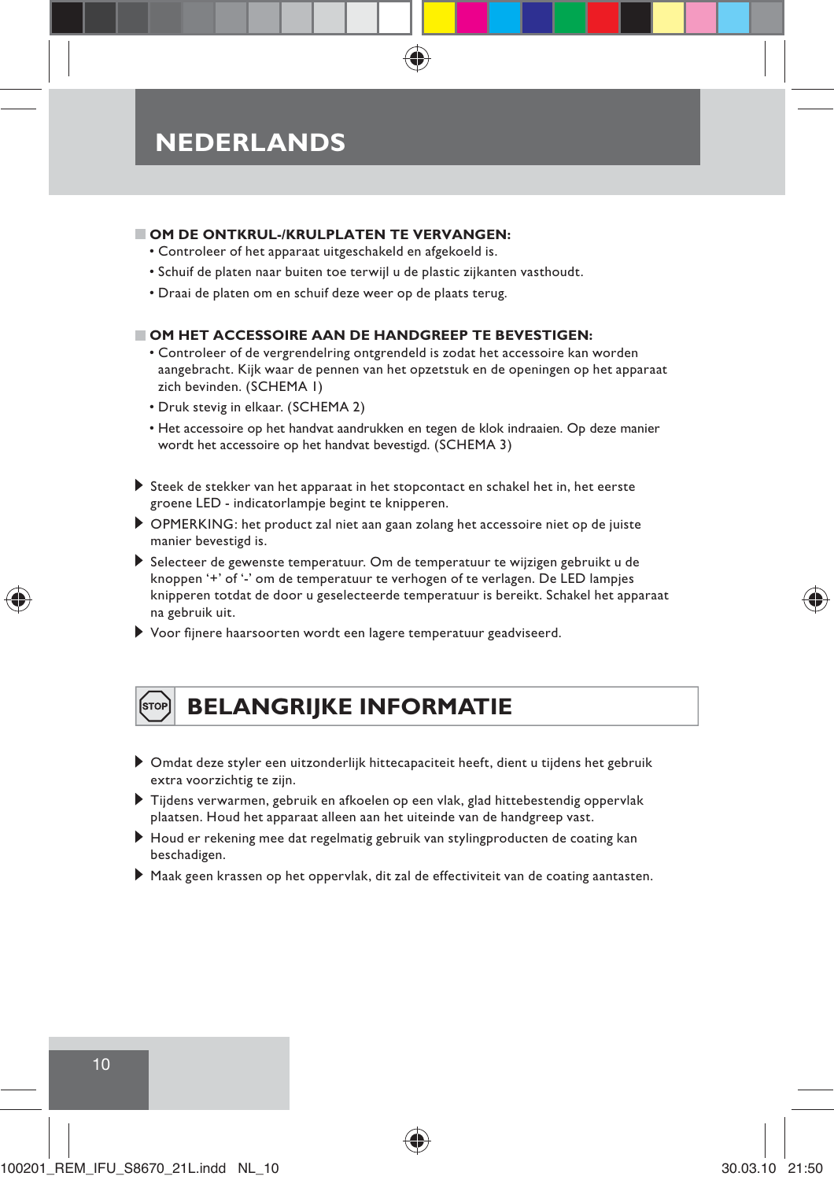# NEDERLANDS

### OM DE ONTKRUL-/KRULPLATEN TE VERVANGEN:

- Controleer of het apparaat uitgeschakeld en afgekoeld is.
- Schuif de platen naar buiten toe terwijl u de plastic zijkanten vasthoudt.
- Draai de platen om en schuif deze weer op de plaats terug.

### OM HET ACCESSOIRE AAN DE HANDGREEP TE BEVESTIGEN:

- Controleer of de vergrendelring ontgrendeld is zodat het accessoire kan worden aangebracht. Kijk waar de pennen van het opzetstuk en de openingen op het apparaat zich bevinden. (SCHEMA 1)
- Druk stevig in elkaar. (SCHEMA 2)
- Het accessoire op het handvat aandrukken en tegen de klok indraaien. Op deze manier wordt het accessoire op het handvat bevestigd. (SCHEMA 3)

- Steek de stekker van het apparaat in het stopcontact en schakel het in, het eerste groene LED - indicatorlampje begint te knipperen.
- OPMERKING: het product zal niet aan gaan zolang het accessoire niet op de juiste manier bevestigd is.
- Selecteer de gewenste temperatuur. Om de temperatuur te wijzigen gebruikt u de knoppen '+' of '-' om de temperatuur te verhogen of te verlagen. De LED lampjes knipperen totdat de door u geselecteerde temperatuur is bereikt. Schakel het apparaat na gebruik uit.
- Voor fijnere haarsoorten wordt een lagere temperatuur geadviseerd.

## STOP BELANGRIJKE INFORMATIE

- Omdat deze styler een uitzonderlijk hittecapaciteit heeft, dient u tijdens het gebruik extra voorzichtig te zijn.
- Tijdens verwarmen, gebruik en afkoelen op een vlak, glad hittebestendig oppervlak plaatsen. Houd het apparaat alleen aan het uiteinde van de handgreep vast.
- Houd er rekening mee dat regelmatig gebruik van stylingproducten de coating kan beschadigen.
- Maak geen krassen op het oppervlak, dit zal de effectiviteit van de coating aantasten.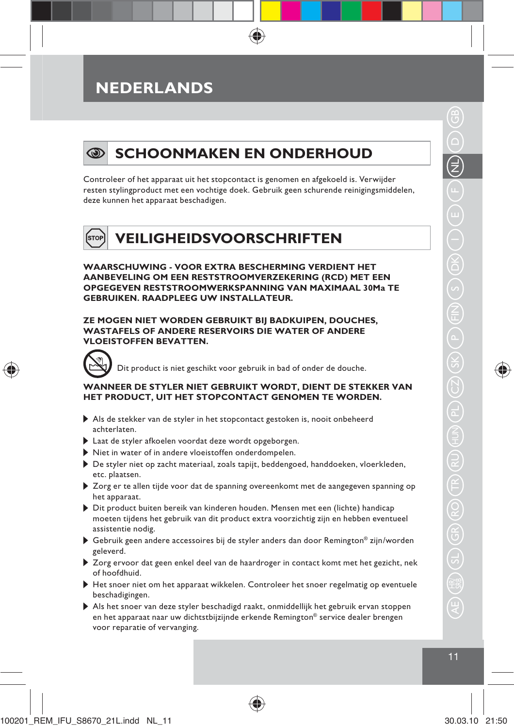# NEDERLANDS

## SCHOONMAKEN EN ONDERHOUD

Controleer of het apparaat uit het stopcontact is genomen en afgekoeld is. Verwijder resten stylingproduct met een vochtige doek. Gebruik geen schurende reinigingsmiddelen, deze kunnen het apparaat beschadigen.

## VEILIGHEIDSVOORSCHRIFTEN

**WAARSCHUWING - VOOR EXTRA BESCHERMING VERDIENT HET AANBEVELING OM EEN RESTSTROOMVERZEKERING (RCD) MET EEN OPGEGEVEN RESTSTROOMWERKSPANNING VAN MAXIMAAL 30Ma TE GEBRUIKEN. RAADPLEEG UW INSTALLATEUR.**

**ZE MOGEN NIET WORDEN GEBRUIKT BIJ BADKUIPEN, DOUCHES, WASTAFELS OF ANDERE RESERVOIRS DIE WATER OF ANDERE VLOEISTOFFEN BEVATTEN.**

Dit product is niet geschikt voor gebruik in bad of onder de douche.

**WANNEER DE STYLER NIET GEBRUIKT WORDT, DIENT DE STEKKER VAN HET PRODUCT, UIT HET STOPCONTACT GENOMEN TE WORDEN.**

- Als de stekker van de styler in het stopcontact gestoken is, nooit onbeheerd achterlaten.
- Laat de styler afkoelen voordat deze wordt opgeborgen.
- Niet in water of in andere vloeistoffen onderdompelen.
- De styler niet op zacht materiaal, zoals tapijt, beddengoed, handdoeken, vloerkleden, etc. plaatsen.
- Zorg er te allen tijde voor dat de spanning overeenkomt met de aangegeven spanning op het apparaat.
- Dit product buiten bereik van kinderen houden. Mensen met een (lichte) handicap moeten tijdens het gebruik van dit product extra voorzichtig zijn en hebben eventueel assistentie nodig.
- Gebruik geen andere accessoires bij de styler anders dan door Remington® zijn/worden geleverd.
- Zorg ervoor dat geen enkel deel van de haardroger in contact komt met het gezicht, nek of hoofdhuid.
- Het snoer niet om het apparaat wikkelen. Controleer het snoer regelmatig op eventuele beschadigingen.
- Als het snoer van deze styler beschadigd raakt, onmiddellijk het gebruik ervan stoppen en het apparaat naar uw dichtstbijzijnde erkende Remington® service dealer brengen voor reparatie of vervanging.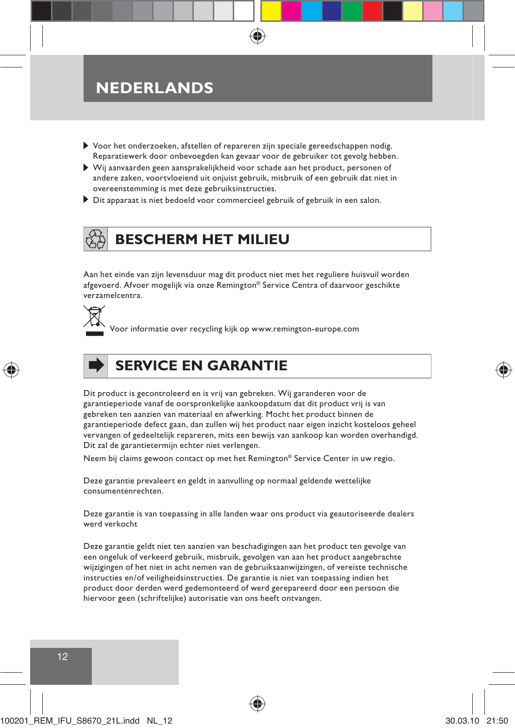# NEDERLANDS

- Voor het onderzoeken, afstellen of repareren zijn speciale gereedschappen nodig. Reparatiewerk door onbevoegden kan gevaar voor de gebruiker tot gevolg hebben.
- Wij aanvaarden geen aansprakelijkheid voor schade aan het product, personen of andere zaken, voortvloeiend uit onjuist gebruik, misbruik of een gebruik dat niet in overeenstemming is met deze gebruiksinstructies.
- Dit apparaat is niet bedoeld voor commercieel gebruik of gebruik in een salon.

## BESCHERM HET MILIEU

Aan het einde van zijn levensduur mag dit product niet met het reguliere huisvuil worden afgevoerd. Afvoer mogelijk via onze Remington® Service Centra of daarvoor geschikte verzamelcentra.

Voor informatie over recycling kijk op www.remington-europe.com

## SERVICE EN GARANTIE

Dit product is gecontroleerd en is vrij van gebreken. Wij garanderen voor de garantieperiode vanaf de oorspronkelijke aankoopdatum dat dit product vrij is van gebreken ten aanzien van materiaal en afwerking. Mocht het product binnen de garantieperiode defect gaan, dan zullen wij het product naar eigen inzicht kosteloos geheel vervangen of gedeeltelijk repareren, mits een bewijs van aankoop kan worden overhandigd. Dit zal de garantietermijn echter niet verlengen.

Neem bij claims gewoon contact op met het Remington® Service Center in uw regio.

Deze garantie prevaleert en geldt in aanvulling op normaal geldende wettelijke consumentenrechten.

Deze garantie is van toepassing in alle landen waar ons product via geautoriseerde dealers werd verkocht

Deze garantie geldt niet ten aanzien van beschadigingen aan het product ten gevolge van een ongeluk of verkeerd gebruik, misbruik, gevolgen van aan het product aangebrachte wijzigingen of het niet in acht nemen van de gebruiksaanwijzingen, of vereiste technische instructies en/of veiligheidsinstructies. De garantie is niet van toepassing indien het product door derden werd gedemonteerd of werd gerepareerd door een persoon die hiervoor geen (schriftelijke) autorisatie van ons heeft ontvangen.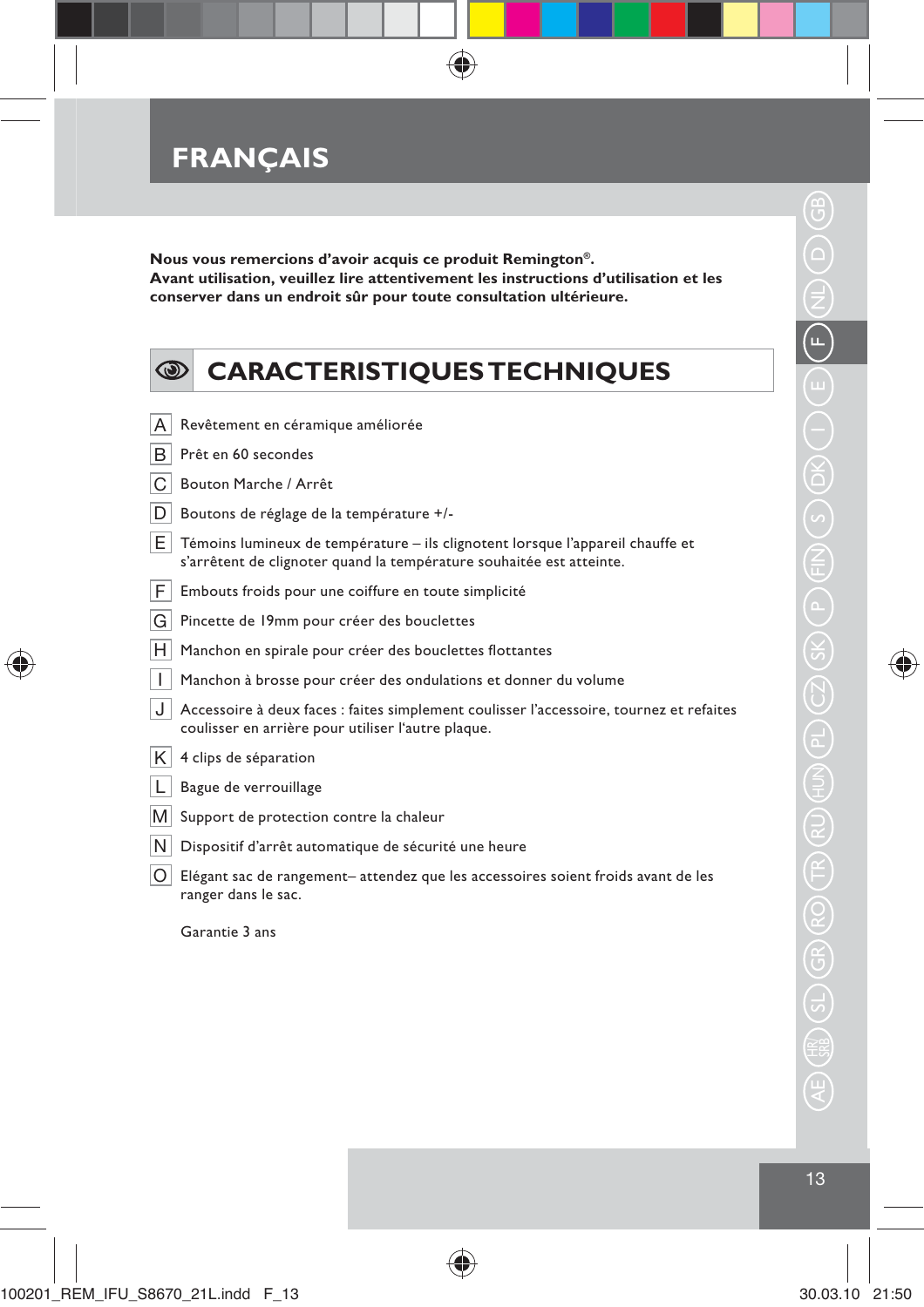# FRANÇAIS

**Nous vous remercions d'avoir acquis ce produit Remington®.**
**Avant utilisation, veuillez lire attentivement les instructions d'utilisation et les conserver dans un endroit sûr pour toute consultation ultérieure.**

## CARACTERISTIQUES TECHNIQUES

- A Revêtement en céramique améliorée
- B Prêt en 60 secondes
- C Bouton Marche / Arrêt
- D Boutons de réglage de la température +/-
- E Témoins lumineux de température – ils clignotent lorsque l'appareil chauffe et s'arrêtent de clignoter quand la température souhaitée est atteinte.
- F Embouts froids pour une coiffure en toute simplicité
- G Pincette de 19mm pour créer des bouclettes
- H Manchon en spirale pour créer des bouclettes flottantes
- I Manchon à brosse pour créer des ondulations et donner du volume
- J Accessoire à deux faces : faites simplement coulisser l'accessoire, tournez et refaites coulisser en arrière pour utiliser l'autre plaque.
- K 4 clips de séparation
- L Bague de verrouillage
- M Support de protection contre la chaleur
- N Dispositif d'arrêt automatique de sécurité une heure
- O Elégant sac de rangement– attendez que les accessoires soient froids avant de les ranger dans le sac.

Garantie 3 ans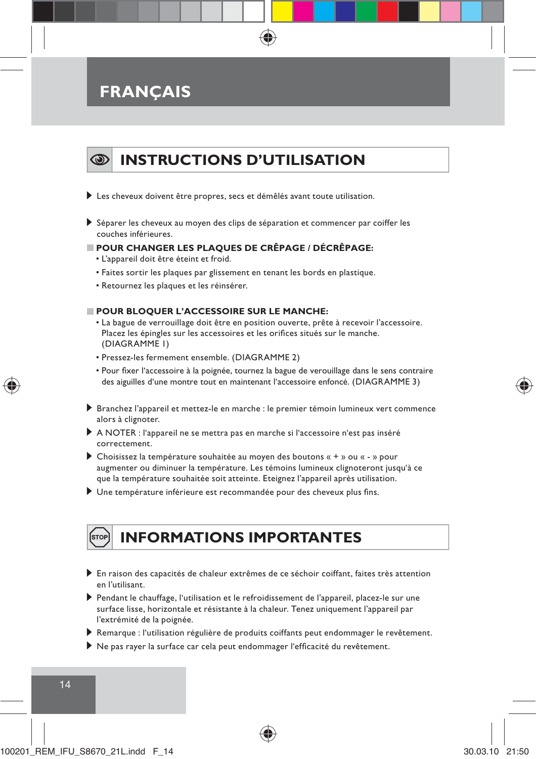# FRANÇAIS

## INSTRUCTIONS D'UTILISATION

- Les cheveux doivent être propres, secs et démêlés avant toute utilisation.
- Séparer les cheveux au moyen des clips de séparation et commencer par coiffer les couches inférieures.

**POUR CHANGER LES PLAQUES DE CRÊPAGE / DÉCRÊPAGE:**

- L'appareil doit être éteint et froid.
- Faites sortir les plaques par glissement en tenant les bords en plastique.
- Retournez les plaques et les réinsérer.

**POUR BLOQUER L'ACCESSOIRE SUR LE MANCHE:**

- La bague de verrouillage doit être en position ouverte, prête à recevoir l'accessoire. Placez les épingles sur les accessoires et les orifices situés sur le manche. (DIAGRAMME 1)
- Pressez-les fermement ensemble. (DIAGRAMME 2)
- Pour fixer l'accessoire à la poignée, tournez la bague de verouillage dans le sens contraire des aiguilles d'une montre tout en maintenant l'accessoire enfoncé. (DIAGRAMME 3)

- Branchez l'appareil et mettez-le en marche : le premier témoin lumineux vert commence alors à clignoter.
- A NOTER : l'appareil ne se mettra pas en marche si l'accessoire n'est pas inséré correctement.
- Choisissez la température souhaitée au moyen des boutons « + » ou « - » pour augmenter ou diminuer la température. Les témoins lumineux clignoteront jusqu'à ce que la température souhaitée soit atteinte. Eteignez l'appareil après utilisation.
- Une température inférieure est recommandée pour des cheveux plus fins.

## INFORMATIONS IMPORTANTES

- En raison des capacités de chaleur extrêmes de ce séchoir coiffant, faites très attention en l'utilisant.
- Pendant le chauffage, l'utilisation et le refroidissement de l'appareil, placez-le sur une surface lisse, horizontale et résistante à la chaleur. Tenez uniquement l'appareil par l'extrémité de la poignée.
- Remarque : l'utilisation régulière de produits coiffants peut endommager le revêtement.
- Ne pas rayer la surface car cela peut endommager l'efficacité du revêtement.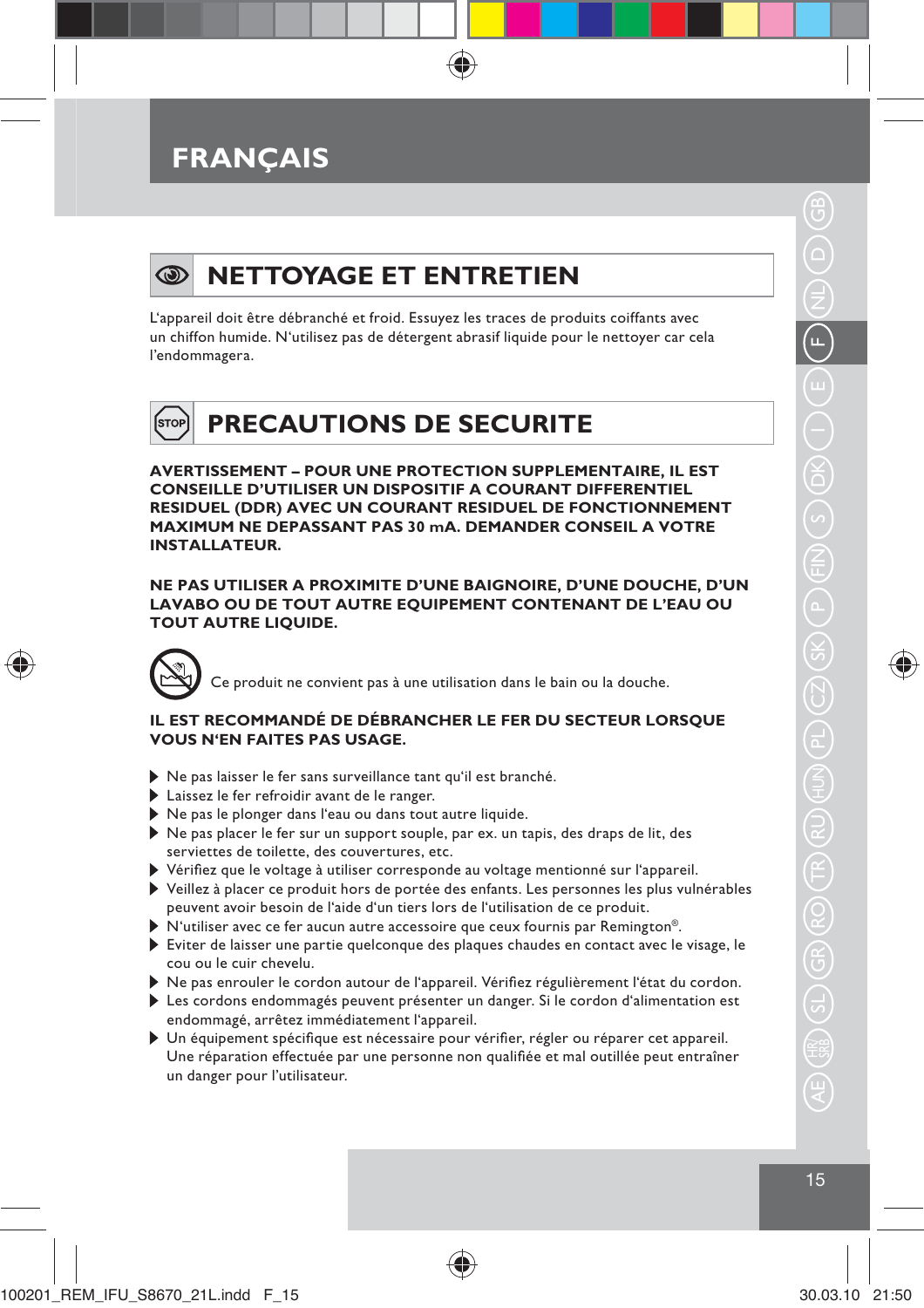# FRANÇAIS

## NETTOYAGE ET ENTRETIEN

L'appareil doit être débranché et froid. Essuyez les traces de produits coiffants avec un chiffon humide. N'utilisez pas de détergent abrasif liquide pour le nettoyer car cela l'endommagera.

## PRECAUTIONS DE SECURITE

**AVERTISSEMENT – POUR UNE PROTECTION SUPPLEMENTAIRE, IL EST CONSEILLE D'UTILISER UN DISPOSITIF A COURANT DIFFERENTIEL RESIDUEL (DDR) AVEC UN COURANT RESIDUEL DE FONCTIONNEMENT MAXIMUM NE DEPASSANT PAS 30 mA. DEMANDER CONSEIL A VOTRE INSTALLATEUR.**

**NE PAS UTILISER A PROXIMITE D'UNE BAIGNOIRE, D'UNE DOUCHE, D'UN LAVABO OU DE TOUT AUTRE EQUIPEMENT CONTENANT DE L'EAU OU TOUT AUTRE LIQUIDE.**

Ce produit ne convient pas à une utilisation dans le bain ou la douche.

**IL EST RECOMMANDÉ DE DÉBRANCHER LE FER DU SECTEUR LORSQUE VOUS N'EN FAITES PAS USAGE.**

- Ne pas laisser le fer sans surveillance tant qu'il est branché.
- Laissez le fer refroidir avant de le ranger.
- Ne pas le plonger dans l'eau ou dans tout autre liquide.
- Ne pas placer le fer sur un support souple, par ex. un tapis, des draps de lit, des serviettes de toilette, des couvertures, etc.
- Vérifiez que le voltage à utiliser corresponde au voltage mentionné sur l'appareil.
- Veillez à placer ce produit hors de portée des enfants. Les personnes les plus vulnérables peuvent avoir besoin de l'aide d'un tiers lors de l'utilisation de ce produit.
- N'utiliser avec ce fer aucun autre accessoire que ceux fournis par Remington®.
- Eviter de laisser une partie quelconque des plaques chaudes en contact avec le visage, le cou ou le cuir chevelu.
- Ne pas enrouler le cordon autour de l'appareil. Vérifiez régulièrement l'état du cordon.
- Les cordons endommagés peuvent présenter un danger. Si le cordon d'alimentation est endommagé, arrêtez immédiatement l'appareil.
- Un équipement spécifique est nécessaire pour vérifier, régler ou réparer cet appareil. Une réparation effectuée par une personne non qualifiée et mal outillée peut entraîner un danger pour l'utilisateur.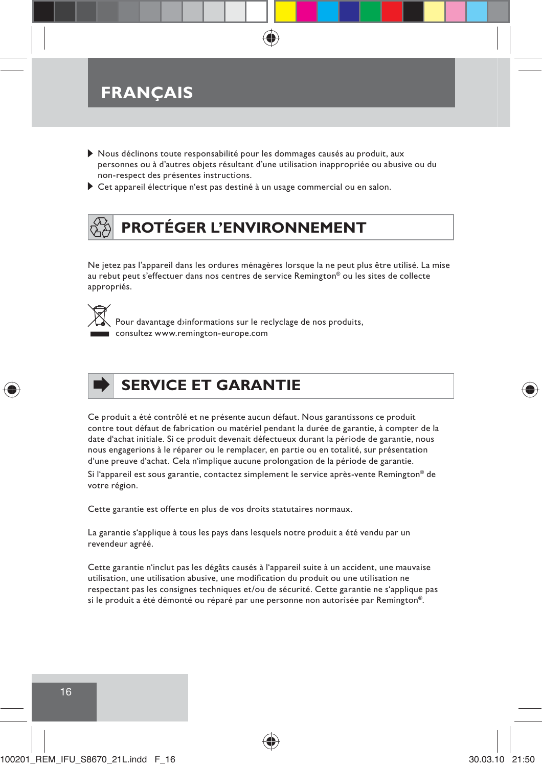# FRANÇAIS

- Nous déclinons toute responsabilité pour les dommages causés au produit, aux personnes ou à d'autres objets résultant d'une utilisation inappropriée ou abusive ou du non-respect des présentes instructions.
- Cet appareil électrique n'est pas destiné à un usage commercial ou en salon.

## PROTÉGER L'ENVIRONNEMENT

Ne jetez pas l'appareil dans les ordures ménagères lorsque la ne peut plus être utilisé. La mise au rebut peut s'effectuer dans nos centres de service Remington® ou les sites de collecte appropriés.

Pour davantage d›informations sur le reclyclage de nos produits, consultez www.remington-europe.com

## SERVICE ET GARANTIE

Ce produit a été contrôlé et ne présente aucun défaut. Nous garantissons ce produit contre tout défaut de fabrication ou matériel pendant la durée de garantie, à compter de la date d'achat initiale. Si ce produit devenait défectueux durant la période de garantie, nous nous engagerions à le réparer ou le remplacer, en partie ou en totalité, sur présentation d'une preuve d'achat. Cela n'implique aucune prolongation de la période de garantie.

Si l'appareil est sous garantie, contactez simplement le service après-vente Remington® de votre région.

Cette garantie est offerte en plus de vos droits statutaires normaux.

La garantie s'applique à tous les pays dans lesquels notre produit a été vendu par un revendeur agréé.

Cette garantie n'inclut pas les dégâts causés à l'appareil suite à un accident, une mauvaise utilisation, une utilisation abusive, une modification du produit ou une utilisation ne respectant pas les consignes techniques et/ou de sécurité. Cette garantie ne s'applique pas si le produit a été démonté ou réparé par une personne non autorisée par Remington®.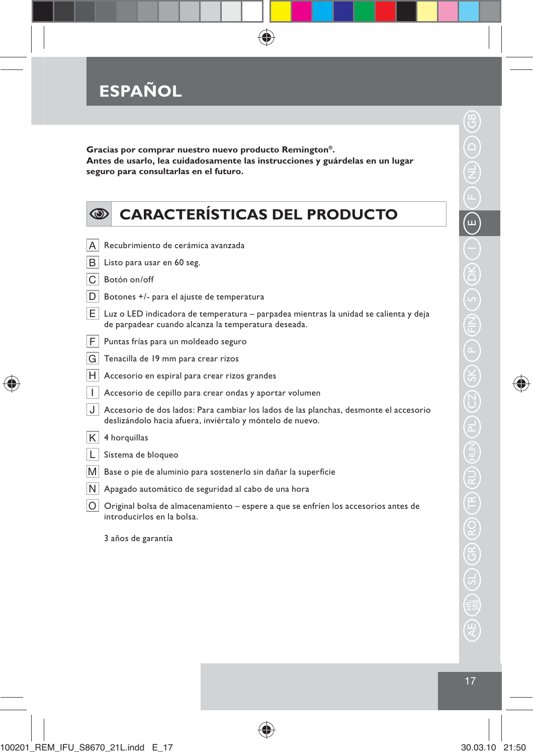# ESPAÑOL

**Gracias por comprar nuestro nuevo producto Remington®.**
**Antes de usarlo, lea cuidadosamente las instrucciones y guárdelas en un lugar seguro para consultarlas en el futuro.**

## CARACTERÍSTICAS DEL PRODUCTO

- A Recubrimiento de cerámica avanzada
- B Listo para usar en 60 seg.
- C Botón on/off
- D Botones +/- para el ajuste de temperatura
- E Luz o LED indicadora de temperatura – parpadea mientras la unidad se calienta y deja de parpadear cuando alcanza la temperatura deseada.
- F Puntas frías para un moldeado seguro
- G Tenacilla de 19 mm para crear rizos
- H Accesorio en espiral para crear rizos grandes
- I Accesorio de cepillo para crear ondas y aportar volumen
- J Accesorio de dos lados: Para cambiar los lados de las planchas, desmonte el accesorio deslizándolo hacia afuera, inviértalo y móntelo de nuevo.
- K 4 horquillas
- L Sistema de bloqueo
- M Base o pie de aluminio para sostenerlo sin dañar la superficie
- N Apagado automático de seguridad al cabo de una hora
- O Original bolsa de almacenamiento – espere a que se enfríen los accesorios antes de introducirlos en la bolsa.

3 años de garantía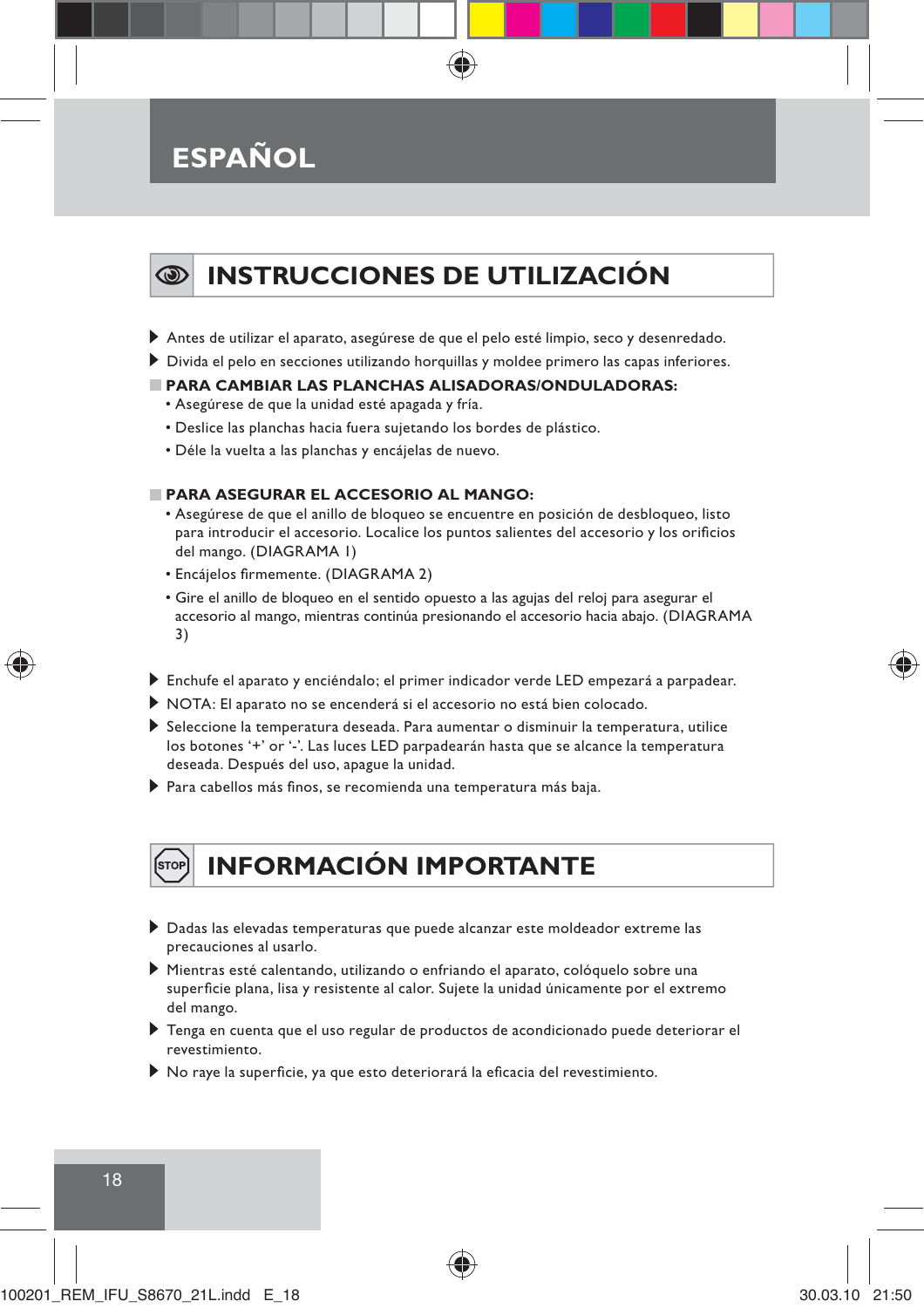# ESPAÑOL

## INSTRUCCIONES DE UTILIZACIÓN

- Antes de utilizar el aparato, asegúrese de que el pelo esté limpio, seco y desenredado.
- Divida el pelo en secciones utilizando horquillas y moldee primero las capas inferiores.

**PARA CAMBIAR LAS PLANCHAS ALISADORAS/ONDULADORAS:**

- Asegúrese de que la unidad esté apagada y fría.
- Deslice las planchas hacia fuera sujetando los bordes de plástico.
- Déle la vuelta a las planchas y encájelas de nuevo.

**PARA ASEGURAR EL ACCESORIO AL MANGO:**

- Asegúrese de que el anillo de bloqueo se encuentre en posición de desbloqueo, listo para introducir el accesorio. Localice los puntos salientes del accesorio y los orificios del mango. (DIAGRAMA 1)
- Encájelos firmemente. (DIAGRAMA 2)
- Gire el anillo de bloqueo en el sentido opuesto a las agujas del reloj para asegurar el accesorio al mango, mientras continúa presionando el accesorio hacia abajo. (DIAGRAMA 3)

- Enchufe el aparato y enciéndalo; el primer indicador verde LED empezará a parpadear.
- NOTA: El aparato no se encenderá si el accesorio no está bien colocado.
- Seleccione la temperatura deseada. Para aumentar o disminuir la temperatura, utilice los botones '+' or '-'. Las luces LED parpadearán hasta que se alcance la temperatura deseada. Después del uso, apague la unidad.
- Para cabellos más finos, se recomienda una temperatura más baja.

## INFORMACIÓN IMPORTANTE

- Dadas las elevadas temperaturas que puede alcanzar este moldeador extreme las precauciones al usarlo.
- Mientras esté calentando, utilizando o enfriando el aparato, colóquelo sobre una superficie plana, lisa y resistente al calor. Sujete la unidad únicamente por el extremo del mango.
- Tenga en cuenta que el uso regular de productos de acondicionado puede deteriorar el revestimiento.
- No raye la superficie, ya que esto deteriorará la eficacia del revestimiento.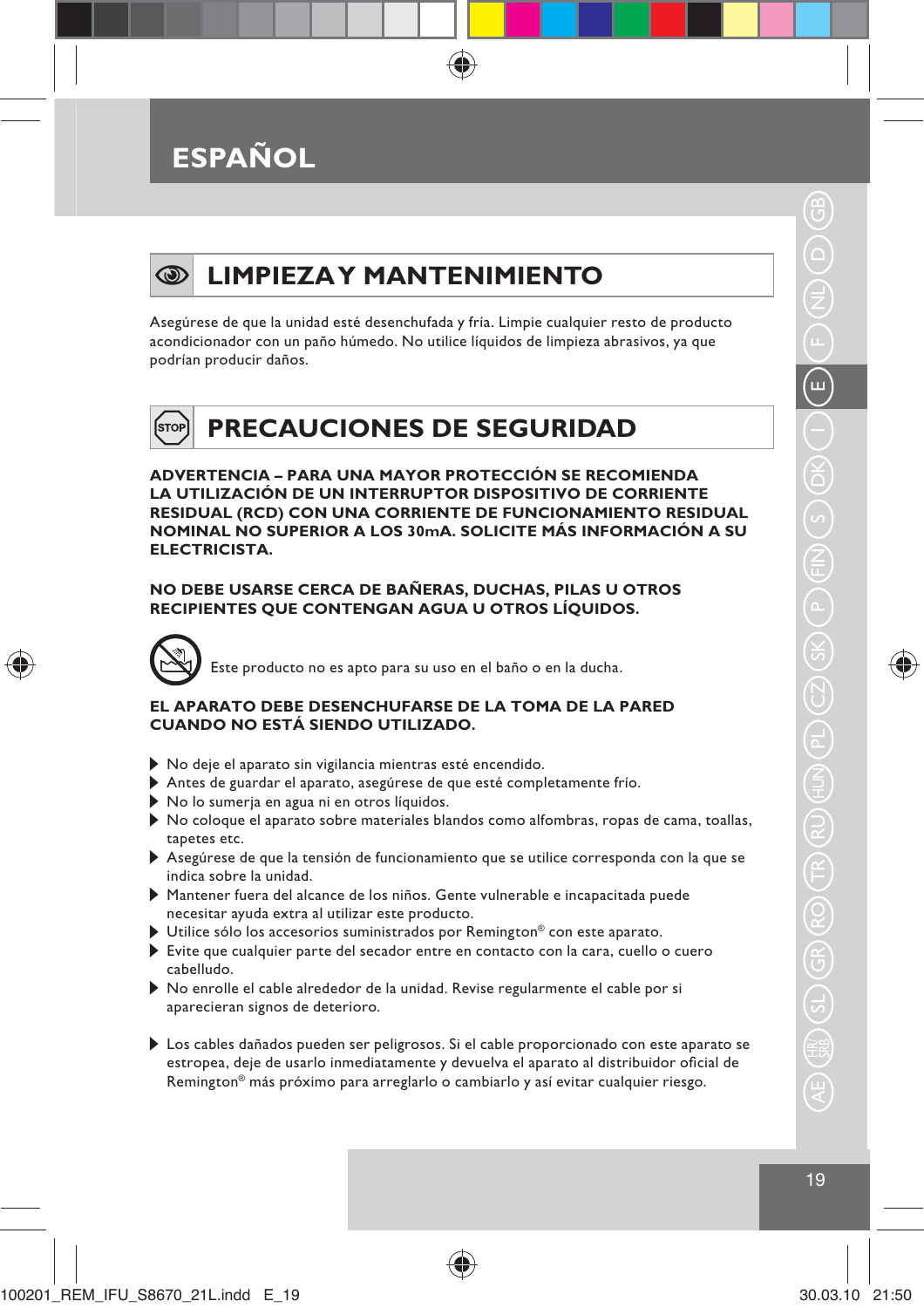# ESPAÑOL

## LIMPIEZA Y MANTENIMIENTO

Asegúrese de que la unidad esté desenchufada y fría. Limpie cualquier resto de producto acondicionador con un paño húmedo. No utilice líquidos de limpieza abrasivos, ya que podrían producir daños.

## PRECAUCIONES DE SEGURIDAD

**ADVERTENCIA – PARA UNA MAYOR PROTECCIÓN SE RECOMIENDA LA UTILIZACIÓN DE UN INTERRUPTOR DISPOSITIVO DE CORRIENTE RESIDUAL (RCD) CON UNA CORRIENTE DE FUNCIONAMIENTO RESIDUAL NOMINAL NO SUPERIOR A LOS 30mA. SOLICITE MÁS INFORMACIÓN A SU ELECTRICISTA.**

**NO DEBE USARSE CERCA DE BAÑERAS, DUCHAS, PILAS U OTROS RECIPIENTES QUE CONTENGAN AGUA U OTROS LÍQUIDOS.**

Este producto no es apto para su uso en el baño o en la ducha.

**EL APARATO DEBE DESENCHUFARSE DE LA TOMA DE LA PARED CUANDO NO ESTÁ SIENDO UTILIZADO.**

- No deje el aparato sin vigilancia mientras esté encendido.
- Antes de guardar el aparato, asegúrese de que esté completamente frío.
- No lo sumerja en agua ni en otros líquidos.
- No coloque el aparato sobre materiales blandos como alfombras, ropas de cama, toallas, tapetes etc.
- Asegúrese de que la tensión de funcionamiento que se utilice corresponda con la que se indica sobre la unidad.
- Mantener fuera del alcance de los niños. Gente vulnerable e incapacitada puede necesitar ayuda extra al utilizar este producto.
- Utilice sólo los accesorios suministrados por Remington® con este aparato.
- Evite que cualquier parte del secador entre en contacto con la cara, cuello o cuero cabelludo.
- No enrolle el cable alrededor de la unidad. Revise regularmente el cable por si aparecieran signos de deterioro.

- Los cables dañados pueden ser peligrosos. Si el cable proporcionado con este aparato se estropea, deje de usarlo inmediatamente y devuelva el aparato al distribuidor oficial de Remington® más próximo para arreglarlo o cambiarlo y así evitar cualquier riesgo.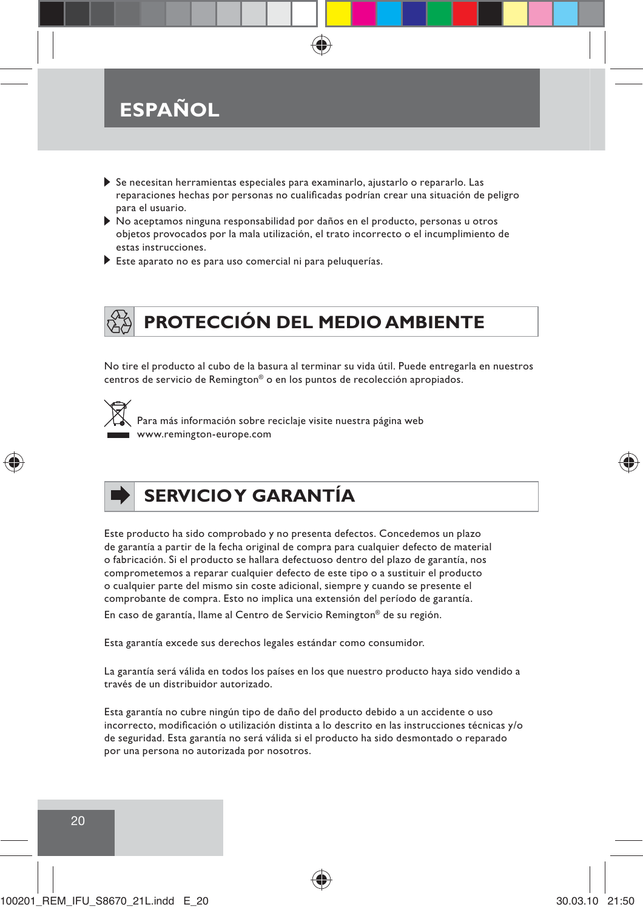# ESPAÑOL

- Se necesitan herramientas especiales para examinarlo, ajustarlo o repararlo. Las reparaciones hechas por personas no cualificadas podrían crear una situación de peligro para el usuario.
- No aceptamos ninguna responsabilidad por daños en el producto, personas u otros objetos provocados por la mala utilización, el trato incorrecto o el incumplimiento de estas instrucciones.
- Este aparato no es para uso comercial ni para peluquerías.

## PROTECCIÓN DEL MEDIO AMBIENTE

No tire el producto al cubo de la basura al terminar su vida útil. Puede entregarla en nuestros centros de servicio de Remington® o en los puntos de recolección apropiados.

Para más información sobre reciclaje visite nuestra página web www.remington-europe.com

## SERVICIO Y GARANTÍA

Este producto ha sido comprobado y no presenta defectos. Concedemos un plazo de garantía a partir de la fecha original de compra para cualquier defecto de material o fabricación. Si el producto se hallara defectuoso dentro del plazo de garantía, nos comprometemos a reparar cualquier defecto de este tipo o a sustituir el producto o cualquier parte del mismo sin coste adicional, siempre y cuando se presente el comprobante de compra. Esto no implica una extensión del período de garantía.

En caso de garantía, llame al Centro de Servicio Remington® de su región.

Esta garantía excede sus derechos legales estándar como consumidor.

La garantía será válida en todos los países en los que nuestro producto haya sido vendido a través de un distribuidor autorizado.

Esta garantía no cubre ningún tipo de daño del producto debido a un accidente o uso incorrecto, modificación o utilización distinta a lo descrito en las instrucciones técnicas y/o de seguridad. Esta garantía no será válida si el producto ha sido desmontado o reparado por una persona no autorizada por nosotros.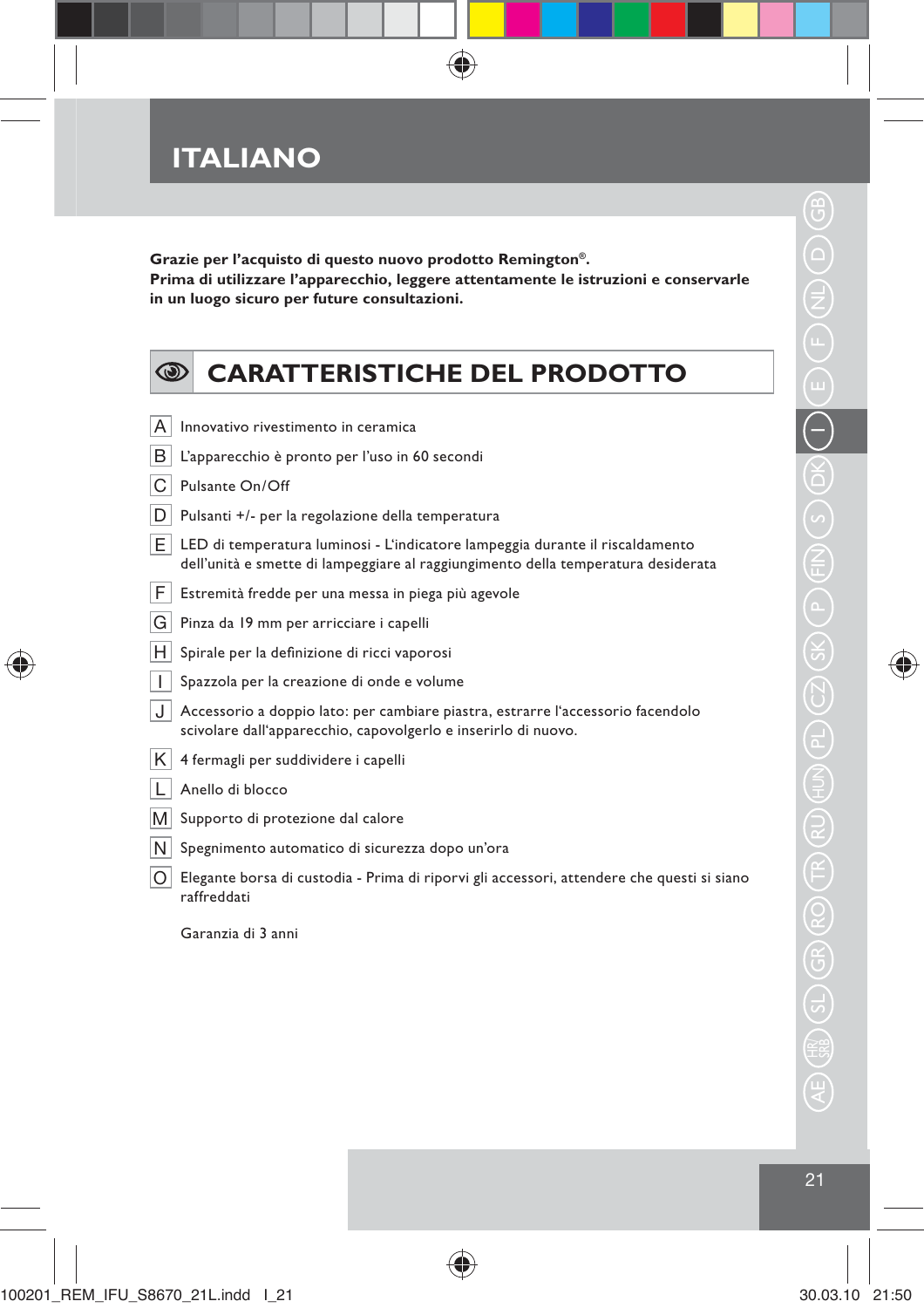# ITALIANO

**Grazie per l'acquisto di questo nuovo prodotto Remington®.**
**Prima di utilizzare l'apparecchio, leggere attentamente le istruzioni e conservarle in un luogo sicuro per future consultazioni.**

## CARATTERISTICHE DEL PRODOTTO

- A Innovativo rivestimento in ceramica
- B L'apparecchio è pronto per l'uso in 60 secondi
- C Pulsante On/Off
- D Pulsanti +/- per la regolazione della temperatura
- E LED di temperatura luminosi - L'indicatore lampeggia durante il riscaldamento dell'unità e smette di lampeggiare al raggiungimento della temperatura desiderata
- F Estremità fredde per una messa in piega più agevole
- G Pinza da 19 mm per arricciare i capelli
- H Spirale per la definizione di ricci vaporosi
- I Spazzola per la creazione di onde e volume
- J Accessorio a doppio lato: per cambiare piastra, estrarre l'accessorio facendolo scivolare dall'apparecchio, capovolgerlo e inserirlo di nuovo.
- K 4 fermagli per suddividere i capelli
- L Anello di blocco
- M Supporto di protezione dal calore
- N Spegnimento automatico di sicurezza dopo un'ora
- O Elegante borsa di custodia - Prima di riporvi gli accessori, attendere che questi si siano raffreddati

Garanzia di 3 anni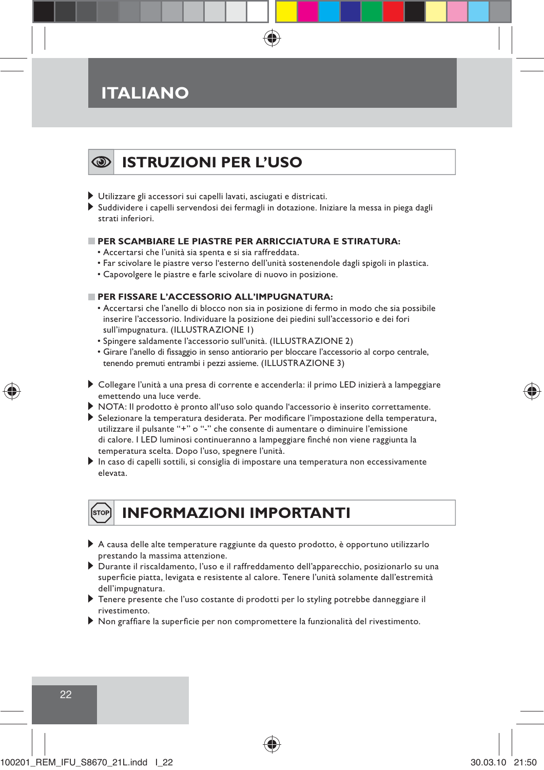# ITALIANO

## ISTRUZIONI PER L'USO

- Utilizzare gli accessori sui capelli lavati, asciugati e districati.
- Suddividere i capelli servendosi dei fermagli in dotazione. Iniziare la messa in piega dagli strati inferiori.

**PER SCAMBIARE LE PIASTRE PER ARRICCIATURA E STIRATURA:**

- Accertarsi che l'unità sia spenta e si sia raffreddata.
- Far scivolare le piastre verso l'esterno dell'unità sostenendole dagli spigoli in plastica.
- Capovolgere le piastre e farle scivolare di nuovo in posizione.

**PER FISSARE L'ACCESSORIO ALL'IMPUGNATURA:**

- Accertarsi che l'anello di blocco non sia in posizione di fermo in modo che sia possibile inserire l'accessorio. Individuare la posizione dei piedini sull'accessorio e dei fori sull'impugnatura. (ILLUSTRAZIONE 1)
- Spingere saldamente l'accessorio sull'unità. (ILLUSTRAZIONE 2)
- Girare l'anello di fissaggio in senso antiorario per bloccare l'accessorio al corpo centrale, tenendo premuti entrambi i pezzi assieme. (ILLUSTRAZIONE 3)

- Collegare l'unità a una presa di corrente e accenderla: il primo LED inizierà a lampeggiare emettendo una luce verde.
- NOTA: Il prodotto è pronto all'uso solo quando l'accessorio è inserito correttamente.
- Selezionare la temperatura desiderata. Per modificare l'impostazione della temperatura, utilizzare il pulsante "+" o "-" che consente di aumentare o diminuire l'emissione di calore. I LED luminosi continueranno a lampeggiare finché non viene raggiunta la temperatura scelta. Dopo l'uso, spegnere l'unità.
- In caso di capelli sottili, si consiglia di impostare una temperatura non eccessivamente elevata.

## INFORMAZIONI IMPORTANTI

- A causa delle alte temperature raggiunte da questo prodotto, è opportuno utilizzarlo prestando la massima attenzione.
- Durante il riscaldamento, l'uso e il raffreddamento dell'apparecchio, posizionarlo su una superficie piatta, levigata e resistente al calore. Tenere l'unità solamente dall'estremità dell'impugnatura.
- Tenere presente che l'uso costante di prodotti per lo styling potrebbe danneggiare il rivestimento.
- Non graffiare la superficie per non compromettere la funzionalità del rivestimento.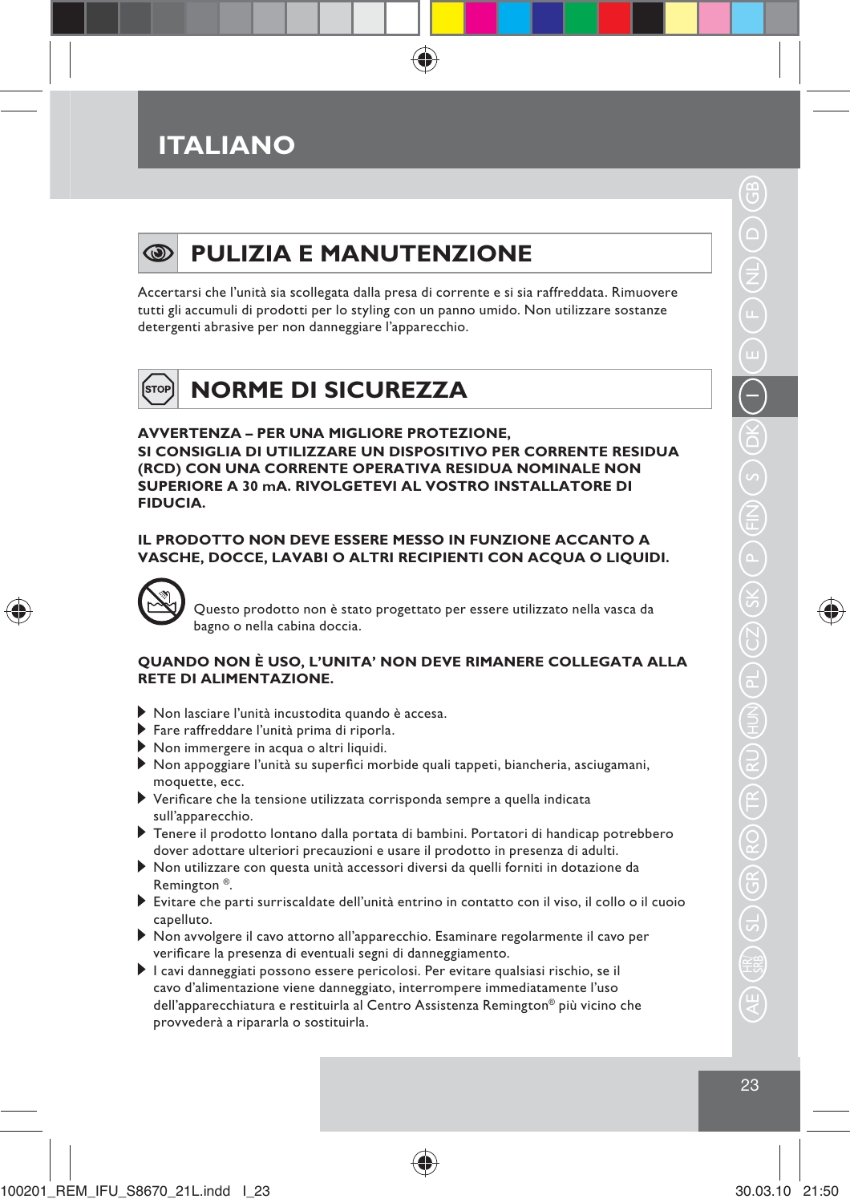# ITALIANO

## PULIZIA E MANUTENZIONE

Accertarsi che l'unità sia scollegata dalla presa di corrente e si sia raffreddata. Rimuovere tutti gli accumuli di prodotti per lo styling con un panno umido. Non utilizzare sostanze detergenti abrasive per non danneggiare l'apparecchio.

## NORME DI SICUREZZA

**AVVERTENZA – PER UNA MIGLIORE PROTEZIONE, SI CONSIGLIA DI UTILIZZARE UN DISPOSITIVO PER CORRENTE RESIDUA (RCD) CON UNA CORRENTE OPERATIVA RESIDUA NOMINALE NON SUPERIORE A 30 mA. RIVOLGETEVI AL VOSTRO INSTALLATORE DI FIDUCIA.**

**IL PRODOTTO NON DEVE ESSERE MESSO IN FUNZIONE ACCANTO A VASCHE, DOCCE, LAVABI O ALTRI RECIPIENTI CON ACQUA O LIQUIDI.**

Questo prodotto non è stato progettato per essere utilizzato nella vasca da bagno o nella cabina doccia.

**QUANDO NON È USO, L'UNITA' NON DEVE RIMANERE COLLEGATA ALLA RETE DI ALIMENTAZIONE.**

- Non lasciare l'unità incustodita quando è accesa.
- Fare raffreddare l'unità prima di riporla.
- Non immergere in acqua o altri liquidi.
- Non appoggiare l'unità su superfici morbide quali tappeti, biancheria, asciugamani, moquette, ecc.
- Verificare che la tensione utilizzata corrisponda sempre a quella indicata sull'apparecchio.
- Tenere il prodotto lontano dalla portata di bambini. Portatori di handicap potrebbero dover adottare ulteriori precauzioni e usare il prodotto in presenza di adulti.
- Non utilizzare con questa unità accessori diversi da quelli forniti in dotazione da Remington ®.
- Evitare che parti surriscaldate dell'unità entrino in contatto con il viso, il collo o il cuoio capelluto.
- Non avvolgere il cavo attorno all'apparecchio. Esaminare regolarmente il cavo per verificare la presenza di eventuali segni di danneggiamento.
- I cavi danneggiati possono essere pericolosi. Per evitare qualsiasi rischio, se il cavo d'alimentazione viene danneggiato, interrompere immediatamente l'uso dell'apparecchiatura e restituirla al Centro Assistenza Remington® più vicino che provvederà a ripararla o sostituirla.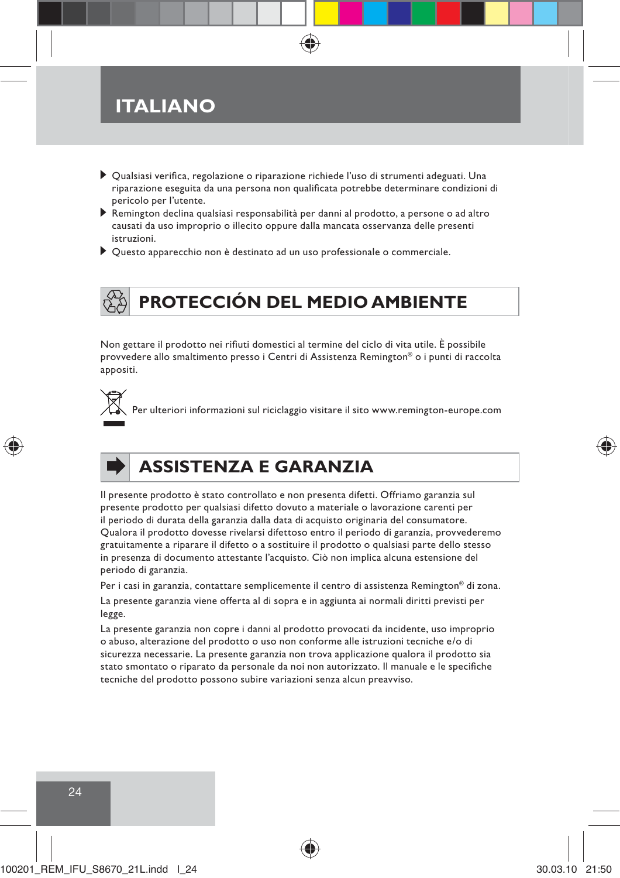# ITALIANO

- Qualsiasi verifica, regolazione o riparazione richiede l'uso di strumenti adeguati. Una riparazione eseguita da una persona non qualificata potrebbe determinare condizioni di pericolo per l'utente.
- Remington declina qualsiasi responsabilità per danni al prodotto, a persone o ad altro causati da uso improprio o illecito oppure dalla mancata osservanza delle presenti istruzioni.
- Questo apparecchio non è destinato ad un uso professionale o commerciale.

## PROTECCIÓN DEL MEDIO AMBIENTE

Non gettare il prodotto nei rifiuti domestici al termine del ciclo di vita utile. È possibile provvedere allo smaltimento presso i Centri di Assistenza Remington® o i punti di raccolta appositi.

Per ulteriori informazioni sul riciclaggio visitare il sito www.remington-europe.com

## ASSISTENZA E GARANZIA

Il presente prodotto è stato controllato e non presenta difetti. Offriamo garanzia sul presente prodotto per qualsiasi difetto dovuto a materiale o lavorazione carenti per il periodo di durata della garanzia dalla data di acquisto originaria del consumatore. Qualora il prodotto dovesse rivelarsi difettoso entro il periodo di garanzia, provvederemo gratuitamente a riparare il difetto o a sostituire il prodotto o qualsiasi parte dello stesso in presenza di documento attestante l'acquisto. Ciò non implica alcuna estensione del periodo di garanzia.

Per i casi in garanzia, contattare semplicemente il centro di assistenza Remington® di zona.

La presente garanzia viene offerta al di sopra e in aggiunta ai normali diritti previsti per legge.

La presente garanzia non copre i danni al prodotto provocati da incidente, uso improprio o abuso, alterazione del prodotto o uso non conforme alle istruzioni tecniche e/o di sicurezza necessarie. La presente garanzia non trova applicazione qualora il prodotto sia stato smontato o riparato da personale da noi non autorizzato. Il manuale e le specifiche tecniche del prodotto possono subire variazioni senza alcun preavviso.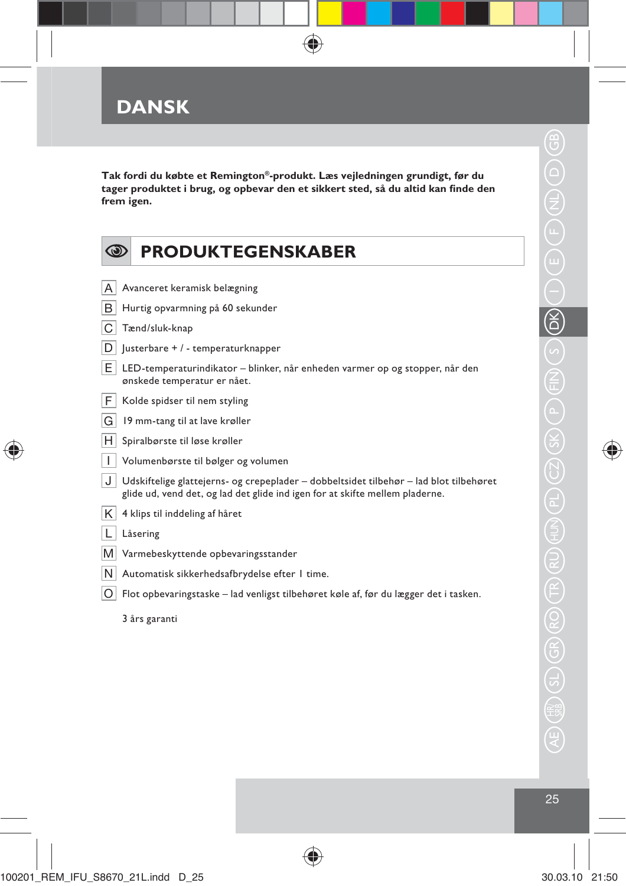# DANSK

**Tak fordi du købte et Remington®-produkt. Læs vejledningen grundigt, før du tager produktet i brug, og opbevar den et sikkert sted, så du altid kan finde den frem igen.**

## PRODUKTEGENSKABER

- A Avanceret keramisk belægning
- B Hurtig opvarmning på 60 sekunder
- C Tænd/sluk-knap
- D Justerbare + / - temperaturknapper
- E LED-temperaturindikator – blinker, når enheden varmer op og stopper, når den ønskede temperatur er nået.
- F Kolde spidser til nem styling
- G 19 mm-tang til at lave krøller
- H Spiralbørste til løse krøller
- I Volumenbørste til bølger og volumen
- J Udskiftelige glattejerns- og crepeplader – dobbeltsidet tilbehør – lad blot tilbehøret glide ud, vend det, og lad det glide ind igen for at skifte mellem pladerne.
- K 4 klips til inddeling af håret
- L Låsering
- M Varmebeskyttende opbevaringsstander
- N Automatisk sikkerhedsafbrydelse efter 1 time.
- O Flot opbevaringstaske – lad venligst tilbehøret køle af, før du lægger det i tasken.

3 års garanti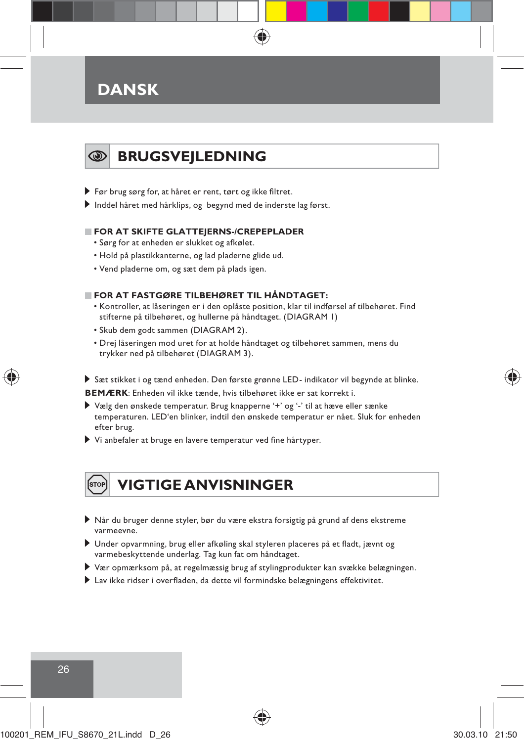# DANSK

## BRUGSVEJLEDNING

- Før brug sørg for, at håret er rent, tørt og ikke filtret.
- Inddel håret med hårklips, og begynd med de inderste lag først.

### FOR AT SKIFTE GLATTEJERNS-/CREPEPLADER

- Sørg for at enheden er slukket og afkølet.
- Hold på plastikkanterne, og lad pladerne glide ud.
- Vend pladerne om, og sæt dem på plads igen.

### FOR AT FASTGØRE TILBEHØRET TIL HÅNDTAGET:

- Kontroller, at låseringen er i den oplåste position, klar til indførsel af tilbehøret. Find stifterne på tilbehøret, og hullerne på håndtaget. (DIAGRAM 1)
- Skub dem godt sammen (DIAGRAM 2).
- Drej låseringen mod uret for at holde håndtaget og tilbehøret sammen, mens du trykker ned på tilbehøret (DIAGRAM 3).

- Sæt stikket i og tænd enheden. Den første grønne LED- indikator vil begynde at blinke.

**BEMÆRK**: Enheden vil ikke tænde, hvis tilbehøret ikke er sat korrekt i.

- Vælg den ønskede temperatur. Brug knapperne '+' og '-' til at hæve eller sænke temperaturen. LED'en blinker, indtil den ønskede temperatur er nået. Sluk for enheden efter brug.
- Vi anbefaler at bruge en lavere temperatur ved fine hårtyper.

## VIGTIGE ANVISNINGER

- Når du bruger denne styler, bør du være ekstra forsigtig på grund af dens ekstreme varmeevne.
- Under opvarmning, brug eller afkøling skal styleren placeres på et fladt, jævnt og varmebeskyttende underlag. Tag kun fat om håndtaget.
- Vær opmærksom på, at regelmæssig brug af stylingprodukter kan svække belægningen.
- Lav ikke ridser i overfladen, da dette vil formindske belægningens effektivitet.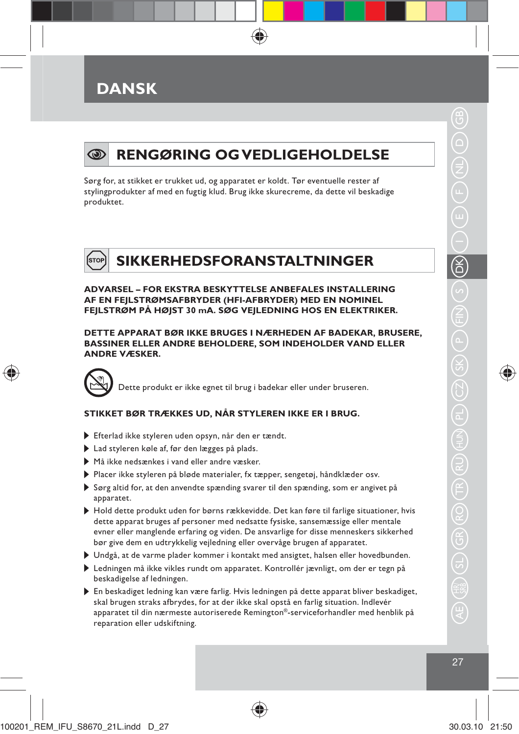# DANSK

## RENGØRING OG VEDLIGEHOLDELSE

Sørg for, at stikket er trukket ud, og apparatet er koldt. Tør eventuelle rester af stylingprodukter af med en fugtig klud. Brug ikke skurecreme, da dette vil beskadige produktet.

## SIKKERHEDSFORANSTALTNINGER

**ADVARSEL – FOR EKSTRA BESKYTTELSE ANBEFALES INSTALLERING AF EN FEJLSTRØMSAFBRYDER (HFI-AFBRYDER) MED EN NOMINEL FEJLSTRØM PÅ HØJST 30 mA. SØG VEJLEDNING HOS EN ELEKTRIKER.**

**DETTE APPARAT BØR IKKE BRUGES I NÆRHEDEN AF BADEKAR, BRUSERE, BASSINER ELLER ANDRE BEHOLDERE, SOM INDEHOLDER VAND ELLER ANDRE VÆSKER.**

Dette produkt er ikke egnet til brug i badekar eller under bruseren.

**STIKKET BØR TRÆKKES UD, NÅR STYLEREN IKKE ER I BRUG.**

- Efterlad ikke styleren uden opsyn, når den er tændt.
- Lad styleren køle af, før den lægges på plads.
- Må ikke nedsænkes i vand eller andre væsker.
- Placer ikke styleren på bløde materialer, fx tæpper, sengetøj, håndklæder osv.
- Sørg altid for, at den anvendte spænding svarer til den spænding, som er angivet på apparatet.
- Hold dette produkt uden for børns rækkevidde. Det kan føre til farlige situationer, hvis dette apparat bruges af personer med nedsatte fysiske, sansemæssige eller mentale evner eller manglende erfaring og viden. De ansvarlige for disse menneskers sikkerhed bør give dem en udtrykkelig vejledning eller overvåge brugen af apparatet.
- Undgå, at de varme plader kommer i kontakt med ansigtet, halsen eller hovedbunden.
- Ledningen må ikke vikles rundt om apparatet. Kontrollér jævnligt, om der er tegn på beskadigelse af ledningen.
- En beskadiget ledning kan være farlig. Hvis ledningen på dette apparat bliver beskadiget, skal brugen straks afbrydes, for at der ikke skal opstå en farlig situation. Indlevér apparatet til din nærmeste autoriserede Remington®-serviceforhandler med henblik på reparation eller udskiftning.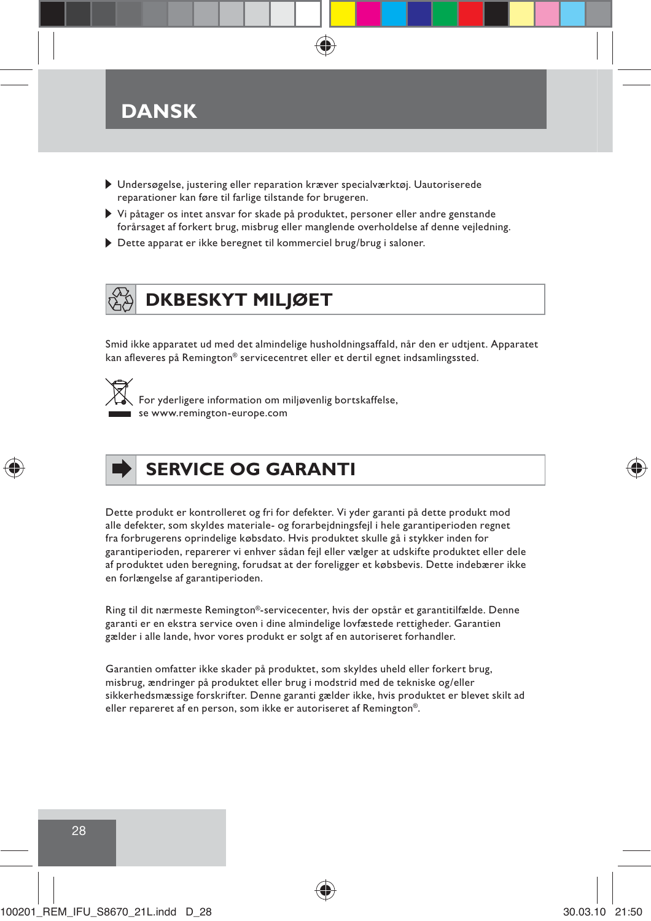# DANSK

- Undersøgelse, justering eller reparation kræver specialværktøj. Uautoriserede reparationer kan føre til farlige tilstande for brugeren.
- Vi påtager os intet ansvar for skade på produktet, personer eller andre genstande forårsaget af forkert brug, misbrug eller manglende overholdelse af denne vejledning.
- Dette apparat er ikke beregnet til kommerciel brug/brug i saloner.

## DKBESKYT MILJØET

Smid ikke apparatet ud med det almindelige husholdningsaffald, når den er udtjent. Apparatet kan afleveres på Remington® servicecentret eller et dertil egnet indsamlingssted.

For yderligere information om miljøvenlig bortskaffelse, se www.remington-europe.com

## SERVICE OG GARANTI

Dette produkt er kontrolleret og fri for defekter. Vi yder garanti på dette produkt mod alle defekter, som skyldes materiale- og forarbejdningsfejl i hele garantiperioden regnet fra forbrugerens oprindelige købsdato. Hvis produktet skulle gå i stykker inden for garantiperioden, reparerer vi enhver sådan fejl eller vælger at udskifte produktet eller dele af produktet uden beregning, forudsat at der foreligger et købsbevis. Dette indebærer ikke en forlængelse af garantiperioden.

Ring til dit nærmeste Remington®-servicecenter, hvis der opstår et garantitilfælde. Denne garanti er en ekstra service oven i dine almindelige lovfæstede rettigheder. Garantien gælder i alle lande, hvor vores produkt er solgt af en autoriseret forhandler.

Garantien omfatter ikke skader på produktet, som skyldes uheld eller forkert brug, misbrug, ændringer på produktet eller brug i modstrid med de tekniske og/eller sikkerhedsmæssige forskrifter. Denne garanti gælder ikke, hvis produktet er blevet skilt ad eller repareret af en person, som ikke er autoriseret af Remington®.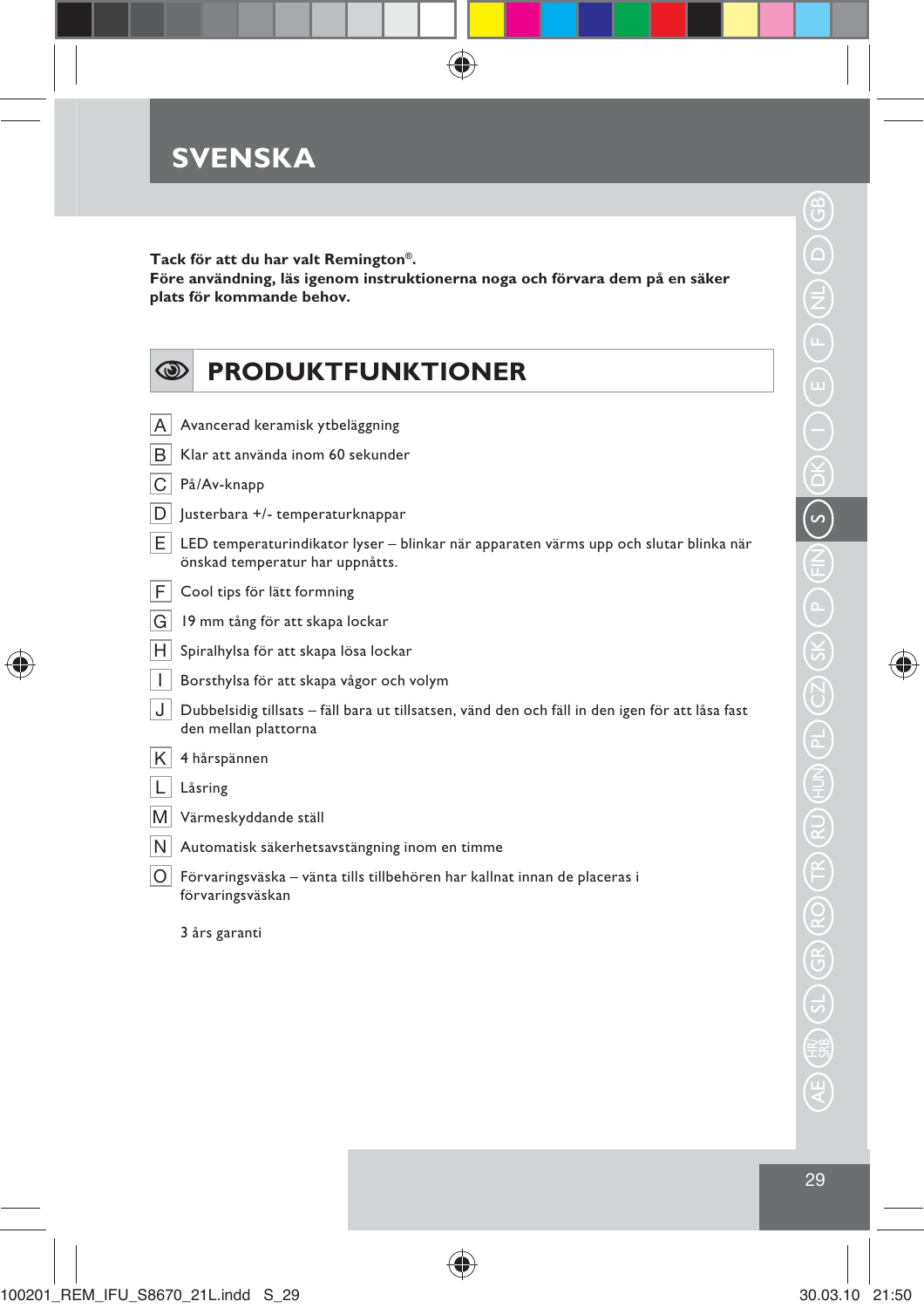# SVENSKA

**Tack för att du har valt Remington®.**
**Före användning, läs igenom instruktionerna noga och förvara dem på en säker plats för kommande behov.**

## PRODUKTFUNKTIONER

- A Avancerad keramisk ytbeläggning
- B Klar att använda inom 60 sekunder
- C På/Av-knapp
- D Justerbara +/- temperaturknappar
- E LED temperaturindikator lyser – blinkar när apparaten värms upp och slutar blinka när önskad temperatur har uppnåtts.
- F Cool tips för lätt formning
- G 19 mm tång för att skapa lockar
- H Spiralhylsa för att skapa lösa lockar
- I Borsthylsa för att skapa vågor och volym
- J Dubbelsidig tillsats – fäll bara ut tillsatsen, vänd den och fäll in den igen för att låsa fast den mellan plattorna
- K 4 hårspännen
- L Låsring
- M Värmeskyddande ställ
- N Automatisk säkerhetsavstängning inom en timme
- O Förvaringsväska – vänta tills tillbehören har kallnat innan de placeras i förvaringsväskan

3 års garanti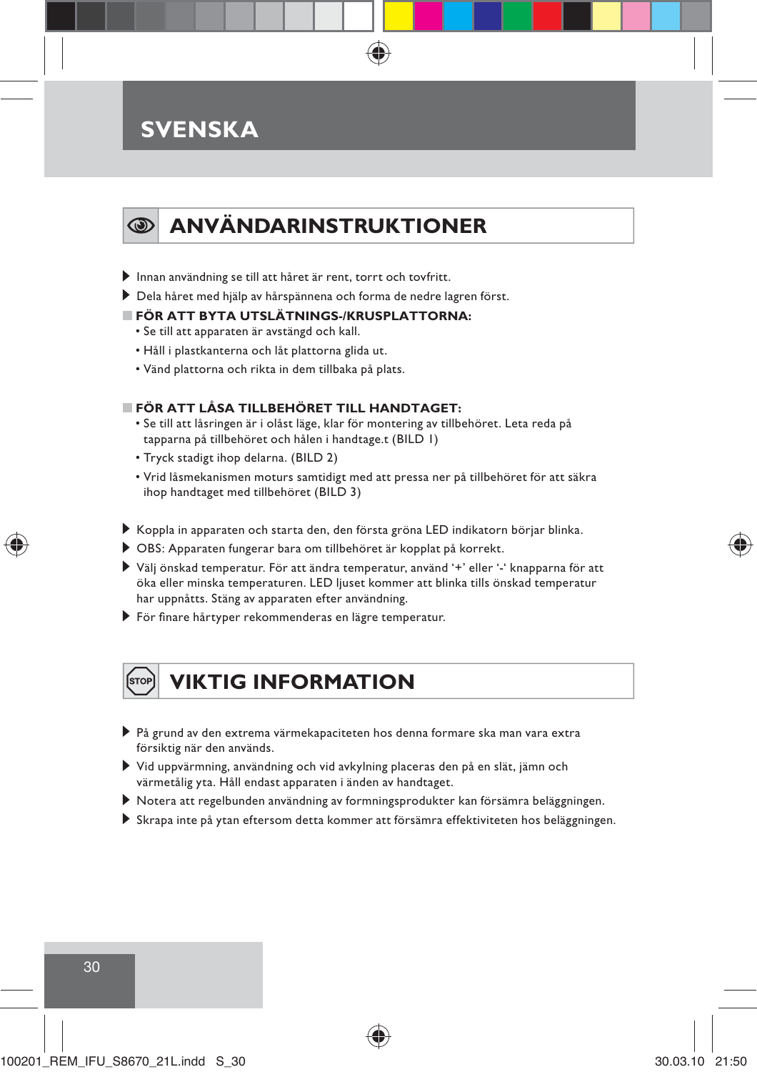# SVENSKA

## ANVÄNDARINSTRUKTIONER

- Innan användning se till att håret är rent, torrt och tovfritt.
- Dela håret med hjälp av hårspännena och forma de nedre lagren först.

**FÖR ATT BYTA UTSLÄTNINGS-/KRUSPLATTORNA:**

- Se till att apparaten är avstängd och kall.
- Håll i plastkanterna och låt plattorna glida ut.
- Vänd plattorna och rikta in dem tillbaka på plats.

**FÖR ATT LÅSA TILLBEHÖRET TILL HANDTAGET:**

- Se till att låsringen är i oläst läge, klar för montering av tillbehöret. Leta reda på tapparna på tillbehöret och hålen i handtage.t (BILD 1)
- Tryck stadigt ihop delarna. (BILD 2)
- Vrid låsmekanismen moturs samtidigt med att pressa ner på tillbehöret för att säkra ihop handtaget med tillbehöret (BILD 3)

- Koppla in apparaten och starta den, den första gröna LED indikatorn börjar blinka.
- OBS: Apparaten fungerar bara om tillbehöret är kopplat på korrekt.
- Välj önskad temperatur. För att ändra temperatur, använd '+' eller '-' knapparna för att öka eller minska temperaturen. LED ljuset kommer att blinka tills önskad temperatur har uppnåtts. Stäng av apparaten efter användning.
- För finare hårtyper rekommenderas en lägre temperatur.

## VIKTIG INFORMATION

- På grund av den extrema värmekapaciteten hos denna formare ska man vara extra försiktig när den används.
- Vid uppvärmning, användning och vid avkylning placeras den på en slät, jämn och värmetålig yta. Håll endast apparaten i änden av handtaget.
- Notera att regelbunden användning av formningsprodukter kan försämra beläggningen.
- Skrapa inte på ytan eftersom detta kommer att försämra effektiviteten hos beläggningen.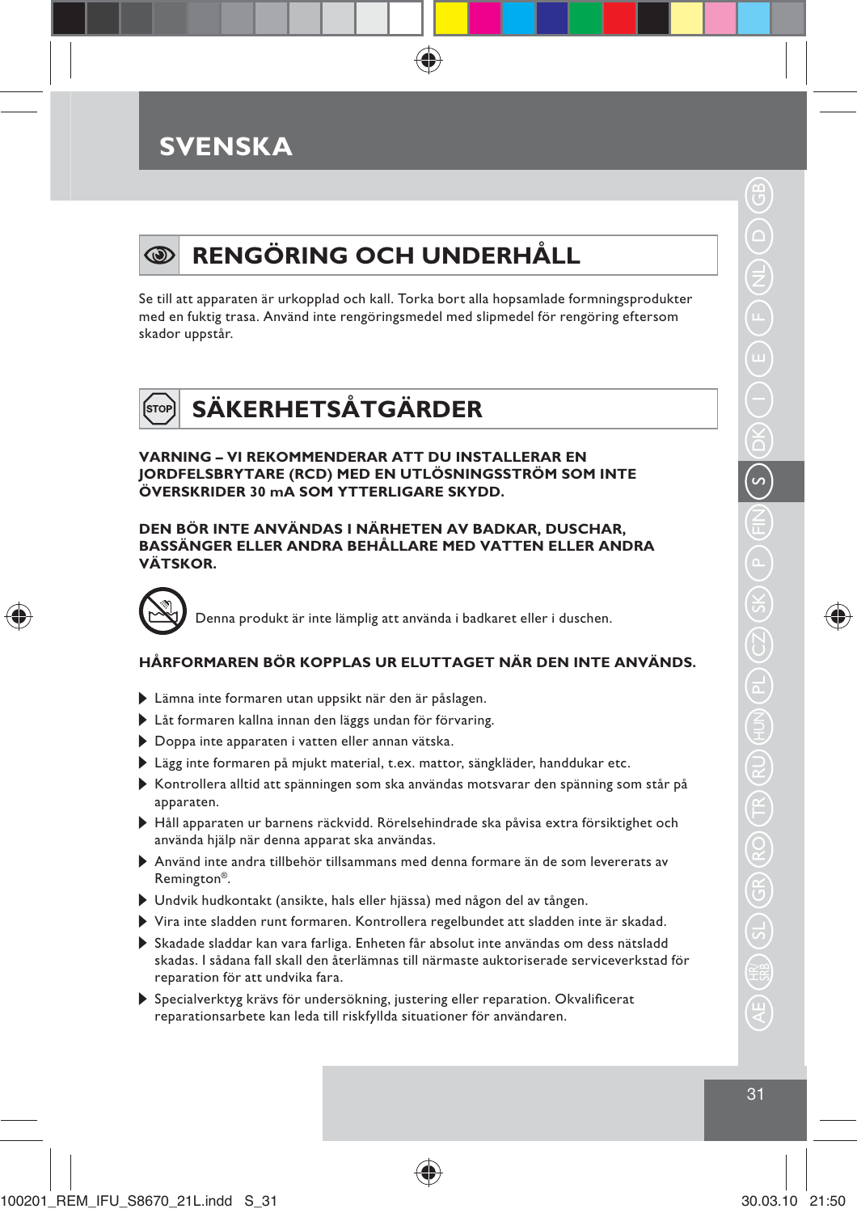# SVENSKA

## RENGÖRING OCH UNDERHÅLL

Se till att apparaten är urkopplad och kall. Torka bort alla hopsamlade formningsprodukter med en fuktig trasa. Använd inte rengöringsmedel med slipmedel för rengöring eftersom skador uppstår.

## SÄKERHETSÅTGÄRDER

**VARNING – VI REKOMMENDERAR ATT DU INSTALLERAR EN JORDFELSBRYTARE (RCD) MED EN UTLÖSNINGSSTRÖM SOM INTE ÖVERSKRIDER 30 mA SOM YTTERLIGARE SKYDD.**

**DEN BÖR INTE ANVÄNDAS I NÄRHETEN AV BADKAR, DUSCHAR, BASSÄNGER ELLER ANDRA BEHÅLLARE MED VATTEN ELLER ANDRA VÄTSKOR.**

Denna produkt är inte lämplig att använda i badkaret eller i duschen.

**HÅRFORMAREN BÖR KOPPLAS UR ELUTTAGET NÄR DEN INTE ANVÄNDS.**

- Lämna inte formaren utan uppsikt när den är påslagen.
- Låt formaren kallna innan den läggs undan för förvaring.
- Doppa inte apparaten i vatten eller annan vätska.
- Lägg inte formaren på mjukt material, t.ex. mattor, sängkläder, handdukar etc.
- Kontrollera alltid att spänningen som ska användas motsvarar den spänning som står på apparaten.
- Håll apparaten ur barnens räckvidd. Rörelsehindrade ska påvisa extra försiktighet och använda hjälp när denna apparat ska användas.
- Använd inte andra tillbehör tillsammans med denna formare än de som levererats av Remington®.
- Undvik hudkontakt (ansikte, hals eller hjässa) med någon del av tången.
- Vira inte sladden runt formaren. Kontrollera regelbundet att sladden inte är skadad.
- Skadade sladdar kan vara farliga. Enheten får absolut inte användas om dess nätsladd skadas. I sådana fall skall den återlämnas till närmaste auktoriserade serviceverkstad för reparation för att undvika fara.
- Specialverktyg krävs för undersökning, justering eller reparation. Okvalificerat reparationsarbete kan leda till riskfyllda situationer för användaren.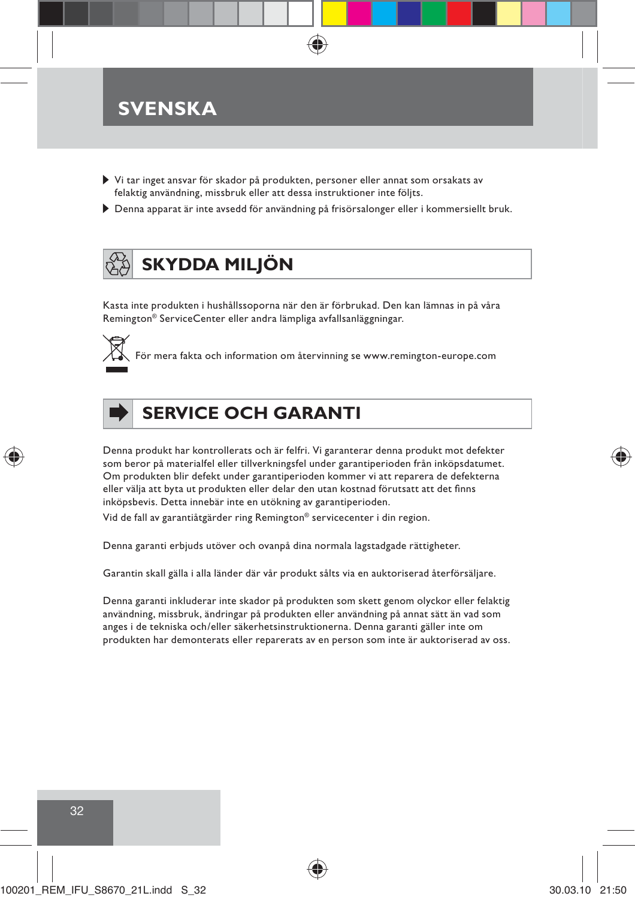# SVENSKA

- Vi tar inget ansvar för skador på produkten, personer eller annat som orsakats av felaktig användning, missbruk eller att dessa instruktioner inte följts.
- Denna apparat är inte avsedd för användning på frisörsalonger eller i kommersiellt bruk.

## SKYDDA MILJÖN

Kasta inte produkten i hushållssoporna när den är förbrukad. Den kan lämnas in på våra Remington® ServiceCenter eller andra lämpliga avfallsanläggningar.

För mera fakta och information om återvinning se www.remington-europe.com

## SERVICE OCH GARANTI

Denna produkt har kontrollerats och är felfri. Vi garanterar denna produkt mot defekter som beror på materialfel eller tillverkningsfel under garantiperioden från inköpsdatumet. Om produkten blir defekt under garantiperioden kommer vi att reparera de defekterna eller välja att byta ut produkten eller delar den utan kostnad förutsatt att det finns inköpsbevis. Detta innebär inte en utökning av garantiperioden.

Vid de fall av garantiåtgärder ring Remington® servicecenter i din region.

Denna garanti erbjuds utöver och ovanpå dina normala lagstadgade rättigheter.

Garantin skall gälla i alla länder där vår produkt sålts via en auktoriserad återförsäljare.

Denna garanti inkluderar inte skador på produkten som skett genom olyckor eller felaktig användning, missbruk, ändringar på produkten eller användning på annat sätt än vad som anges i de tekniska och/eller säkerhetsinstruktionerna. Denna garanti gäller inte om produkten har demonterats eller reparerats av en person som inte är auktoriserad av oss.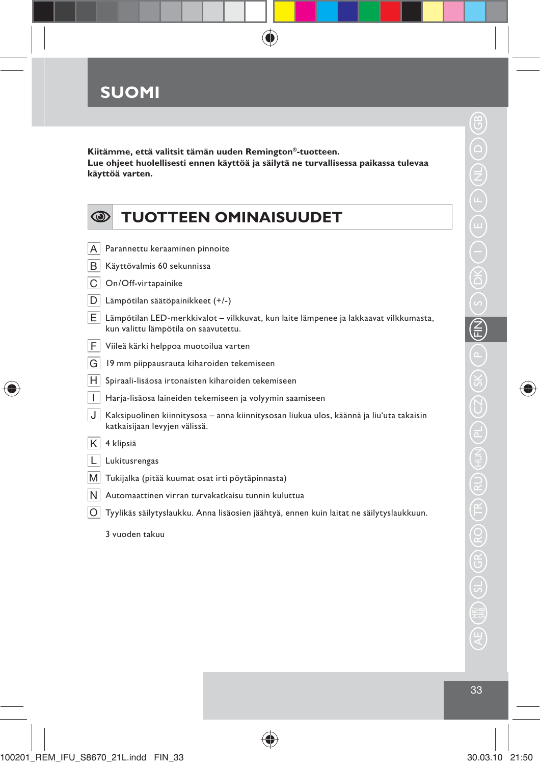# SUOMI

**Kiitämme, että valitsit tämän uuden Remington®-tuotteen.**
**Lue ohjeet huolellisesti ennen käyttöä ja säilytä ne turvallisessa paikassa tulevaa käyttöä varten.**

## TUOTTEEN OMINAISUUDET

- A Parannettu keraaminen pinnoite
- B Käyttövalmis 60 sekunnissa
- C On/Off-virtapainike
- D Lämpötilan säätöpainikkeet (+/-)
- E Lämpötilan LED-merkkivalot – vilkkuvat, kun laite lämpenee ja lakkaavat vilkkumasta, kun valittu lämpötila on saavutettu.
- F Viileä kärki helppoa muotoilua varten
- G 19 mm piippausrauta kiharoiden tekemiseen
- H Spiraali-lisäosa irtonaisten kiharoiden tekemiseen
- I Harja-lisäosa laineiden tekemiseen ja volyymin saamiseen
- J Kaksipuolinen kiinnitysosa – anna kiinnitysosan liukua ulos, käännä ja liu'uta takaisin katkaisijaan levyjen välissä.
- K 4 klipsiä
- L Lukitusrengas
- M Tukijalka (pitää kuumat osat irti pöytäpinnasta)
- N Automaattinen virran turvakatkaisu tunnin kuluttua
- O Tyylikäs säilytyslaukku. Anna lisäosien jäähtyä, ennen kuin laitat ne säilytyslaukkuun.

3 vuoden takuu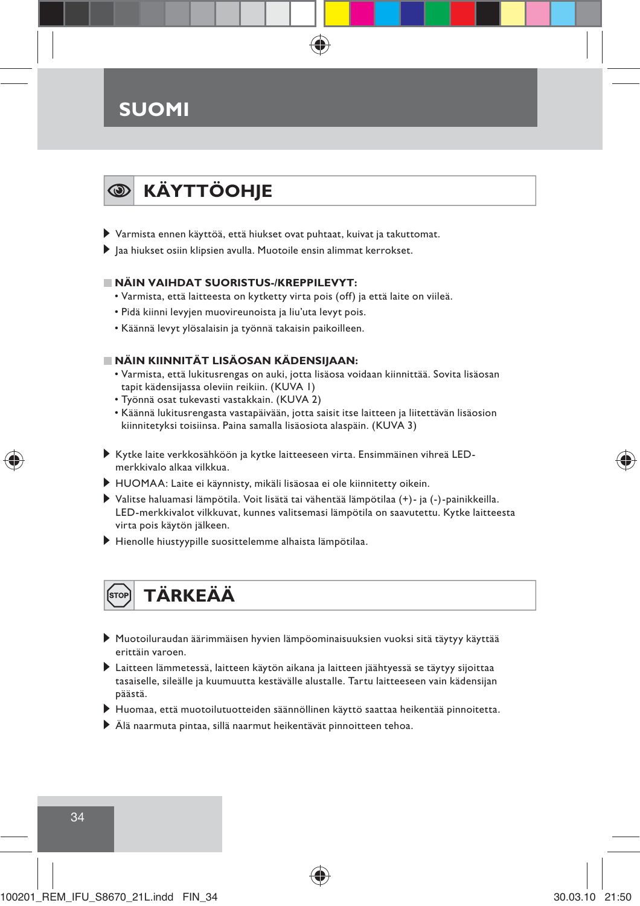# SUOMI

## KÄYTTÖOHJE

- Varmista ennen käyttöä, että hiukset ovat puhtaat, kuivat ja takuttomat.
- Jaa hiukset osiin klipsien avulla. Muotoile ensin alimmat kerrokset.

**NÄIN VAIHDAT SUORISTUS-/KREPPILEVYT:**

- Varmista, että laitteesta on kytketty virta pois (off) ja että laite on viileä.
- Pidä kiinni levyjen muovireunoista ja liu'uta levyt pois.
- Käännä levyt ylösalaisin ja työnnä takaisin paikoilleen.

**NÄIN KIINNITÄT LISÄOSAN KÄDENSIJAAN:**

- Varmista, että lukitusrengas on auki, jotta lisäosa voidaan kiinnittää. Sovita lisäosan tapit kädensijassa oleviin reikiin. (KUVA 1)
- Työnnä osat tukevasti vastakkain. (KUVA 2)
- Käännä lukitusrengasta vastapäivään, jotta saisit itse laitteen ja liitettävän lisäosion kiinnitetyksi toisiinsa. Paina samalla lisäosiota alaspäin. (KUVA 3)

- Kytke laite verkkosähköön ja kytke laitteeseen virta. Ensimmäinen vihreä LED-merkkivalo alkaa vilkkua.
- HUOMAA: Laite ei käynnisty, mikäli lisäosaa ei ole kiinnitetty oikein.
- Valitse haluamasi lämpötila. Voit lisätä tai vähentää lämpötilaa (+)- ja (-)-painikkeilla. LED-merkkivalot vilkkuvat, kunnes valitsemasi lämpötila on saavutettu. Kytke laitteesta virta pois käytön jälkeen.
- Hienolle hiustyypille suosittelemme alhaista lämpötilaa.

## TÄRKEÄÄ

- Muotoiluraudan äärimmäisen hyvien lämpöominaisuuksien vuoksi sitä täytyy käyttää erittäin varoen.
- Laitteen lämmetessä, laitteen käytön aikana ja laitteen jäähtyessä se täytyy sijoittaa tasaiselle, sileälle ja kuumuutta kestävälle alustalle. Tartu laitteeseen vain kädensijan päästä.
- Huomaa, että muotoilutuotteiden säännöllinen käyttö saattaa heikentää pinnoitetta.
- Älä naarmuta pintaa, sillä naarmut heikentävät pinnoitteen tehoa.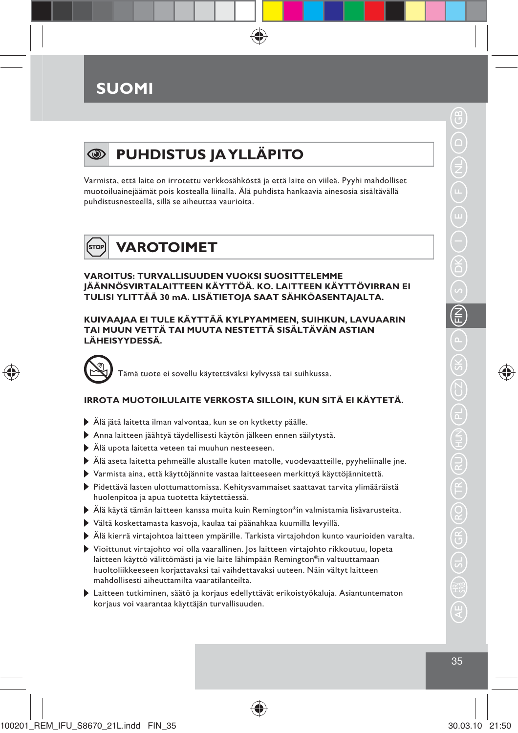# SUOMI

## PUHDISTUS JA YLLÄPITO

Varmista, että laite on irrotettu verkkosähköstä ja että laite on viileä. Pyyhi mahdolliset muotoiluainejäämät pois kostealla liinalla. Älä puhdista hankaavia ainesosia sisältävällä puhdistusnesteellä, sillä se aiheuttaa vaurioita.

## VAROTOIMET

**VAROITUS: TURVALLISUUDEN VUOKSI SUOSITTELEMME JÄÄNNÖSVIRTALAITTEEN KÄYTTÖÄ. KO. LAITTEEN KÄYTTÖVIRRAN EI TULISI YLITTÄÄ 30 mA. LISÄTIETOJA SAAT SÄHKÖASENTAJALTA.**

**KUIVAAJAA EI TULE KÄYTTÄÄ KYLPYAMMEEN, SUIHKUN, LAVUAARIN TAI MUUN VETTÄ TAI MUUTA NESTETTÄ SISÄLTÄVÄN ASTIAN LÄHEISYYDESSÄ.**

Tämä tuote ei sovellu käytettäväksi kylvyssä tai suihkussa.

**IRROTA MUOTOILULAITE VERKOSTA SILLOIN, KUN SITÄ EI KÄYTETÄ.**

- Älä jätä laitetta ilman valvontaa, kun se on kytketty päälle.
- Anna laitteen jäähtyä täydellisesti käytön jälkeen ennen säilytystä.
- Älä upota laitetta veteen tai muuhun nesteeseen.
- Älä aseta laitetta pehmeälle alustalle kuten matolle, vuodevaatteille, pyyheliinalle jne.
- Varmista aina, että käyttöjännite vastaa laitteeseen merkittyä käyttöjännitettä.
- Pidettävä lasten ulottumattomissa. Kehitysvammaiset saattavat tarvita ylimääräistä huolenpitoa ja apua tuotetta käytettäessä.
- Älä käytä tämän laitteen kanssa muita kuin Remington®in valmistamia lisävarusteita.
- Vältä koskettamasta kasvoja, kaulaa tai päänahkaa kuumilla levyillä.
- Älä kierrä virtajohtoa laitteen ympärille. Tarkista virtajohdon kunto vaurioiden varalta.
- Vioittunut virtajohto voi olla vaarallinen. Jos laitteen virtajohto rikkoutuu, lopeta laitteen käyttö välittömästi ja vie laite lähimpään Remington®in valtuuttamaan huoltoliikkeeseen korjattavaksi tai vaihdettavaksi uuteen. Näin vältyt laitteen mahdollisesti aiheuttamilta vaaratilanteilta.
- Laitteen tutkiminen, säätö ja korjaus edellyttävät erikoistyökaluja. Asiantuntematon korjaus voi vaarantaa käyttäjän turvallisuuden.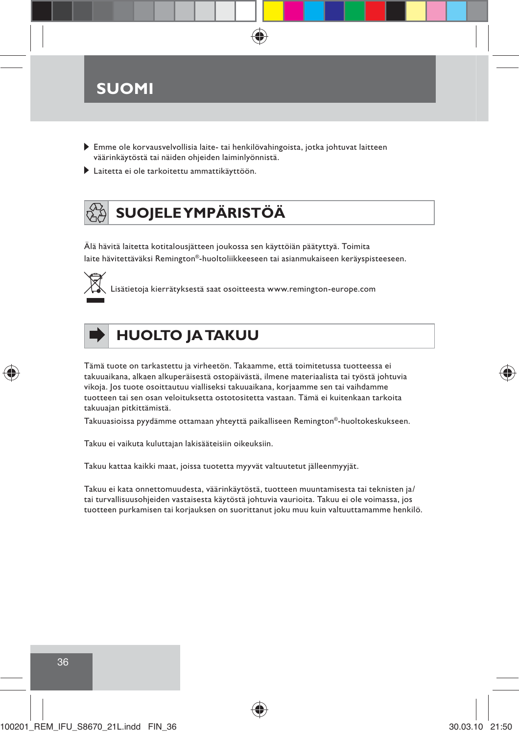# SUOMI

- Emme ole korvausvelvollisia laite- tai henkilövahingoista, jotka johtuvat laitteen väärinkäytöstä tai näiden ohjeiden laiminlyönnistä.
- Laitetta ei ole tarkoitettu ammattikäyttöön.

## SUOJELE YMPÄRISTÖÄ

Älä hävitä laitetta kotitalousjätteen joukossa sen käyttöiän päätyttyä. Toimita laite hävitettäväksi Remington®-huoltoliikkeeseen tai asianmukaiseen keräyspisteeseen.

Lisätietoja kierrätyksestä saat osoitteesta www.remington-europe.com

## HUOLTO JA TAKUU

Tämä tuote on tarkastettu ja virheetön. Takaamme, että toimitetussa tuotteessa ei takuuaikana, alkaen alkuperäisestä ostopäivästä, ilmene materiaalista tai työstä johtuvia vikoja. Jos tuote osoittautuu vialliseksi takuuaikana, korjaamme sen tai vaihdamme tuotteen tai sen osan veloituksetta ostotositetta vastaan. Tämä ei kuitenkaan tarkoita takuuajan pitkittämistä.

Takuuasioissa pyydämme ottamaan yhteyttä paikalliseen Remington®-huoltokeskukseen.

Takuu ei vaikuta kuluttajan lakisääteisiin oikeuksiin.

Takuu kattaa kaikki maat, joissa tuotetta myyvät valtuutetut jälleenmyyjät.

Takuu ei kata onnettomuudesta, väärinkäytöstä, tuotteen muuntamisesta tai teknisten ja/ tai turvallisuusohjeiden vastaisesta käytöstä johtuvia vaurioita. Takuu ei ole voimassa, jos tuotteen purkamisen tai korjauksen on suorittanut joku muu kuin valtuuttamamme henkilö.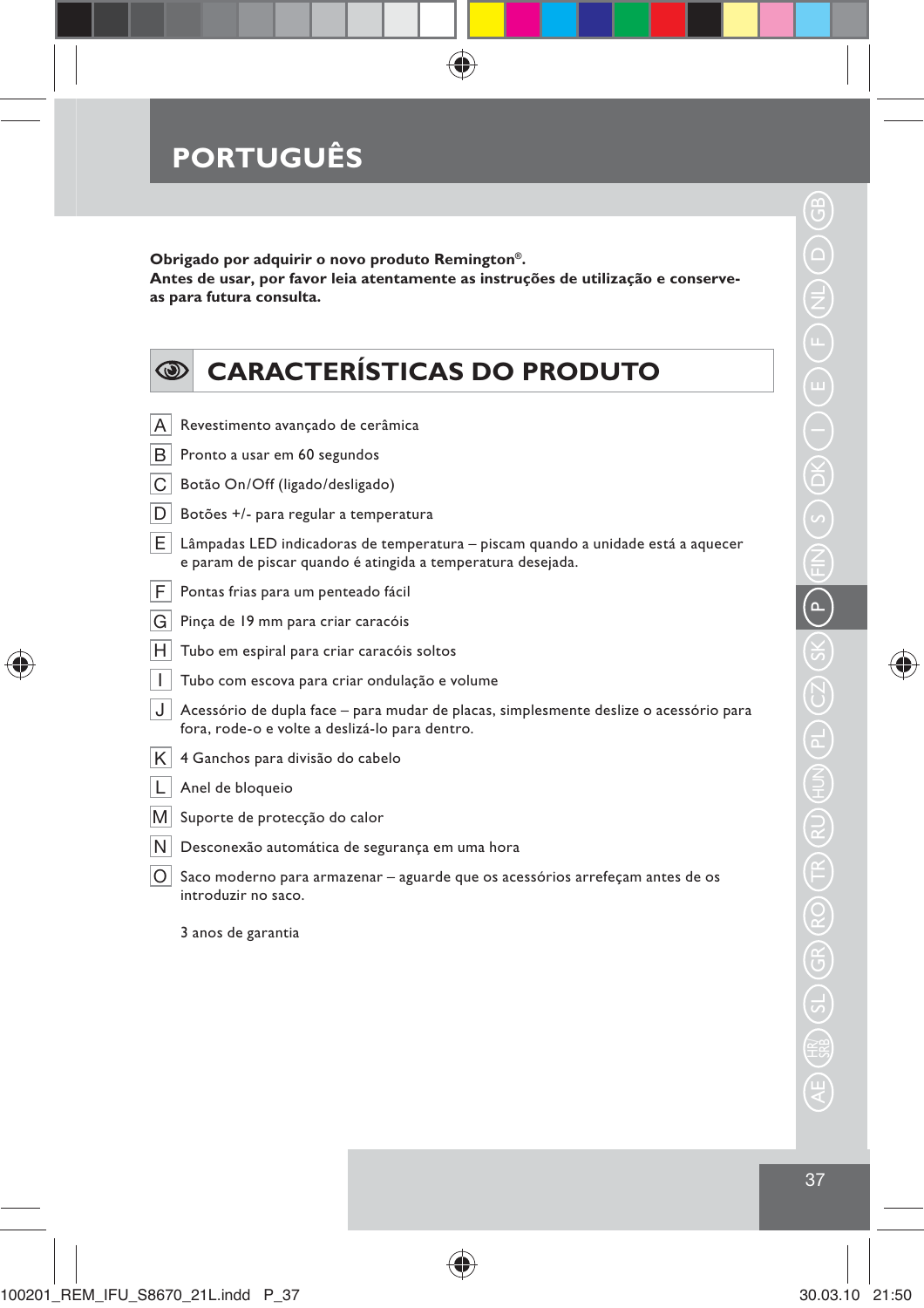# PORTUGUÊS

**Obrigado por adquirir o novo produto Remington®.**
**Antes de usar, por favor leia atentamente as instruções de utilização e conserve-as para futura consulta.**

## CARACTERÍSTICAS DO PRODUTO

- A Revestimento avançado de cerâmica
- B Pronto a usar em 60 segundos
- C Botão On/Off (ligado/desligado)
- D Botões +/- para regular a temperatura
- E Lâmpadas LED indicadoras de temperatura – piscam quando a unidade está a aquecer e param de piscar quando é atingida a temperatura desejada.
- F Pontas frias para um penteado fácil
- G Pinça de 19 mm para criar caracóis
- H Tubo em espiral para criar caracóis soltos
- I Tubo com escova para criar ondulação e volume
- J Acessório de dupla face – para mudar de placas, simplesmente deslize o acessório para fora, rode-o e volte a deslizá-lo para dentro.
- K 4 Ganchos para divisão do cabelo
- L Anel de bloqueio
- M Suporte de protecção do calor
- N Desconexão automática de segurança em uma hora
- O Saco moderno para armazenar – aguarde que os acessórios arrefeçam antes de os introduzir no saco.

3 anos de garantia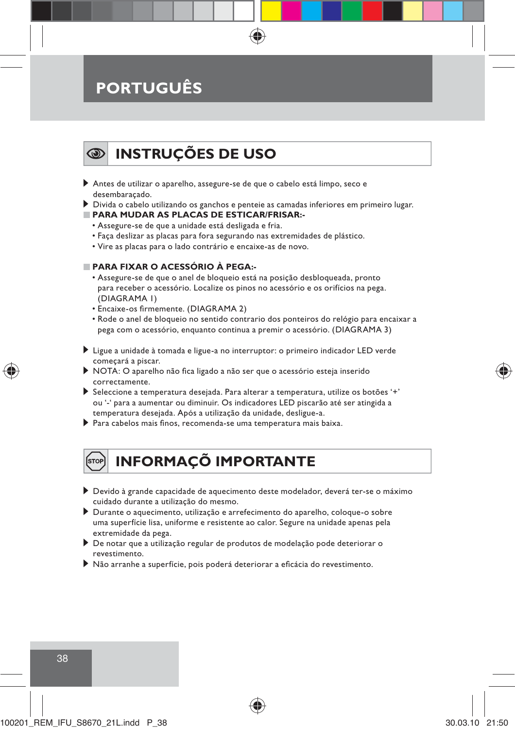# PORTUGUÊS

## INSTRUÇÕES DE USO

- Antes de utilizar o aparelho, assegure-se de que o cabelo está limpo, seco e desembaraçado.
- Divida o cabelo utilizando os ganchos e penteie as camadas inferiores em primeiro lugar.

**PARA MUDAR AS PLACAS DE ESTICAR/FRISAR:-**

- Assegure-se de que a unidade está desligada e fria.
- Faça deslizar as placas para fora segurando nas extremidades de plástico.
- Vire as placas para o lado contrário e encaixe-as de novo.

**PARA FIXAR O ACESSÓRIO À PEGA:-**

- Assegure-se de que o anel de bloqueio está na posição desbloqueada, pronto para receber o acessório. Localize os pinos no acessório e os orifícios na pega. (DIAGRAMA 1)
- Encaixe-os firmemente. (DIAGRAMA 2)
- Rode o anel de bloqueio no sentido contrario dos ponteiros do relógio para encaixar a pega com o acessório, enquanto continua a premir o acessório. (DIAGRAMA 3)

- Ligue a unidade à tomada e ligue-a no interruptor: o primeiro indicador LED verde começará a piscar.
- NOTA: O aparelho não fica ligado a não ser que o acessório esteja inserido correctamente.
- Seleccione a temperatura desejada. Para alterar a temperatura, utilize os botões '+' ou '-' para a aumentar ou diminuir. Os indicadores LED piscarão até ser atingida a temperatura desejada. Após a utilização da unidade, desligue-a.
- Para cabelos mais finos, recomenda-se uma temperatura mais baixa.

## INFORMAÇÕ IMPORTANTE

- Devido à grande capacidade de aquecimento deste modelador, deverá ter-se o máximo cuidado durante a utilização do mesmo.
- Durante o aquecimento, utilização e arrefecimento do aparelho, coloque-o sobre uma superfície lisa, uniforme e resistente ao calor. Segure na unidade apenas pela extremidade da pega.
- De notar que a utilização regular de produtos de modelação pode deteriorar o revestimento.
- Não arranhe a superfície, pois poderá deteriorar a eficácia do revestimento.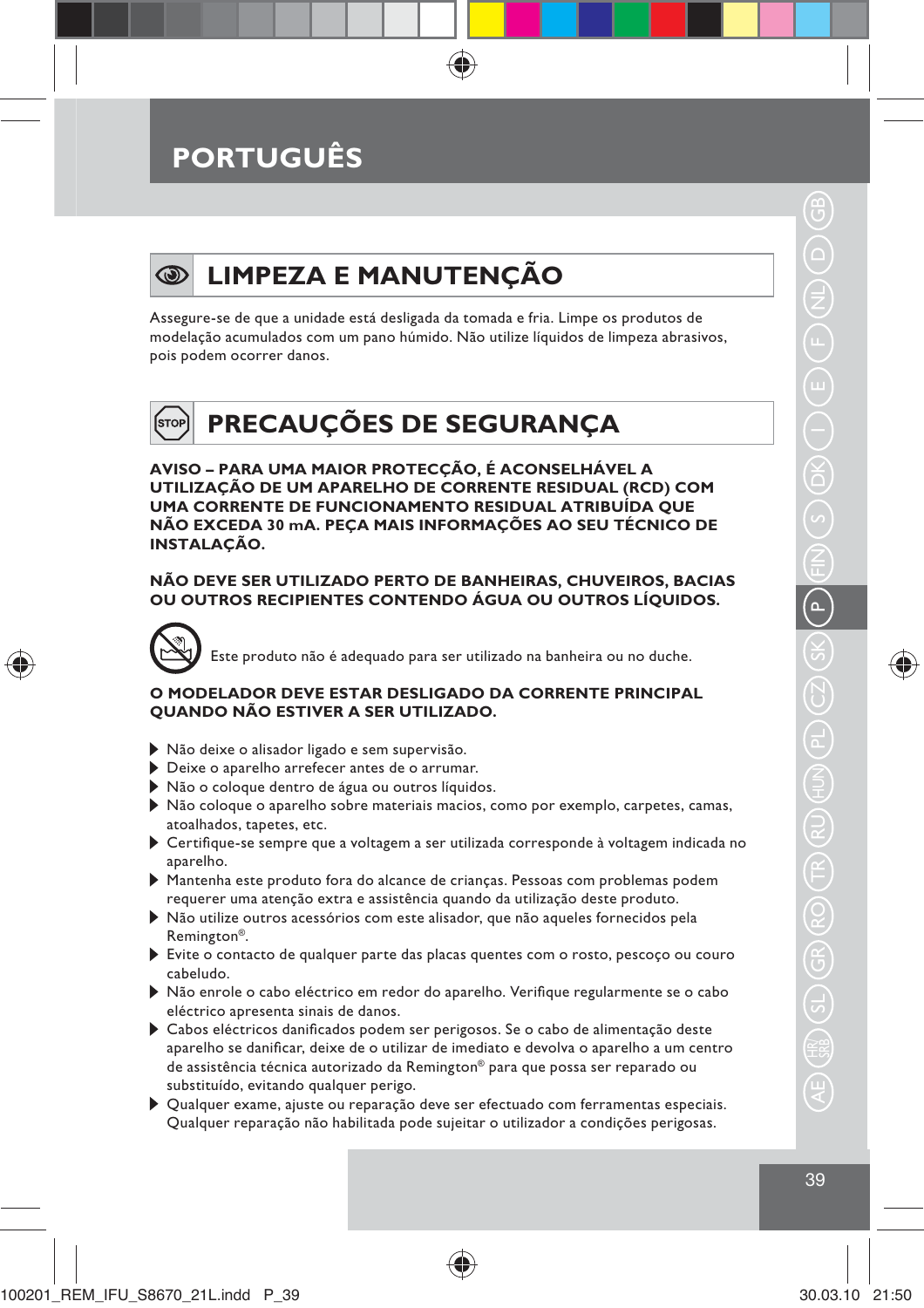# PORTUGUÊS

## LIMPEZA E MANUTENÇÃO

Assegure-se de que a unidade está desligada da tomada e fria. Limpe os produtos de modelação acumulados com um pano húmido. Não utilize líquidos de limpeza abrasivos, pois podem ocorrer danos.

## PRECAUÇÕES DE SEGURANÇA

**AVISO – PARA UMA MAIOR PROTECÇÃO, É ACONSELHÁVEL A UTILIZAÇÃO DE UM APARELHO DE CORRENTE RESIDUAL (RCD) COM UMA CORRENTE DE FUNCIONAMENTO RESIDUAL ATRIBUÍDA QUE NÃO EXCEDA 30 mA. PEÇA MAIS INFORMAÇÕES AO SEU TÉCNICO DE INSTALAÇÃO.**

**NÃO DEVE SER UTILIZADO PERTO DE BANHEIRAS, CHUVEIROS, BACIAS OU OUTROS RECIPIENTES CONTENDO ÁGUA OU OUTROS LÍQUIDOS.**

Este produto não é adequado para ser utilizado na banheira ou no duche.

**O MODELADOR DEVE ESTAR DESLIGADO DA CORRENTE PRINCIPAL QUANDO NÃO ESTIVER A SER UTILIZADO.**

- Não deixe o alisador ligado e sem supervisão.
- Deixe o aparelho arrefecer antes de o arrumar.
- Não o coloque dentro de água ou outros líquidos.
- Não coloque o aparelho sobre materiais macios, como por exemplo, carpetes, camas, atoalhados, tapetes, etc.
- Certifique-se sempre que a voltagem a ser utilizada corresponde à voltagem indicada no aparelho.
- Mantenha este produto fora do alcance de crianças. Pessoas com problemas podem requerer uma atenção extra e assistência quando da utilização deste produto.
- Não utilize outros acessórios com este alisador, que não aqueles fornecidos pela Remington®.
- Evite o contacto de qualquer parte das placas quentes com o rosto, pescoço ou couro cabeludo.
- Não enrole o cabo eléctrico em redor do aparelho. Verifique regularmente se o cabo eléctrico apresenta sinais de danos.
- Cabos eléctricos danificados podem ser perigosos. Se o cabo de alimentação deste aparelho se danificar, deixe de o utilizar de imediato e devolva o aparelho a um centro de assistência técnica autorizado da Remington® para que possa ser reparado ou substituído, evitando qualquer perigo.
- Qualquer exame, ajuste ou reparação deve ser efectuado com ferramentas especiais. Qualquer reparação não habilitada pode sujeitar o utilizador a condições perigosas.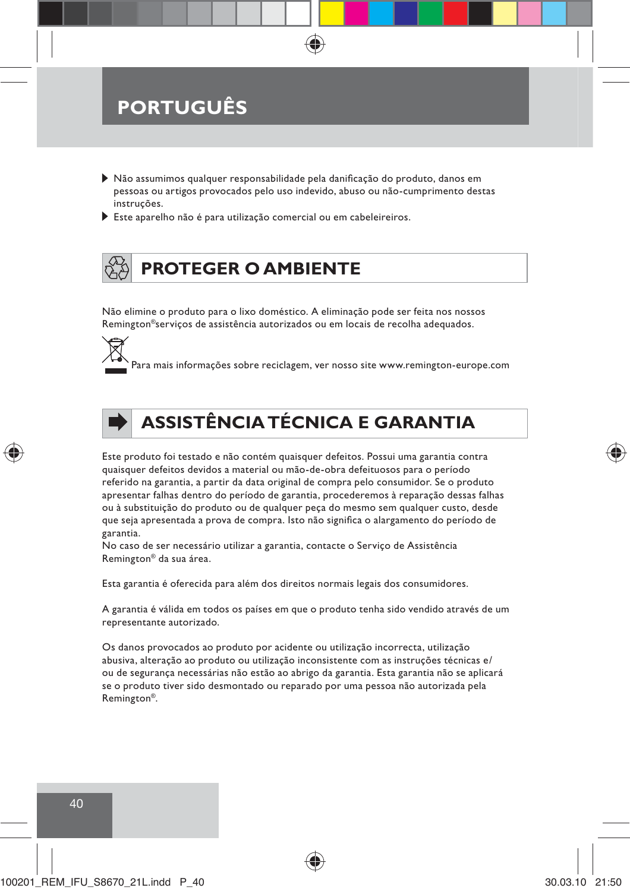# PORTUGUÊS

- Não assumimos qualquer responsabilidade pela danificação do produto, danos em pessoas ou artigos provocados pelo uso indevido, abuso ou não-cumprimento destas instruções.
- Este aparelho não é para utilização comercial ou em cabeleireiros.

## PROTEGER O AMBIENTE

Não elimine o produto para o lixo doméstico. A eliminação pode ser feita nos nossos Remington®serviços de assistência autorizados ou em locais de recolha adequados.

Para mais informações sobre reciclagem, ver nosso site www.remington-europe.com

## ASSISTÊNCIA TÉCNICA E GARANTIA

Este produto foi testado e não contém quaisquer defeitos. Possui uma garantia contra quaisquer defeitos devidos a material ou mão-de-obra defeituosos para o período referido na garantia, a partir da data original de compra pelo consumidor. Se o produto apresentar falhas dentro do período de garantia, procederemos à reparação dessas falhas ou à substituição do produto ou de qualquer peça do mesmo sem qualquer custo, desde que seja apresentada a prova de compra. Isto não significa o alargamento do período de garantia.
No caso de ser necessário utilizar a garantia, contacte o Serviço de Assistência Remington® da sua área.

Esta garantia é oferecida para além dos direitos normais legais dos consumidores.

A garantia é válida em todos os países em que o produto tenha sido vendido através de um representante autorizado.

Os danos provocados ao produto por acidente ou utilização incorrecta, utilização abusiva, alteração ao produto ou utilização inconsistente com as instruções técnicas e/ou de segurança necessárias não estão ao abrigo da garantia. Esta garantia não se aplicará se o produto tiver sido desmontado ou reparado por uma pessoa não autorizada pela Remington®.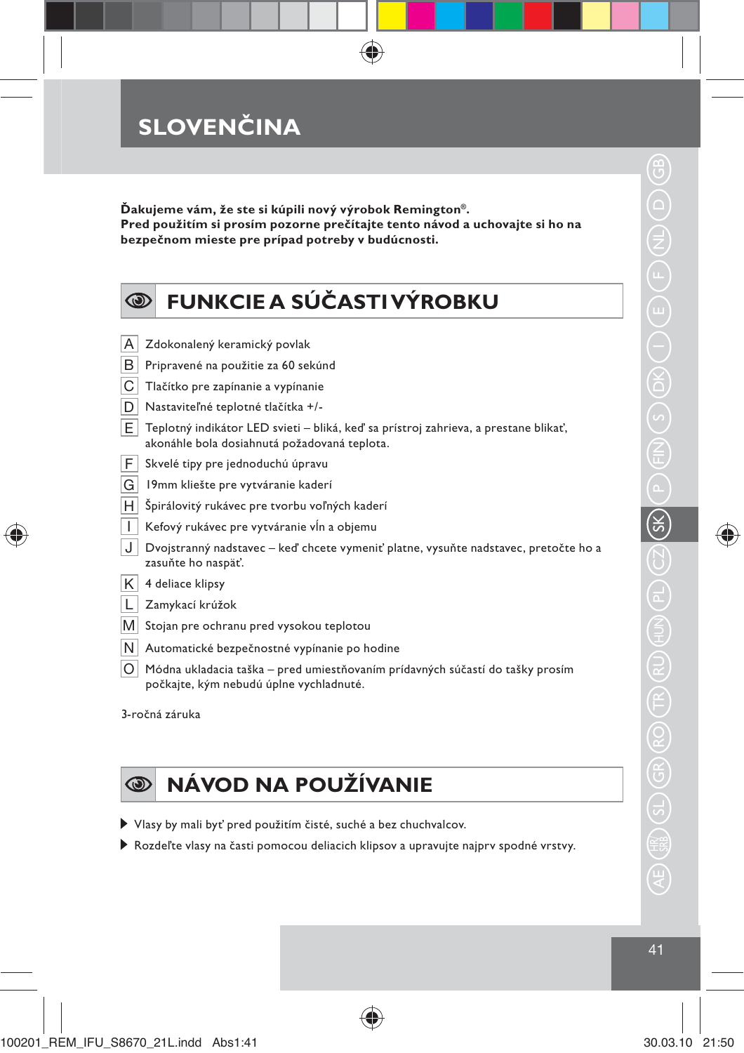# SLOVENČINA

**Ďakujeme vám, že ste si kúpili nový výrobok Remington®.**
**Pred použitím si prosím pozorne prečítajte tento návod a uchovajte si ho na bezpečnom mieste pre prípad potreby v budúcnosti.**

## FUNKCIE A SÚČASTI VÝROBKU

- A Zdokonalený keramický povlak
- B Pripravené na použitie za 60 sekúnd
- C Tlačítko pre zapínanie a vypínanie
- D Nastaviteľné teplotné tlačítka +/-
- E Teplotný indikátor LED svieti – bliká, keď sa prístroj zahrieva, a prestane blikať, akonáhle bola dosiahnutá požadovaná teplota.
- F Skvelé tipy pre jednoduchú úpravu
- G 19mm kliešte pre vytváranie kaderí
- H Špirálovitý rukávec pre tvorbu voľných kaderí
- I Kefový rukávec pre vytváranie vĺn a objemu
- J Dvojstranný nadstavec – keď chcete vymeniť platne, vysuňte nadstavec, pretočte ho a zasuňte ho naspäť.
- K 4 deliace klipsy
- L Zamykací krúžok
- M Stojan pre ochranu pred vysokou teplotou
- N Automatické bezpečnostné vypínanie po hodine
- O Módna ukladacia taška – pred umiestňovaním prídavných súčastí do tašky prosím počkajte, kým nebudú úplne vychladnuté.

3-ročná záruka

## NÁVOD NA POUŽÍVANIE

- Vlasy by mali byť pred použitím čisté, suché a bez chuchvalcov.
- Rozdeľte vlasy na časti pomocou deliacich klipsov a upravujte najprv spodné vrstvy.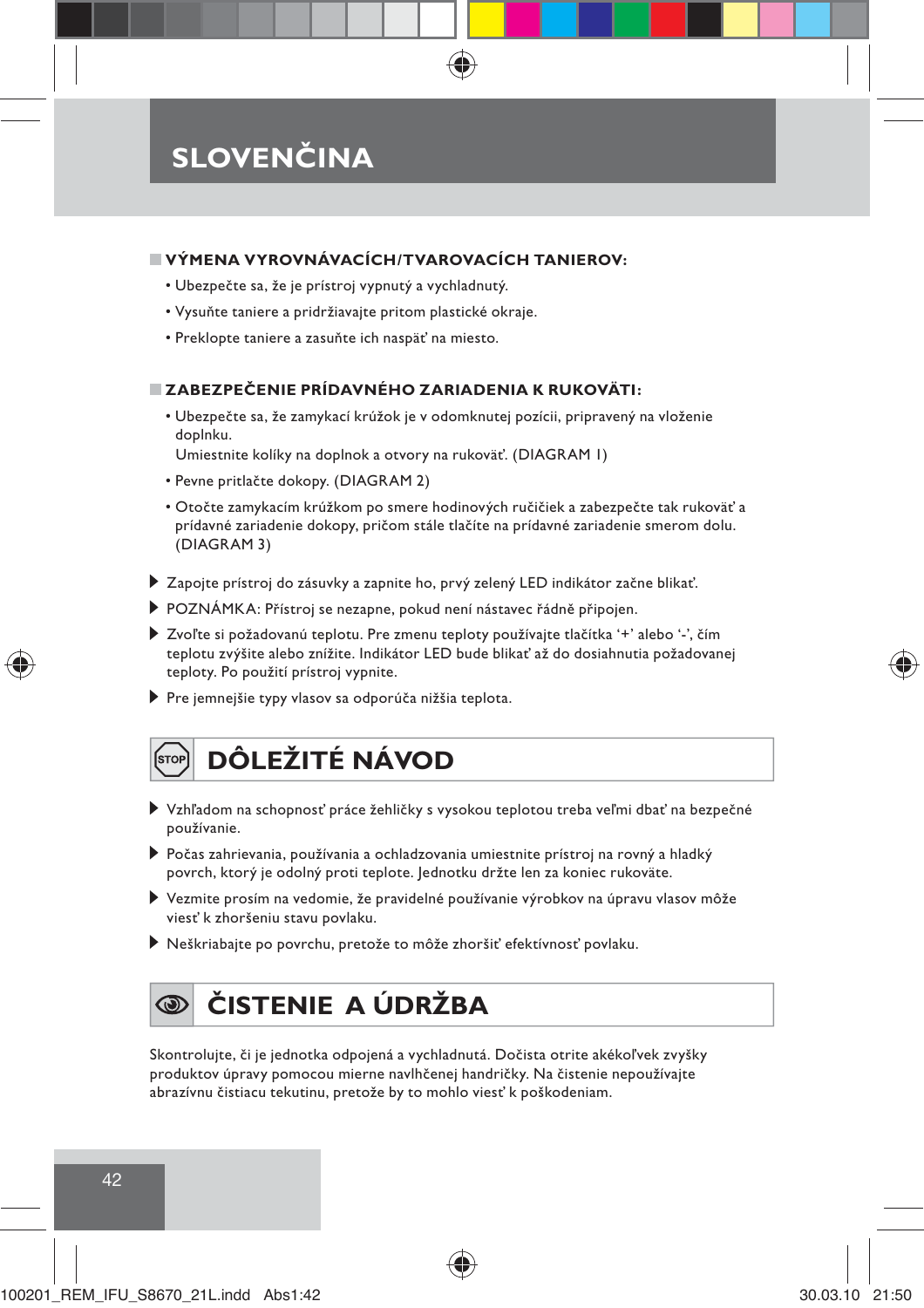# SLOVENČINA

### VÝMENA VYROVNÁVACÍCH/TVAROVACÍCH TANIEROV:

- Ubezpečte sa, že je prístroj vypnutý a vychladnutý.
- Vysuňte taniere a pridržiavajte pritom plastické okraje.
- Preklopte taniere a zasuňte ich naspäť na miesto.

### ZABEZPEČENIE PRÍDAVNÉHO ZARIADENIA K RUKOVÄTI:

- Ubezpečte sa, že zamykací krúžok je v odomknutej pozícii, pripravený na vloženie doplnku.
  Umiestnite kolíky na doplnok a otvory na rukoväť. (DIAGRAM 1)
- Pevne pritlačte dokopy. (DIAGRAM 2)
- Otočte zamykacím krúžkom po smere hodinových ručičiek a zabezpečte tak rukoväť a prídavné zariadenie dokopy, pričom stále tlačíte na prídavné zariadenie smerom dolu. (DIAGRAM 3)

- Zapojte prístroj do zásuvky a zapnite ho, prvý zelený LED indikátor začne blikať.
- POZNÁMKA: Přístroj se nezapne, pokud není nástavec řádně připojen.
- Zvoľte si požadovanú teplotu. Pre zmenu teploty používajte tlačítka '+' alebo '-', čím teplotu zvýšite alebo znížite. Indikátor LED bude blikať až do dosiahnutia požadovanej teploty. Po použití prístroj vypnite.
- Pre jemnejšie typy vlasov sa odporúča nižšia teplota.

## DÔLEŽITÉ NÁVOD

- Vzhľadom na schopnosť práce žehličky s vysokou teplotou treba veľmi dbať na bezpečné používanie.
- Počas zahrievania, používania a ochladzovania umiestnite prístroj na rovný a hladký povrch, ktorý je odolný proti teplote. Jednotku držte len za koniec rukoväte.
- Vezmite prosím na vedomie, že pravidelné používanie výrobkov na úpravu vlasov môže viesť k zhoršeniu stavu povlaku.
- Neškriabajte po povrchu, pretože to môže zhoršiť efektívnosť povlaku.

## ČISTENIE A ÚDRŽBA

Skontrolujte, či je jednotka odpojená a vychladnutá. Dočista otrite akékoľvek zvyšky produktov úpravy pomocou mierne navlhčenej handričky. Na čistenie nepoužívajte abrazívnu čistiacu tekutinu, pretože by to mohlo viesť k poškodeniam.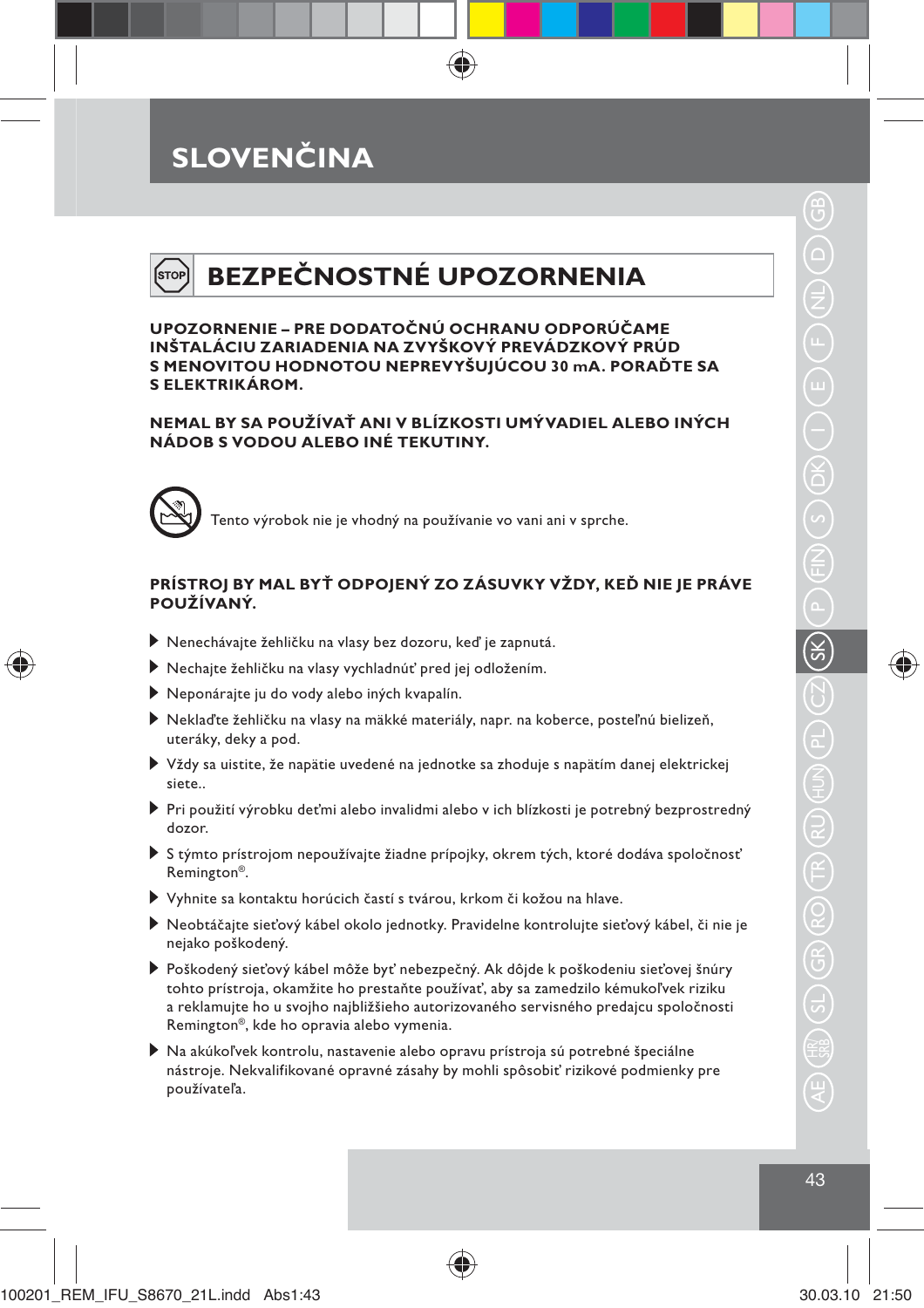# SLOVENČINA

## BEZPEČNOSTNÉ UPOZORNENIA

**UPOZORNENIE – PRE DODATOČNÚ OCHRANU ODPORÚČAME INŠTALÁCIU ZARIADENIA NA ZVYŠKOVÝ PREVÁDZKOVÝ PRÚD S MENOVITOU HODNOTOU NEPREVYŠUJÚCOU 30 mA. PORAĎTE SA S ELEKTRIKÁROM.**

**NEMAL BY SA POUŽÍVAŤ ANI V BLÍZKOSTI UMÝVADIEL ALEBO INÝCH NÁDOB S VODOU ALEBO INÉ TEKUTINY.**

Tento výrobok nie je vhodný na používanie vo vani ani v sprche.

**PRÍSTROJ BY MAL BYŤ ODPOJENÝ ZO ZÁSUVKY VŽDY, KEĎ NIE JE PRÁVE POUŽÍVANÝ.**

- Nenechávajte žehličku na vlasy bez dozoru, keď je zapnutá.
- Nechajte žehličku na vlasy vychladnúť pred jej odložením.
- Neponárajte ju do vody alebo iných kvapalín.
- Neklaďte žehličku na vlasy na mäkké materiály, napr. na koberce, posteľnú bielizeň, uteráky, deky a pod.
- Vždy sa uistite, že napätie uvedené na jednotke sa zhoduje s napätím danej elektrickej siete..
- Pri použití výrobku deťmi alebo invalidmi alebo v ich blízkosti je potrebný bezprostredný dozor.
- S týmto prístrojom nepoužívajte žiadne prípojky, okrem tých, ktoré dodáva spoločnosť Remington®.
- Vyhnite sa kontaktu horúcich častí s tvárou, krkom či kožou na hlave.
- Neobtáčajte sieťový kábel okolo jednotky. Pravidelne kontrolujte sieťový kábel, či nie je nejako poškodený.
- Poškodený sieťový kábel môže byť nebezpečný. Ak dôjde k poškodeniu sieťovej šnúry tohto prístroja, okamžite ho prestaňte používať, aby sa zamedzilo akémukoľvek riziku a reklamujte ho u svojho najbližšieho autorizovaného servisného predajcu spoločnosti Remington®, kde ho opravia alebo vymenia.
- Na akúkoľvek kontrolu, nastavenie alebo opravu prístroja sú potrebné špeciálne nástroje. Nekvalifikované opravné zásahy by mohli spôsobiť rizikové podmienky pre používateľa.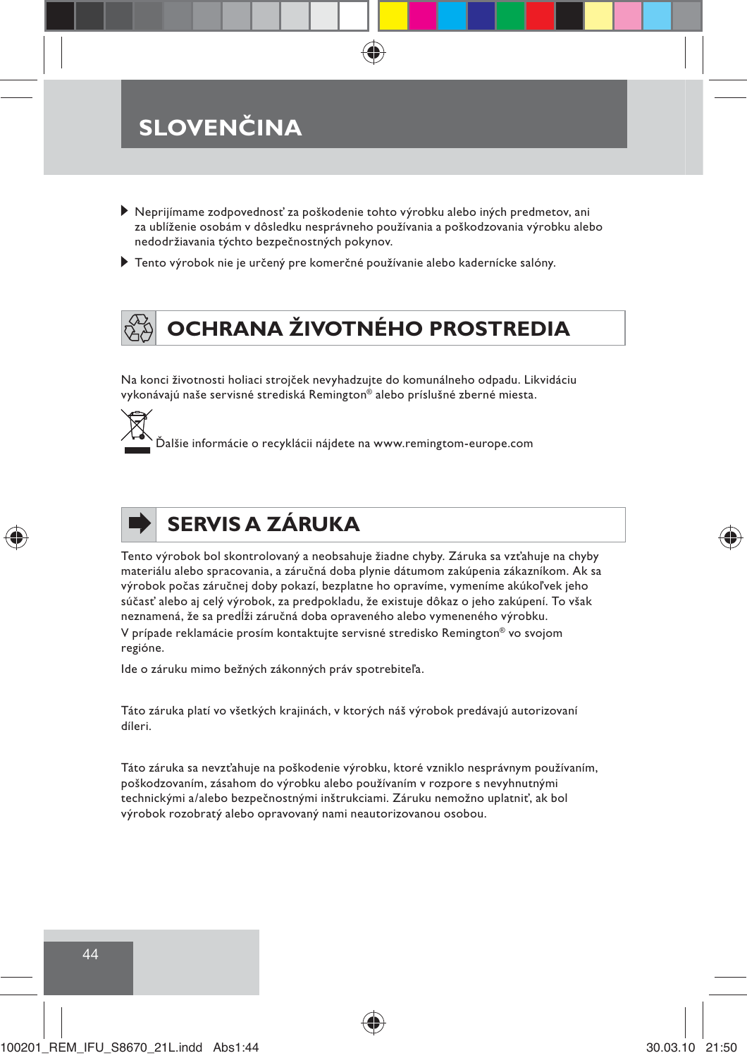# SLOVENČINA

- Neprijímame zodpovednosť za poškodenie tohto výrobku alebo iných predmetov, ani za ublíženie osobám v dôsledku nesprávneho používania a poškodzovania výrobku alebo nedodržiavania týchto bezpečnostných pokynov.
- Tento výrobok nie je určený pre komerčné používanie alebo kadernícke salóny.

## OCHRANA ŽIVOTNÉHO PROSTREDIA

Na konci životnosti holiaci strojček nevyhadzujte do komunálneho odpadu. Likvidáciu vykonávajú naše servisné strediská Remington® alebo príslušné zberné miesta.

Ďalšie informácie o recyklácii nájdete na www.remingtom-europe.com

## SERVIS A ZÁRUKA

Tento výrobok bol skontrolovaný a neobsahuje žiadne chyby. Záruka sa vzťahuje na chyby materiálu alebo spracovania, a záručná doba plynie dátumom zakúpenia zákazníkom. Ak sa výrobok počas záručnej doby pokazí, bezplatne ho opravíme, vymeníme akúkoľvek jeho súčasť alebo aj celý výrobok, za predpokladu, že existuje dôkaz o jeho zakúpení. To však neznamená, že sa predĺži záručná doba opraveného alebo vymeneného výrobku.
V prípade reklamácie prosím kontaktujte servisné stredisko Remington® vo svojom regióne.

Ide o záruku mimo bežných zákonných práv spotrebiteľa.

Táto záruka platí vo všetkých krajinách, v ktorých náš výrobok predávajú autorizovaní díleri.

Táto záruka sa nevzťahuje na poškodenie výrobku, ktoré vzniklo nesprávnym používaním, poškodzovaním, zásahom do výrobku alebo používaním v rozpore s nevyhnutnými technickými a/alebo bezpečnostnými inštrukciami. Záruku nemožno uplatniť, ak bol výrobok rozobratý alebo opravovaný nami neautorizovanou osobou.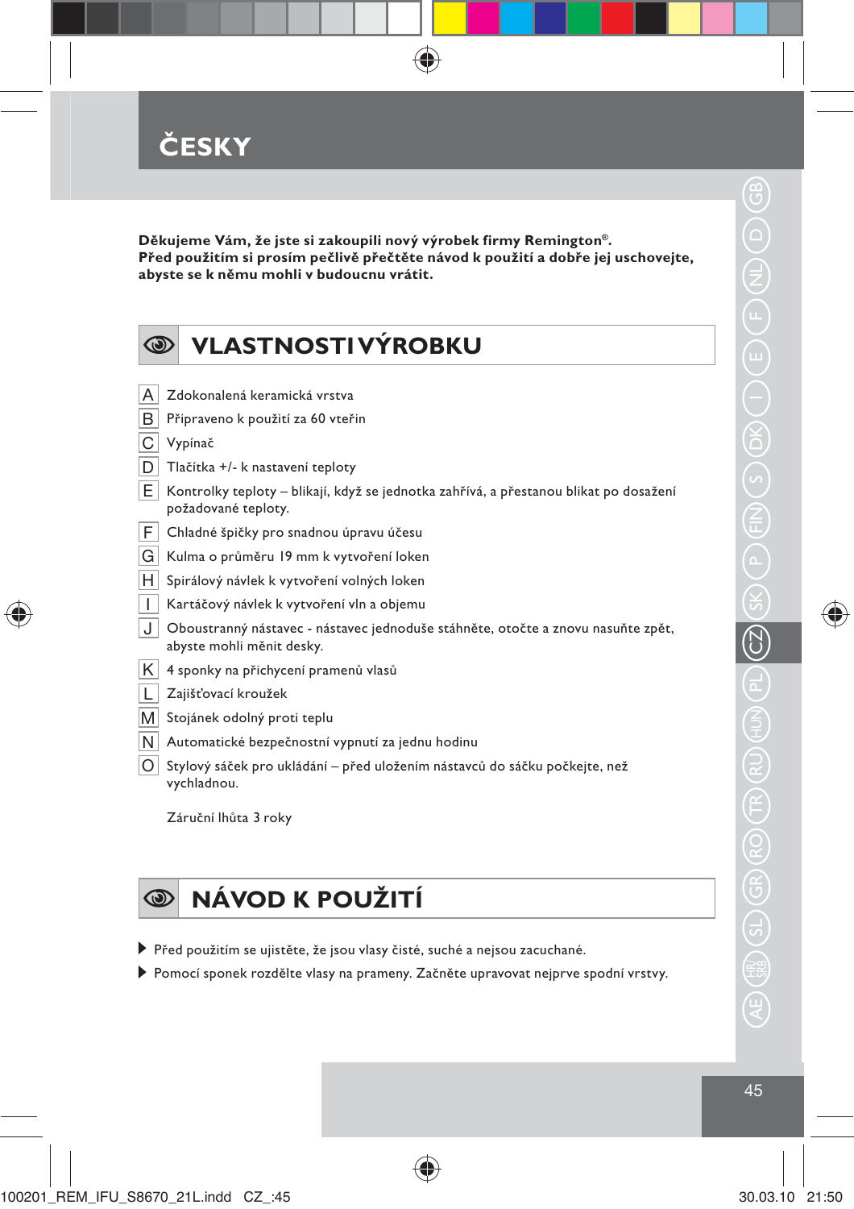# ČESKY

**Děkujeme Vám, že jste si zakoupili nový výrobek firmy Remington®. Před použitím si prosím pečlivě přečtěte návod k použití a dobře jej uschovejte, abyste se k němu mohli v budoucnu vrátit.**

## VLASTNOSTI VÝROBKU

- A Zdokonalená keramická vrstva
- B Připraveno k použití za 60 vteřin
- C Vypínač
- D Tlačítka +/- k nastavení teploty
- E Kontrolky teploty – blikají, když se jednotka zahřívá, a přestanou blikat po dosažení požadované teploty.
- F Chladné špičky pro snadnou úpravu účesu
- G Kulma o průměru 19 mm k vytvoření loken
- H Spirálový návlek k vytvoření volných loken
- I Kartáčový návlek k vytvoření vln a objemu
- J Oboustranný nástavec - nástavec jednoduše stáhněte, otočte a znovu nasuňte zpět, abyste mohli měnit desky.
- K 4 sponky na přichycení pramenů vlasů
- L Zajišťovací kroužek
- M Stojánek odolný proti teplu
- N Automatické bezpečnostní vypnutí za jednu hodinu
- O Stylový sáček pro ukládání – před uložením nástavců do sáčku počkejte, než vychladnou.

Záruční lhůta 3 roky

## NÁVOD K POUŽITÍ

- Před použitím se ujistěte, že jsou vlasy čisté, suché a nejsou zacuchané.
- Pomocí sponek rozdělte vlasy na prameny. Začněte upravovat nejprve spodní vrstvy.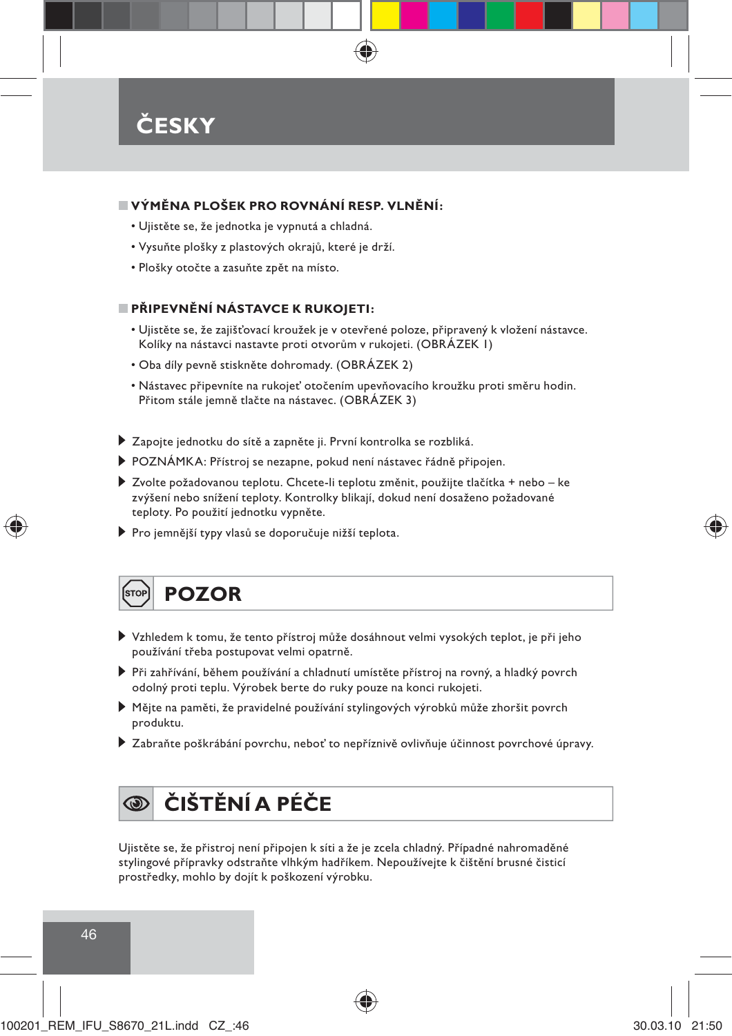# ČESKY

### VÝMĚNA PLOŠEK PRO ROVNÁNÍ RESP. VLNĚNÍ:

- Ujistěte se, že jednotka je vypnutá a chladná.
- Vysuňte plošky z plastových okrajů, které je drží.
- Plošky otočte a zasuňte zpět na místo.

### PŘIPEVNĚNÍ NÁSTAVCE K RUKOJETI:

- Ujistěte se, že zajišťovací kroužek je v otevřené poloze, připravený k vložení nástavce. Kolíky na nástavci nastavte proti otvorům v rukojeti. (OBRÁZEK 1)
- Oba díly pevně stiskněte dohromady. (OBRÁZEK 2)
- Nástavec připevníte na rukojeť otočením upevňovacího kroužku proti směru hodin. Přitom stále jemně tlačte na nástavec. (OBRÁZEK 3)

- Zapojte jednotku do sítě a zapněte ji. První kontrolka se rozbliká.
- POZNÁMKA: Přístroj se nezapne, pokud není nástavec řádně připojen.
- Zvolte požadovanou teplotu. Chcete-li teplotu změnit, použijte tlačítka + nebo – ke zvýšení nebo snížení teploty. Kontrolky blikají, dokud není dosaženo požadované teploty. Po použití jednotku vypněte.
- Pro jemnější typy vlasů se doporučuje nižší teplota.

## POZOR

- Vzhledem k tomu, že tento přístroj může dosáhnout velmi vysokých teplot, je při jeho používání třeba postupovat velmi opatrně.
- Při zahřívání, během používání a chladnutí umístěte přístroj na rovný, a hladký povrch odolný proti teplu. Výrobek berte do ruky pouze na konci rukojeti.
- Mějte na paměti, že pravidelné používání stylingových výrobků může zhoršit povrch produktu.
- Zabraňte poškrábání povrchu, neboť to nepříznivě ovlivňuje účinnost povrchové úpravy.

## ČIŠTĚNÍ A PÉČE

Ujistěte se, že přistroj není připojen k síti a že je zcela chladný. Případné nahromaděné stylingové přípravky odstraňte vlhkým hadříkem. Nepoužívejte k čištění brusné čisticí prostředky, mohlo by dojít k poškození výrobku.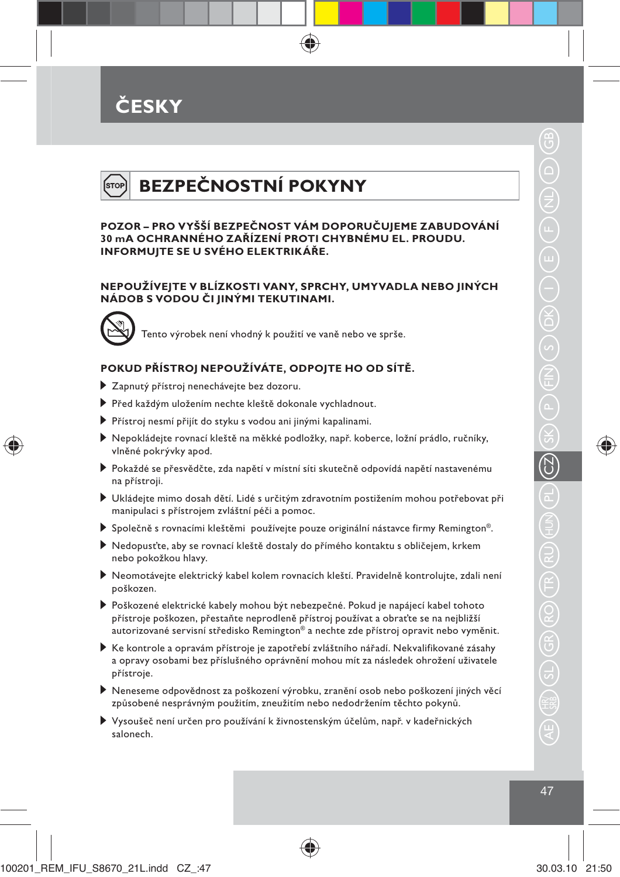# ČESKY

## BEZPEČNOSTNÍ POKYNY

**POZOR – PRO VYŠŠÍ BEZPEČNOST VÁM DOPORUČUJEME ZABUDOVÁNÍ 30 mA OCHRANNÉHO ZAŘÍZENÍ PROTI CHYBNÉMU EL. PROUDU. INFORMUJTE SE U SVÉHO ELEKTRIKÁŘE.**

**NEPOUŽÍVEJTE V BLÍZKOSTI VANY, SPRCHY, UMYVADLA NEBO JINÝCH NÁDOB S VODOU ČI JINÝMI TEKUTINAMI.**

Tento výrobek není vhodný k použití ve vaně nebo ve sprše.

**POKUD PŘÍSTROJ NEPOUŽÍVÁTE, ODPOJTE HO OD SÍTĚ.**

- Zapnutý přístroj nenechávejte bez dozoru.
- Před každým uložením nechte kleště dokonale vychladnout.
- Přístroj nesmí přijít do styku s vodou ani jinými kapalinami.
- Nepokládejte rovnací kleště na měkké podložky, např. koberce, ložní prádlo, ručníky, vlněné pokrývky apod.
- Pokaždé se přesvědčte, zda napětí v místní síti skutečně odpovídá napětí nastavenému na přístroji.
- Ukládejte mimo dosah dětí. Lidé s určitým zdravotním postižením mohou potřebovat při manipulaci s přístrojem zvláštní péči a pomoc.
- Společně s rovnacími kleštěmi používejte pouze originální nástavce firmy Remington®.
- Nedopusťte, aby se rovnací kleště dostaly do přímého kontaktu s obličejem, krkem nebo pokožkou hlavy.
- Neomotávejte elektrický kabel kolem rovnacích kleští. Pravidelně kontrolujte, zdali není poškozen.
- Poškozené elektrické kabely mohou být nebezpečné. Pokud je napájecí kabel tohoto přístroje poškozen, přestaňte neprodleně přístroj používat a obraťte se na nejbližší autorizované servisní středisko Remington® a nechte zde přístroj opravit nebo vyměnit.
- Ke kontrole a opravám přístroje je zapotřebí zvláštního nářadí. Nekvalifikované zásahy a opravy osobami bez příslušného oprávnění mohou mít za následek ohrožení uživatele přístroje.
- Neneseme odpovědnost za poškození výrobku, zranění osob nebo poškození jiných věcí způsobené nesprávným použitím, zneužitím nebo nedodržením těchto pokynů.
- Vysoušeč není určen pro používání k živnostenským účelům, např. v kadeřnických salonech.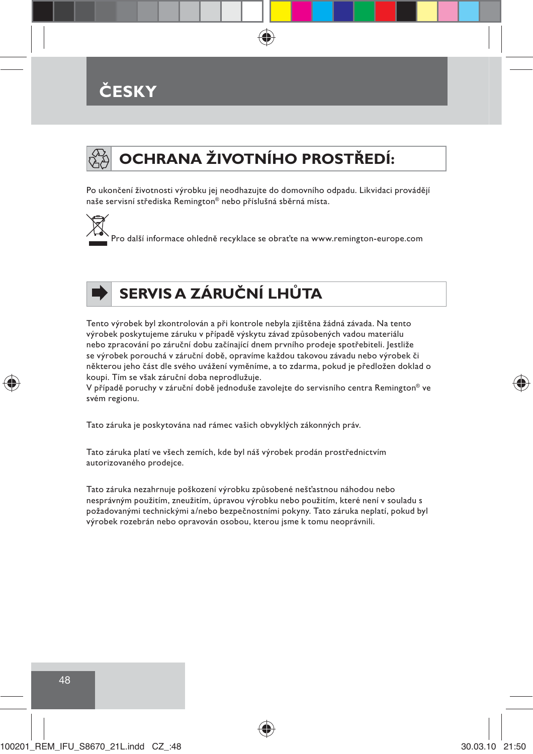# ČESKY

## OCHRANA ŽIVOTNÍHO PROSTŘEDÍ:

Po ukončení životnosti výrobku jej neodhazujte do domovního odpadu. Likvidaci provádějí naše servisní střediska Remington® nebo příslušná sběrná místa.

Pro další informace ohledně recyklace se obraťte na www.remington-europe.com

## SERVIS A ZÁRUČNÍ LHŮTA

Tento výrobek byl zkontrolován a při kontrole nebyla zjištěna žádná závada. Na tento výrobek poskytujeme záruku v případě výskytu závad způsobených vadou materiálu nebo zpracování po záruční dobu začínající dnem prvního prodeje spotřebiteli. Jestliže se výrobek porouchá v záruční době, opravíme každou takovou závadu nebo výrobek či některou jeho část dle svého uvážení vyměníme, a to zdarma, pokud je předložen doklad o koupi. Tím se však záruční doba neprodlužuje.
V případě poruchy v záruční době jednoduše zavolejte do servisního centra Remington® ve svém regionu.

Tato záruka je poskytována nad rámec vašich obvyklých zákonných práv.

Tato záruka platí ve všech zemích, kde byl náš výrobek prodán prostřednictvím autorizovaného prodejce.

Tato záruka nezahrnuje poškození výrobku způsobené nešťastnou náhodou nebo nesprávným použitím, zneužitím, úpravou výrobku nebo použitím, které není v souladu s požadovanými technickými a/nebo bezpečnostními pokyny. Tato záruka neplatí, pokud byl výrobek rozebrán nebo opravován osobou, kterou jsme k tomu neoprávnili.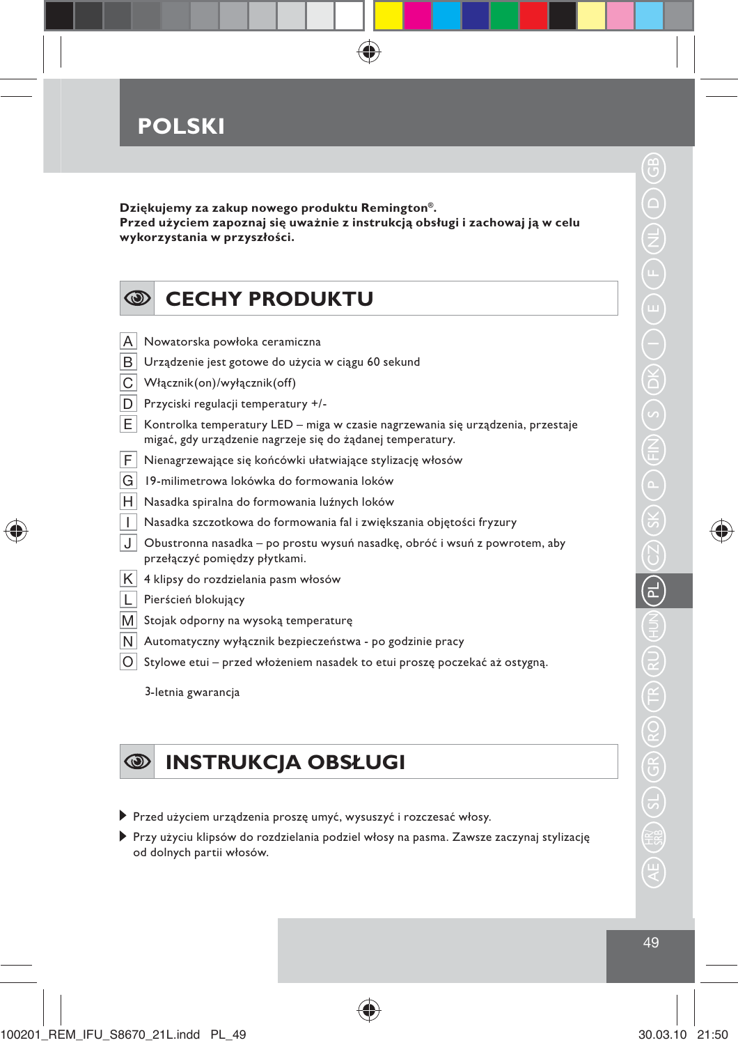# POLSKI

**Dziękujemy za zakup nowego produktu Remington®.**
**Przed użyciem zapoznaj się uważnie z instrukcją obsługi i zachowaj ją w celu wykorzystania w przyszłości.**

## CECHY PRODUKTU

- A Nowatorska powłoka ceramiczna
- B Urządzenie jest gotowe do użycia w ciągu 60 sekund
- C Włącznik(on)/wyłącznik(off)
- D Przyciski regulacji temperatury +/-
- E Kontrolka temperatury LED – miga w czasie nagrzewania się urządzenia, przestaje migać, gdy urządzenie nagrzeje się do żądanej temperatury.
- F Nienagrzewające się końcówki ułatwiające stylizację włosów
- G 19-milimetrowa lokówka do formowania loków
- H Nasadka spiralna do formowania luźnych loków
- I Nasadka szczotkowa do formowania fal i zwiększania objętości fryzury
- J Obustronna nasadka – po prostu wysuń nasadkę, obróć i wsuń z powrotem, aby przełączyć pomiędzy płytkami.
- K 4 klipsy do rozdzielania pasm włosów
- L Pierścień blokujący
- M Stojak odporny na wysoką temperaturę
- N Automatyczny wyłącznik bezpieczeństwa - po godzinie pracy
- O Stylowe etui – przed włożeniem nasadek to etui proszę poczekać aż ostygną.

3-letnia gwarancja

## INSTRUKCJA OBSŁUGI

- Przed użyciem urządzenia proszę umyć, wysuszyć i rozczesać włosy.
- Przy użyciu klipsów do rozdzielania podziel włosy na pasma. Zawsze zaczynaj stylizację od dolnych partii włosów.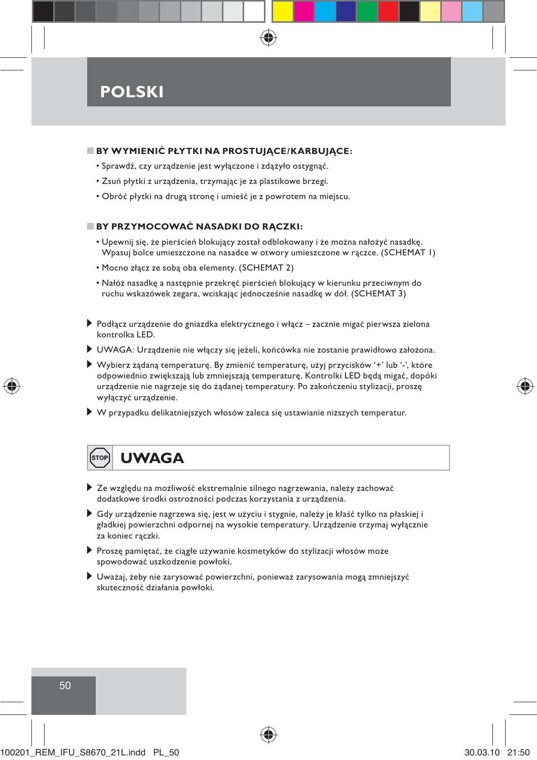# POLSKI

### BY WYMIENIĆ PŁYTKI NA PROSTUJĄCE/KARBUJĄCE:

- Sprawdź, czy urządzenie jest wyłączone i zdążyło ostygnąć.
- Zsuń płytki z urządzenia, trzymając je za plastikowe brzegi.
- Obróć płytki na drugą stronę i umieść je z powrotem na miejscu.

### BY PRZYMOCOWAĆ NASADKI DO RĄCZKI:

- Upewnij się, że pierścień blokujący został odblokowany i że można nałożyć nasadkę. Wpasuj bolce umieszczone na nasadce w otwory umieszczone w rączce. (SCHEMAT 1)
- Mocno złącz ze sobą oba elementy. (SCHEMAT 2)
- Nałóż nasadkę a następnie przekręć pierścień blokujący w kierunku przeciwnym do ruchu wskazówek zegara, wciskając jednocześnie nasadkę w dół. (SCHEMAT 3)

- Podłącz urządzenie do gniazdka elektrycznego i włącz – zacznie migać pierwsza zielona kontrolka LED.
- UWAGA: Urządzenie nie włączy się jeżeli, końcówka nie zostanie prawidłowo założona.
- Wybierz żądaną temperaturę. By zmienić temperaturę, użyj przycisków '+' lub '-', które odpowiednio zwiększają lub zmniejszają temperaturę. Kontrolki LED będą migać, dopóki urządzenie nie nagrzeje się do żądanej temperatury. Po zakończeniu stylizacji, proszę wyłączyć urządzenie.
- W przypadku delikatniejszych włosów zaleca się ustawianie niższych temperatur.

## UWAGA

- Ze względu na możliwość ekstremalnie silnego nagrzewania, należy zachować dodatkowe środki ostrożności podczas korzystania z urządzenia.
- Gdy urządzenie nagrzewa się, jest w użyciu i stygnie, należy je kłaść tylko na płaskiej i gładkiej powierzchni odpornej na wysokie temperatury. Urządzenie trzymaj wyłącznie za koniec rączki.
- Proszę pamiętać, że ciągłe używanie kosmetyków do stylizacji włosów może spowodować uszkodzenie powłoki.
- Uważaj, żeby nie zarysować powierzchni, ponieważ zarysowania mogą zmniejszyć skuteczność działania powłoki.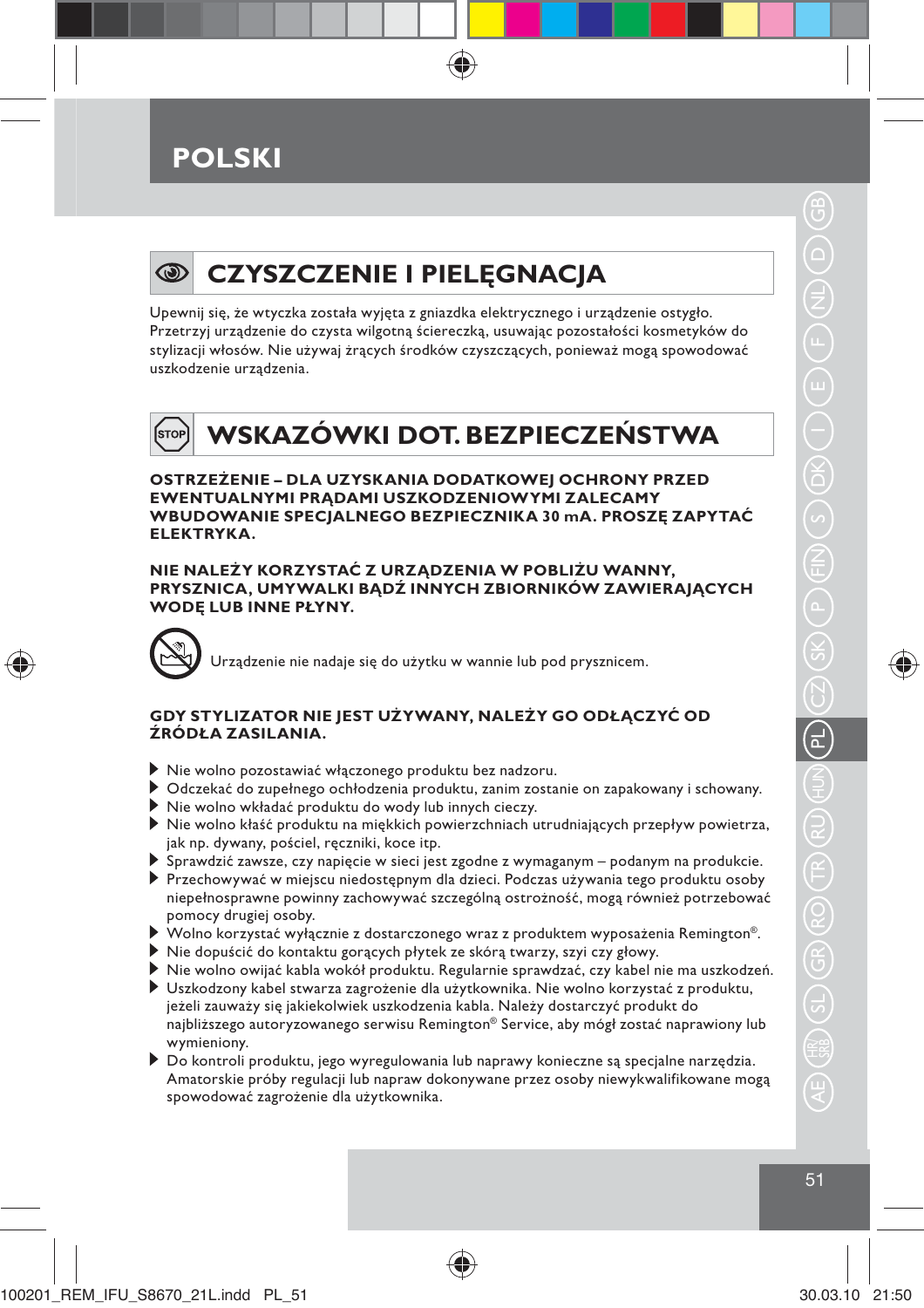# POLSKI

## CZYSZCZENIE I PIELĘGNACJA

Upewnij się, że wtyczka została wyjęta z gniazdka elektrycznego i urządzenie ostygło. Przetrzyj urządzenie do czysta wilgotną ściereczką, usuwając pozostałości kosmetyków do stylizacji włosów. Nie używaj żrących środków czyszczących, ponieważ mogą spowodować uszkodzenie urządzenia.

## WSKAZÓWKI DOT. BEZPIECZEŃSTWA

**OSTRZEŻENIE – DLA UZYSKANIA DODATKOWEJ OCHRONY PRZED EWENTUALNYMI PRĄDAMI USZKODZENIOWYMI ZALECAMY WBUDOWANIE SPECJALNEGO BEZPIECZNIKA 30 mA. PROSZĘ ZAPYTAĆ ELEKTRYKA.**

**NIE NALEŻY KORZYSTAĆ Z URZĄDZENIA W POBLIŻU WANNY, PRYSZNICA, UMYWALKI BĄDŹ INNYCH ZBIORNIKÓW ZAWIERAJĄCYCH WODĘ LUB INNE PŁYNY.**

Urządzenie nie nadaje się do użytku w wannie lub pod prysznicem.

**GDY STYLIZATOR NIE JEST UŻYWANY, NALEŻY GO ODŁĄCZYĆ OD ŹRÓDŁA ZASILANIA.**

- Nie wolno pozostawiać włączonego produktu bez nadzoru.
- Odczekać do zupełnego ochłodzenia produktu, zanim zostanie on zapakowany i schowany.
- Nie wolno wkładać produktu do wody lub innych cieczy.
- Nie wolno kłaść produktu na miękkich powierzchniach utrudniających przepływ powietrza, jak np. dywany, pościel, ręczniki, koce itp.
- Sprawdzić zawsze, czy napięcie w sieci jest zgodne z wymaganym – podanym na produkcie.
- Przechowywać w miejscu niedostępnym dla dzieci. Podczas używania tego produktu osoby niepełnosprawne powinny zachowywać szczególną ostrożność, mogą również potrzebować pomocy drugiej osoby.
- Wolno korzystać wyłącznie z dostarczonego wraz z produktem wyposażenia Remington®.
- Nie dopuścić do kontaktu gorących płytek ze skórą twarzy, szyi czy głowy.
- Nie wolno owijać kabla wokół produktu. Regularnie sprawdzać, czy kabel nie ma uszkodzeń.
- Uszkodzony kabel stwarza zagrożenie dla użytkownika. Nie wolno korzystać z produktu, jeżeli zauważy się jakiekolwiek uszkodzenia kabla. Należy dostarczyć produkt do najbliższego autoryzowanego serwisu Remington® Service, aby mógł zostać naprawiony lub wymieniony.
- Do kontroli produktu, jego wyregulowania lub naprawy konieczne są specjalne narzędzia. Amatorskie próby regulacji lub napraw dokonywane przez osoby niewykwalifikowane mogą spowodować zagrożenie dla użytkownika.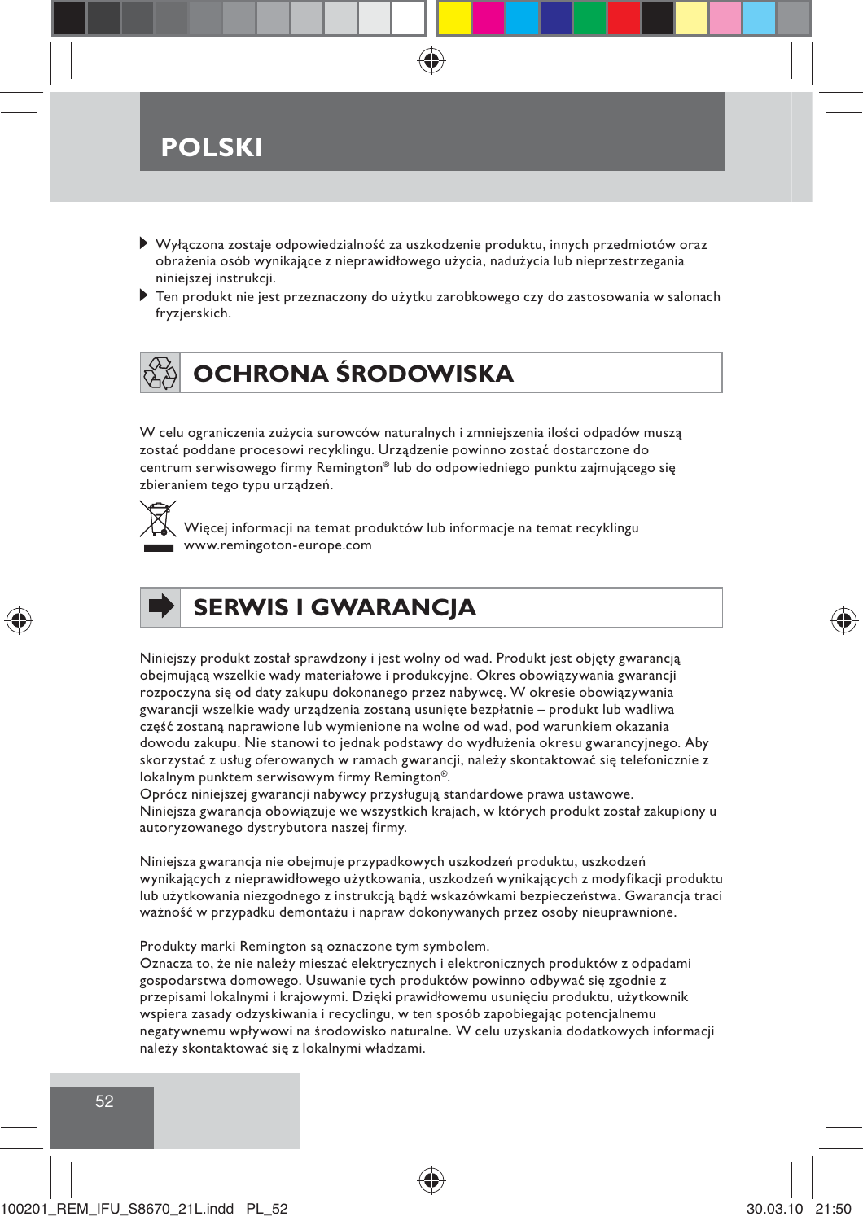# POLSKI

- Wyłączona zostaje odpowiedzialność za uszkodzenie produktu, innych przedmiotów oraz obrażenia osób wynikające z nieprawidłowego użycia, nadużycia lub nieprzestrzegania niniejszej instrukcji.
- Ten produkt nie jest przeznaczony do użytku zarobkowego czy do zastosowania w salonach fryzjerskich.

## OCHRONA ŚRODOWISKA

W celu ograniczenia zużycia surowców naturalnych i zmniejszenia ilości odpadów muszą zostać poddane procesowi recyklingu. Urządzenie powinno zostać dostarczone do centrum serwisowego firmy Remington® lub do odpowiedniego punktu zajmującego się zbieraniem tego typu urządzeń.

Więcej informacji na temat produktów lub informacje na temat recyklingu www.remingoton-europe.com

## SERWIS I GWARANCJA

Niniejszy produkt został sprawdzony i jest wolny od wad. Produkt jest objęty gwarancją obejmującą wszelkie wady materiałowe i produkcyjne. Okres obowiązywania gwarancji rozpoczyna się od daty zakupu dokonanego przez nabywcę. W okresie obowiązywania gwarancji wszelkie wady urządzenia zostaną usunięte bezpłatnie – produkt lub wadliwa część zostaną naprawione lub wymienione na wolne od wad, pod warunkiem okazania dowodu zakupu. Nie stanowi to jednak podstawy do wydłużenia okresu gwarancyjnego. Aby skorzystać z usług oferowanych w ramach gwarancji, należy skontaktować się telefonicznie z lokalnym punktem serwisowym firmy Remington®.
Oprócz niniejszej gwarancji nabywcy przysługują standardowe prawa ustawowe.
Niniejsza gwarancja obowiązuje we wszystkich krajach, w których produkt został zakupiony u autoryzowanego dystrybutora naszej firmy.

Niniejsza gwarancja nie obejmuje przypadkowych uszkodzeń produktu, uszkodzeń wynikających z nieprawidłowego użytkowania, uszkodzeń wynikających z modyfikacji produktu lub użytkowania niezgodnego z instrukcją bądź wskazówkami bezpieczeństwa. Gwarancja traci ważność w przypadku demontażu i napraw dokonywanych przez osoby nieuprawnione.

Produkty marki Remington są oznaczone tym symbolem.
Oznacza to, że nie należy mieszać elektrycznych i elektronicznych produktów z odpadami gospodarstwa domowego. Usuwanie tych produktów powinno odbywać się zgodnie z przepisami lokalnymi i krajowymi. Dzięki prawidłowemu usunięciu produktu, użytkownik wspiera zasady odzyskiwania i recyclingu, w ten sposób zapobiegając potencjalnemu negatywnemu wpływowi na środowisko naturalne. W celu uzyskania dodatkowych informacji należy skontaktować się z lokalnymi władzami.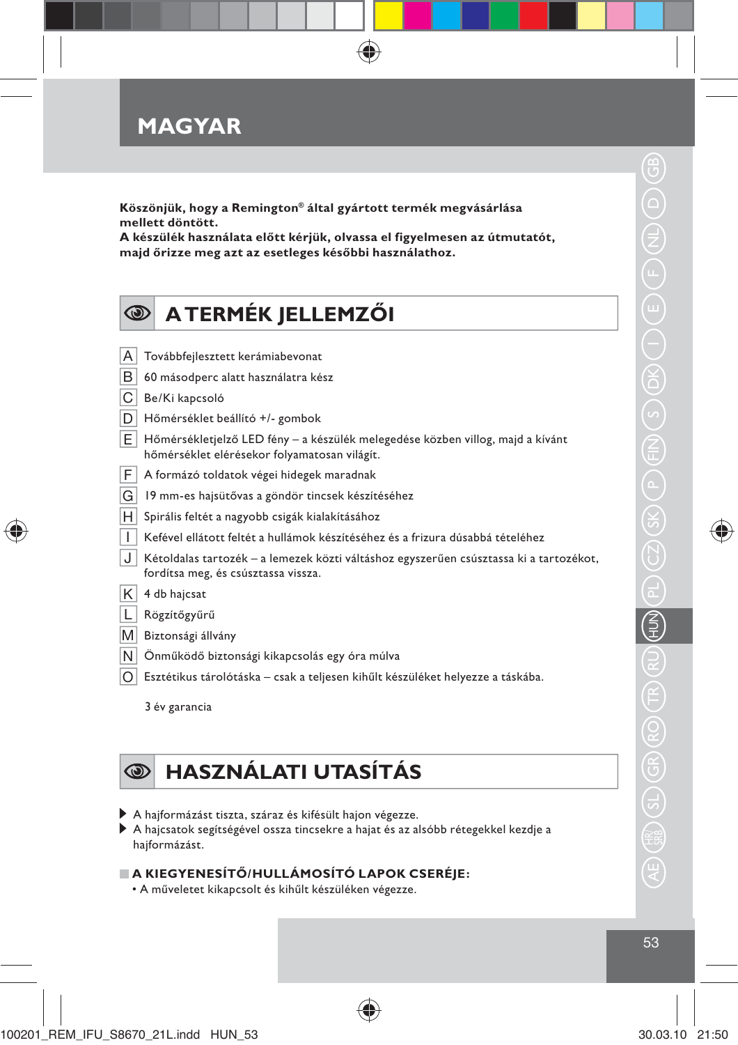# MAGYAR

**Köszönjük, hogy a Remington® által gyártott termék megvásárlása mellett döntött.**
**A készülék használata előtt kérjük, olvassa el figyelmesen az útmutatót, majd őrizze meg azt az esetleges későbbi használathoz.**

## A TERMÉK JELLEMZŐI

- A Továbbfejlesztett kerámiabevonat
- B 60 másodperc alatt használatra kész
- C Be/Ki kapcsoló
- D Hőmérséklet beállító +/- gombok
- E Hőmérsékletjelző LED fény – a készülék melegedése közben villog, majd a kívánt hőmérséklet elérésekor folyamatosan világít.
- F A formázó toldatok végei hidegek maradnak
- G 19 mm-es hajsütővas a göndör tincsek készítéséhez
- H Spirális feltét a nagyobb csigák kialakításához
- I Kefével ellátott feltét a hullámok készítéséhez és a frizura dúsabbá tételéhez
- J Kétoldalas tartozék – a lemezek közti váltáshoz egyszerűen csúsztassa ki a tartozékot, fordítsa meg, és csúsztassa vissza.
- K 4 db hajcsat
- L Rögzítőgyűrű
- M Biztonsági állvány
- N Önműködő biztonsági kikapcsolás egy óra múlva
- O Esztétikus tárolótáska – csak a teljesen kihűlt készüléket helyezze a táskába.

3 év garancia

## HASZNÁLATI UTASÍTÁS

- A hajformázást tiszta, száraz és kifésült hajon végezze.
- A hajcsatok segítségével ossza tincsekre a hajat és az alsóbb rétegekkel kezdje a hajformázást.

### A KIEGYENESÍTŐ/HULLÁMOSÍTÓ LAPOK CSERÉJE:

• A műveletet kikapcsolt és kihűlt készüléken végezze.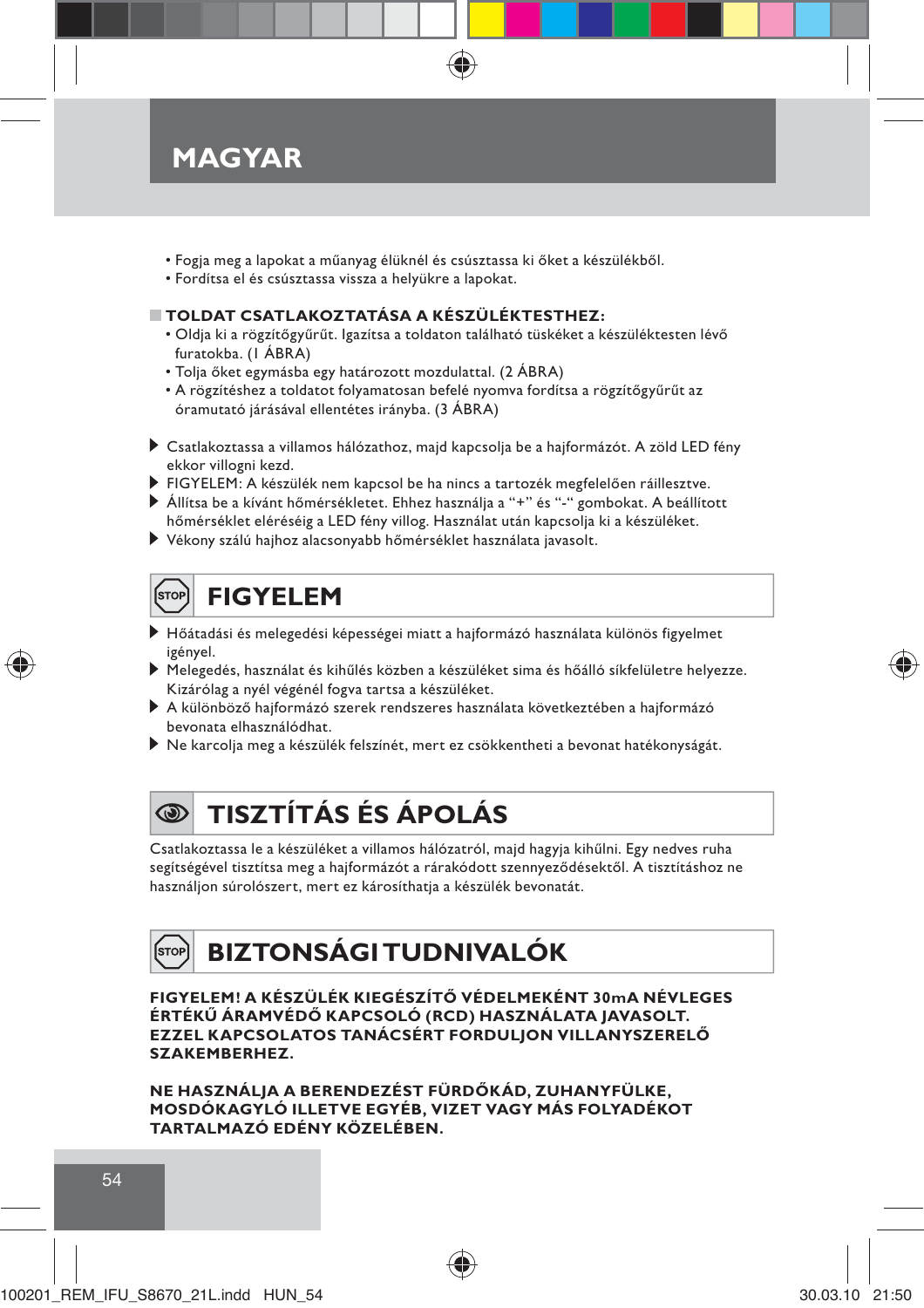# MAGYAR

- Fogja meg a lapokat a műanyag élüknél és csúsztassa ki őket a készülékből.
- Fordítsa el és csúsztassa vissza a helyükre a lapokat.

**TOLDAT CSATLAKOZTATÁSA A KÉSZÜLÉKTESTHEZ:**

- Oldja ki a rögzítőgyűrűt. Igazítsa a toldaton található tüskéket a készüléktesten lévő furatokba. (1 ÁBRA)
- Tolja őket egymásba egy határozott mozdulattal. (2 ÁBRA)
- A rögzítéshez a toldatot folyamatosan befelé nyomva fordítsa a rögzítőgyűrűt az óramutató járásával ellentétes irányba. (3 ÁBRA)

- Csatlakoztassa a villamos hálózathoz, majd kapcsolja be a hajformázót. A zöld LED fény ekkor villogni kezd.
- FIGYELEM: A készülék nem kapcsol be ha nincs a tartozék megfelelően ráillesztve.
- Állítsa be a kívánt hőmérsékletet. Ehhez használja a “+” és “-“ gombokat. A beállított hőmérséklet eléréséig a LED fény villog. Használat után kapcsolja ki a készüléket.
- Vékony szálú hajhoz alacsonyabb hőmérséklet használata javasolt.

## FIGYELEM

- Hőátadási és melegedési képességei miatt a hajformázó használata különös figyelmet igényel.
- Melegedés, használat és kihűlés közben a készüléket sima és hőálló síkfelületre helyezze. Kizárólag a nyél végénél fogva tartsa a készüléket.
- A különböző hajformázó szerek rendszeres használata következtében a hajformázó bevonata elhasználódhat.
- Ne karcolja meg a készülék felszínét, mert ez csökkentheti a bevonat hatékonyságát.

## TISZTÍTÁS ÉS ÁPOLÁS

Csatlakoztassa le a készüléket a villamos hálózatról, majd hagyja kihűlni. Egy nedves ruha segítségével tisztítsa meg a hajformázót a rárakódott szennyeződésektől. A tisztításhoz ne használjon súrolószert, mert ez károsíthatja a készülék bevonatát.

## BIZTONSÁGI TUDNIVALÓK

**FIGYELEM! A KÉSZÜLÉK KIEGÉSZÍTŐ VÉDELMEKÉNT 30mA NÉVLEGES ÉRTÉKŰ ÁRAMVÉDŐ KAPCSOLÓ (RCD) HASZNÁLATA JAVASOLT. EZZEL KAPCSOLATOS TANÁCSÉRT FORDULJON VILLANYSZERELŐ SZAKEMBERHEZ.**

**NE HASZNÁLJA A BERENDEZÉST FÜRDŐKÁD, ZUHANYFÜLKE, MOSDÓKAGYLÓ ILLETVE EGYÉB, VIZET VAGY MÁS FOLYADÉKOT TARTALMAZÓ EDÉNY KÖZELÉBEN.**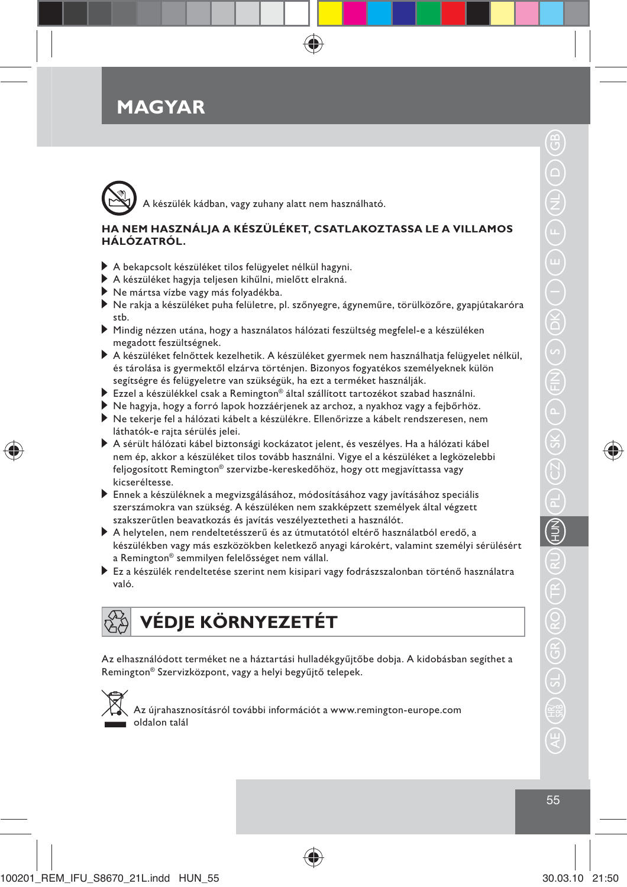# MAGYAR

A készülék kádban, vagy zuhany alatt nem használható.

**HA NEM HASZNÁLJA A KÉSZÜLÉKET, CSATLAKOZTASSA LE A VILLAMOS HÁLÓZATRÓL.**

- A bekapcsolt készüléket tilos felügyelet nélkül hagyni.
- A készüléket hagyja teljesen kihűlni, mielőtt elrakná.
- Ne mártsa vízbe vagy más folyadékba.
- Ne rakja a készüléket puha felületre, pl. szőnyegre, ágyneműre, törülközőre, gyapjútakaróra stb.
- Mindig nézzen utána, hogy a használatos hálózati feszültség megfelel-e a készüléken megadott feszültségnek.
- A készüléket felnőttek kezelhetik. A készüléket gyermek nem használhatja felügyelet nélkül, és tárolása is gyermektől elzárva történjen. Bizonyos fogyatékos személyeknek külön segítségre és felügyeletre van szükségük, ha ezt a terméket használják.
- Ezzel a készülékkel csak a Remington® által szállított tartozékot szabad használni.
- Ne hagyja, hogy a forró lapok hozzáérjenek az archoz, a nyakhoz vagy a fejbőrhöz.
- Ne tekerje fel a hálózati kábelt a készülékre. Ellenőrizze a kábelt rendszeresen, nem láthatók-e rajta sérülés jelei.
- A sérült hálózati kábel biztonsági kockázatot jelent, és veszélyes. Ha a hálózati kábel nem ép, akkor a készüléket tilos tovább használni. Vigye el a készüléket a legközelebbi feljogosított Remington® szervizbe-kereskedőhöz, hogy ott megjavíttassa vagy kicseréltesse.
- Ennek a készüléknek a megvizsgálásához, módosításához vagy javításához speciális szerszámokra van szükség. A készüléken nem szakképzett személyek által végzett szakszerűtlen beavatkozás és javítás veszélyeztetheti a használót.
- A helytelen, nem rendeltetésszerű és az útmutatótól eltérő használatból eredő, a készülékben vagy más eszközökben keletkező anyagi károkért, valamint személyi sérülésért a Remington® semmilyen felelősséget nem vállal.
- Ez a készülék rendeltetése szerint nem kisipari vagy fodrászszalonban történő használatra való.

## VÉDJE KÖRNYEZETÉT

Az elhasználódott terméket ne a háztartási hulladékgyűjtőbe dobja. A kidobásban segíthet a Remington® Szervizközpont, vagy a helyi begyűjtő telepek.

Az újrahasznosításról további információt a www.remington-europe.com oldalon talál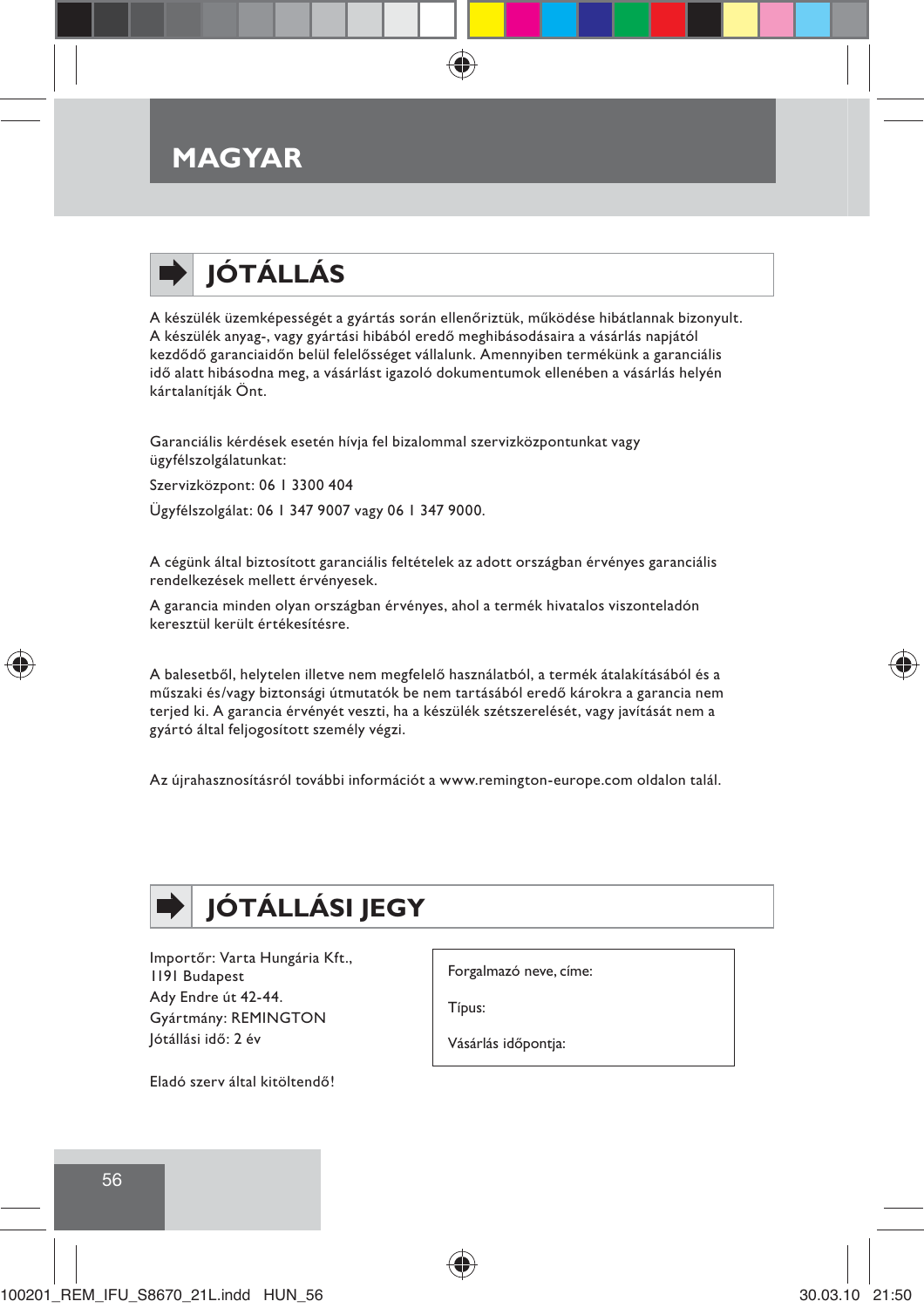# MAGYAR

## JÓTÁLLÁS

A készülék üzemképességét a gyártás során ellenőriztük, működése hibátlannak bizonyult. A készülék anyag-, vagy gyártási hibából eredő meghibásodásaira a vásárlás napjától kezdődő garanciaidőn belül felelősséget vállalunk. Amennyiben termékünk a garanciális idő alatt hibásodna meg, a vásárlást igazoló dokumentumok ellenében a vásárlás helyén kártalanítják Önt.

Garanciális kérdések esetén hívja fel bizalommal szervizközpontunkat vagy ügyfélszolgálatunkat:

Szervizközpont: 06 1 3300 404

Ügyfélszolgálat: 06 1 347 9007 vagy 06 1 347 9000.

A cégünk által biztosított garanciális feltételek az adott országban érvényes garanciális rendelkezések mellett érvényesek.

A garancia minden olyan országban érvényes, ahol a termék hivatalos viszonteladón keresztül került értékesítésre.

A balesetből, helytelen illetve nem megfelelő használatból, a termék átalakításából és a műszaki és/vagy biztonsági útmutatók be nem tartásából eredő károkra a garancia nem terjed ki. A garancia érvényét veszti, ha a készülék szétszerelését, vagy javítását nem a gyártó által feljogosított személy végzi.

Az újrahasznosításról további információt a www.remington-europe.com oldalon talál.

## JÓTÁLLÁSI JEGY

Importőr: Varta Hungária Kft.,
1191 Budapest
Ady Endre út 42-44.
Gyártmány: REMINGTON
Jótállási idő: 2 év

Eladó szerv által kitöltendő!

Forgalmazó neve, címe:

Típus:

Vásárlás időpontja: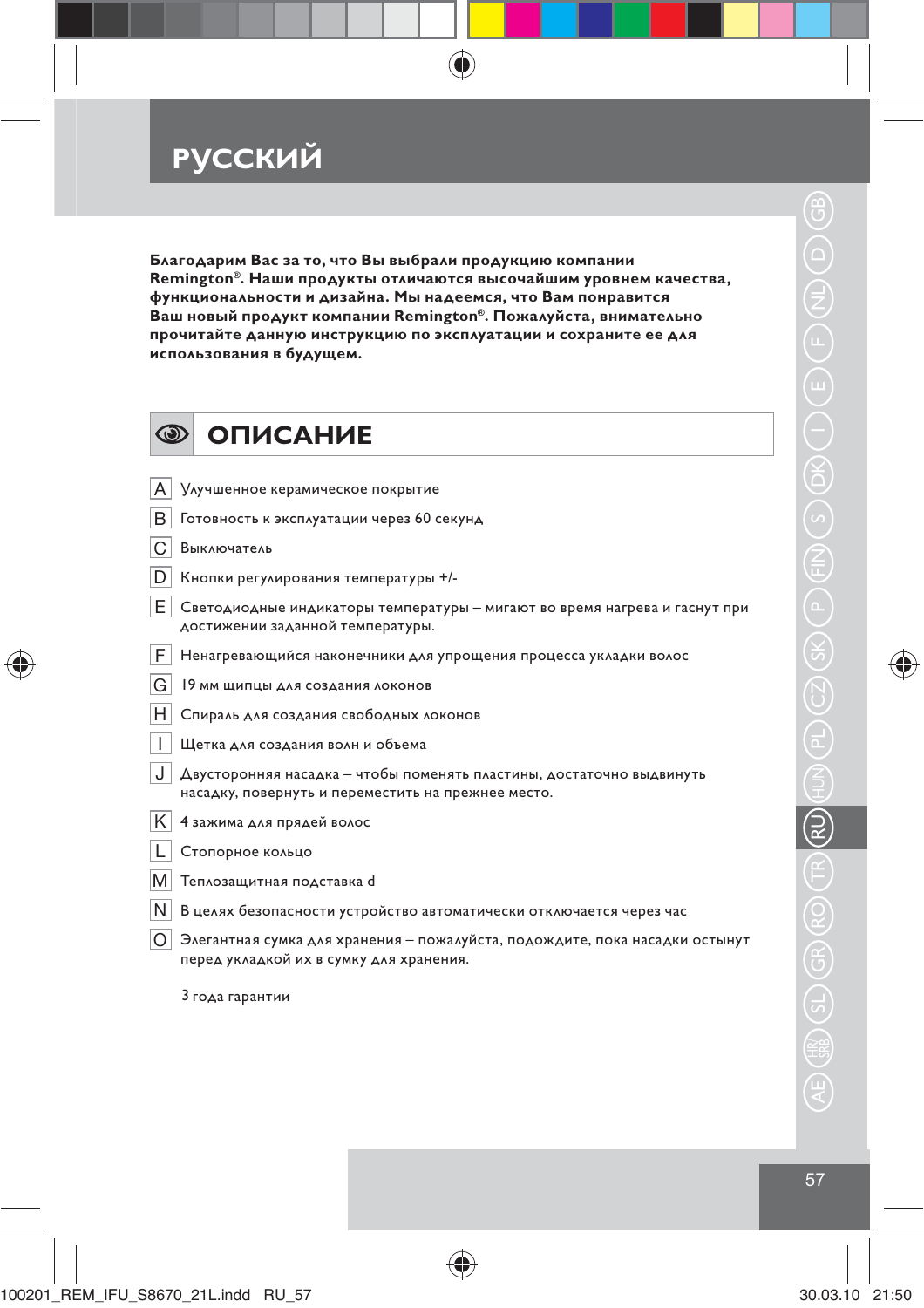# РУССКИЙ

**Благодарим Вас за то, что Вы выбрали продукцию компании Remington®. Наши продукты отличаются высочайшим уровнем качества, функциональности и дизайна. Мы надеемся, что Вам понравится Ваш новый продукт компании Remington®. Пожалуйста, внимательно прочитайте данную инструкцию по эксплуатации и сохраните ее для использования в будущем.**

## ОПИСАНИЕ

- A Улучшенное керамическое покрытие
- B Готовность к эксплуатации через 60 секунд
- C Выключатель
- D Кнопки регулирования температуры +/-
- E Светодиодные индикаторы температуры – мигают во время нагрева и гаснут при достижении заданной температуры.
- F Ненагревающийся наконечники для упрощения процесса укладки волос
- G 19 мм щипцы для создания локонов
- H Спираль для создания свободных локонов
- I Щетка для создания волн и объема
- J Двусторонняя насадка – чтобы поменять пластины, достаточно выдвинуть насадку, повернуть и переместить на прежнее место.
- K 4 зажима для прядей волос
- L Стопорное кольцо
- M Теплозащитная подставка d
- N В целях безопасности устройство автоматически отключается через час
- O Элегантная сумка для хранения – пожалуйста, подождите, пока насадки остынут перед укладкой их в сумку для хранения.

3 года гарантии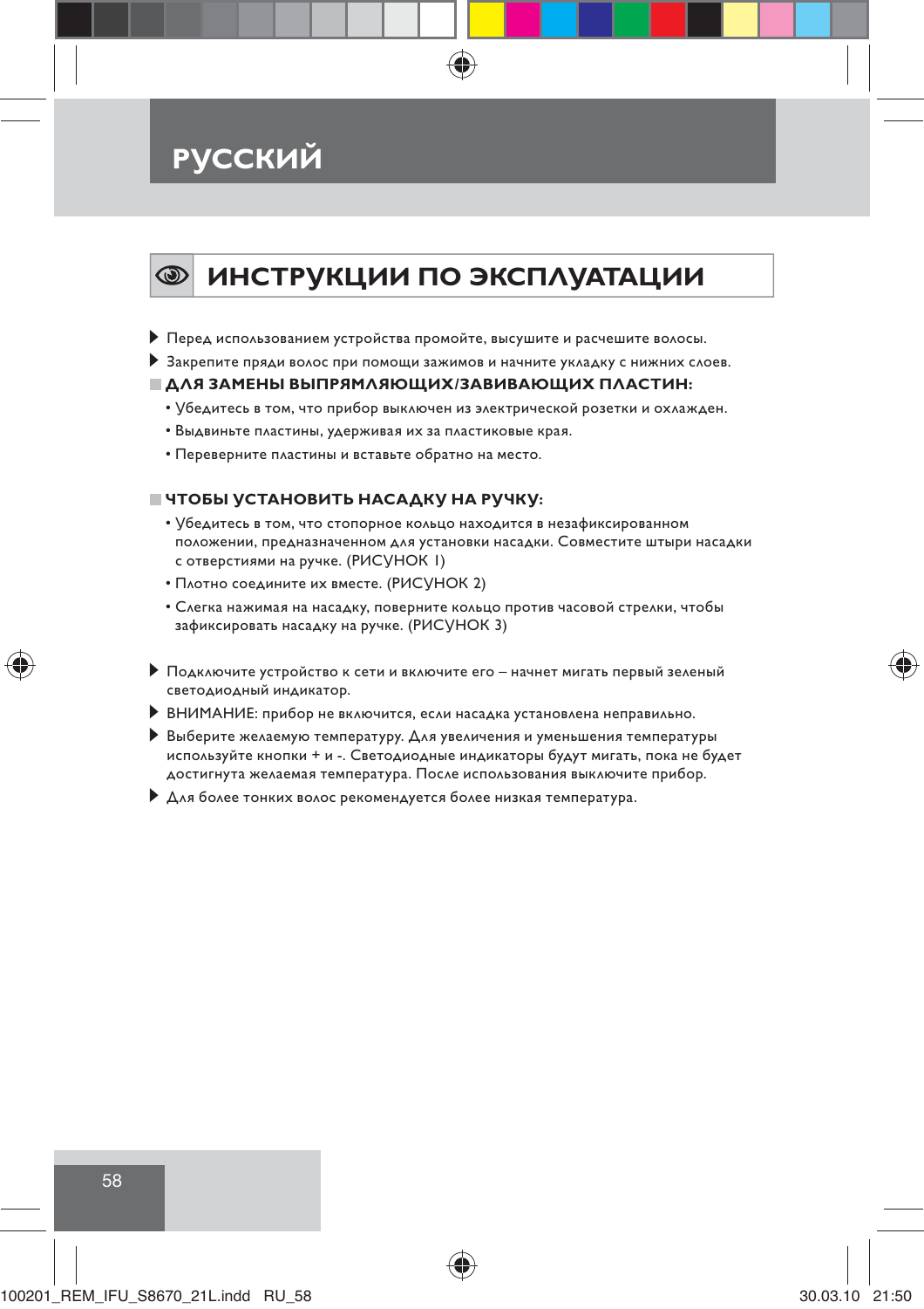# РУССКИЙ

## ИНСТРУКЦИИ ПО ЭКСПЛУАТАЦИИ

- Перед использованием устройства промойте, высушите и расчешите волосы.
- Закрепите пряди волос при помощи зажимов и начните укладку с нижних слоев.

**ДЛЯ ЗАМЕНЫ ВЫПРЯМЛЯЮЩИХ/ЗАВИВАЮЩИХ ПЛАСТИН:**

- Убедитесь в том, что прибор выключен из электрической розетки и охлажден.
- Выдвиньте пластины, удерживая их за пластиковые края.
- Переверните пластины и вставьте обратно на место.

**ЧТОБЫ УСТАНОВИТЬ НАСАДКУ НА РУЧКУ:**

- Убедитесь в том, что стопорное кольцо находится в незафиксированном положении, предназначенном для установки насадки. Совместите штыри насадки с отверстиями на ручке. (РИСУНОК 1)
- Плотно соедините их вместе. (РИСУНОК 2)
- Слегка нажимая на насадку, поверните кольцо против часовой стрелки, чтобы зафиксировать насадку на ручке. (РИСУНОК 3)

- Подключите устройство к сети и включите его – начнет мигать первый зеленый светодиодный индикатор.
- ВНИМАНИЕ: прибор не включится, если насадка установлена неправильно.
- Выберите желаемую температуру. Для увеличения и уменьшения температуры используйте кнопки + и -. Светодиодные индикаторы будут мигать, пока не будет достигнута желаемая температура. После использования выключите прибор.
- Для более тонких волос рекомендуется более низкая температура.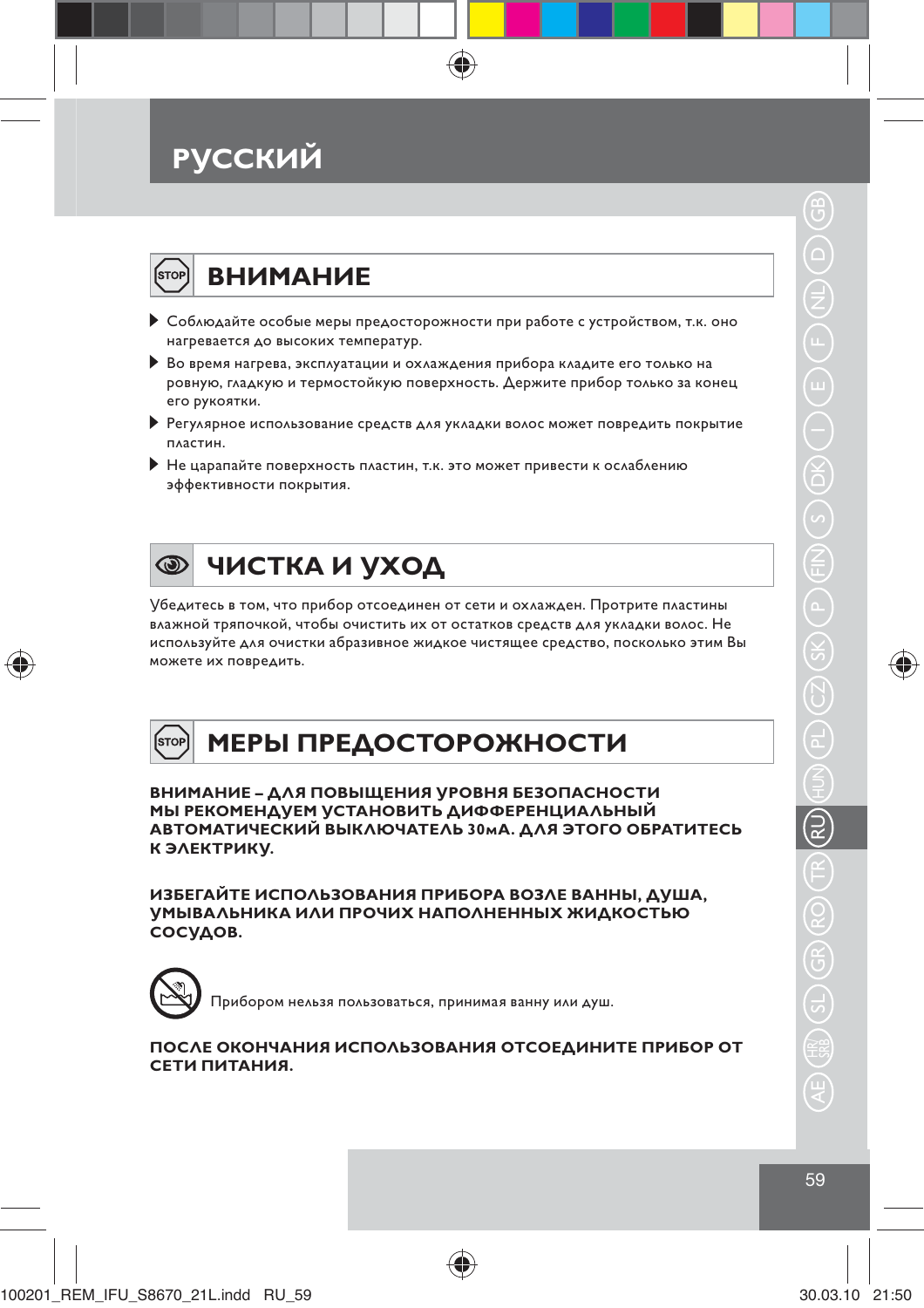# РУССКИЙ

## ВНИМАНИЕ

- Соблюдайте особые меры предосторожности при работе с устройством, т.к. оно нагревается до высоких температур.
- Во время нагрева, эксплуатации и охлаждения прибора кладите его только на ровную, гладкую и термостойкую поверхность. Держите прибор только за конец его рукоятки.
- Регулярное использование средств для укладки волос может повредить покрытие пластин.
- Не царапайте поверхность пластин, т.к. это может привести к ослаблению эффективности покрытия.

## ЧИСТКА И УХОД

Убедитесь в том, что прибор отсоединен от сети и охлажден. Протрите пластины влажной тряпочкой, чтобы очистить их от остатков средств для укладки волос. Не используйте для очистки абразивное жидкое чистящее средство, поскольку этим Вы можете их повредить.

## МЕРЫ ПРЕДОСТОРОЖНОСТИ

**ВНИМАНИЕ – ДЛЯ ПОВЫЩЕНИЯ УРОВНЯ БЕЗОПАСНОСТИ МЫ РЕКОМЕНДУЕМ УСТАНОВИТЬ ДИФФЕРЕНЦИАЛЬНЫЙ АВТОМАТИЧЕСКИЙ ВЫКЛЮЧАТЕЛЬ 30мА. ДЛЯ ЭТОГО ОБРАТИТЕСЬ К ЭЛЕКТРИКУ.**

**ИЗБЕГАЙТЕ ИСПОЛЬЗОВАНИЯ ПРИБОРА ВОЗЛЕ ВАННЫ, ДУША, УМЫВАЛЬНИКА ИЛИ ПРОЧИХ НАПОЛНЕННЫХ ЖИДКОСТЬЮ СОСУДОВ.**

Прибором нельзя пользоваться, принимая ванну или душ.

**ПОСЛЕ ОКОНЧАНИЯ ИСПОЛЬЗОВАНИЯ ОТСОЕДИНИТЕ ПРИБОР ОТ СЕТИ ПИТАНИЯ.**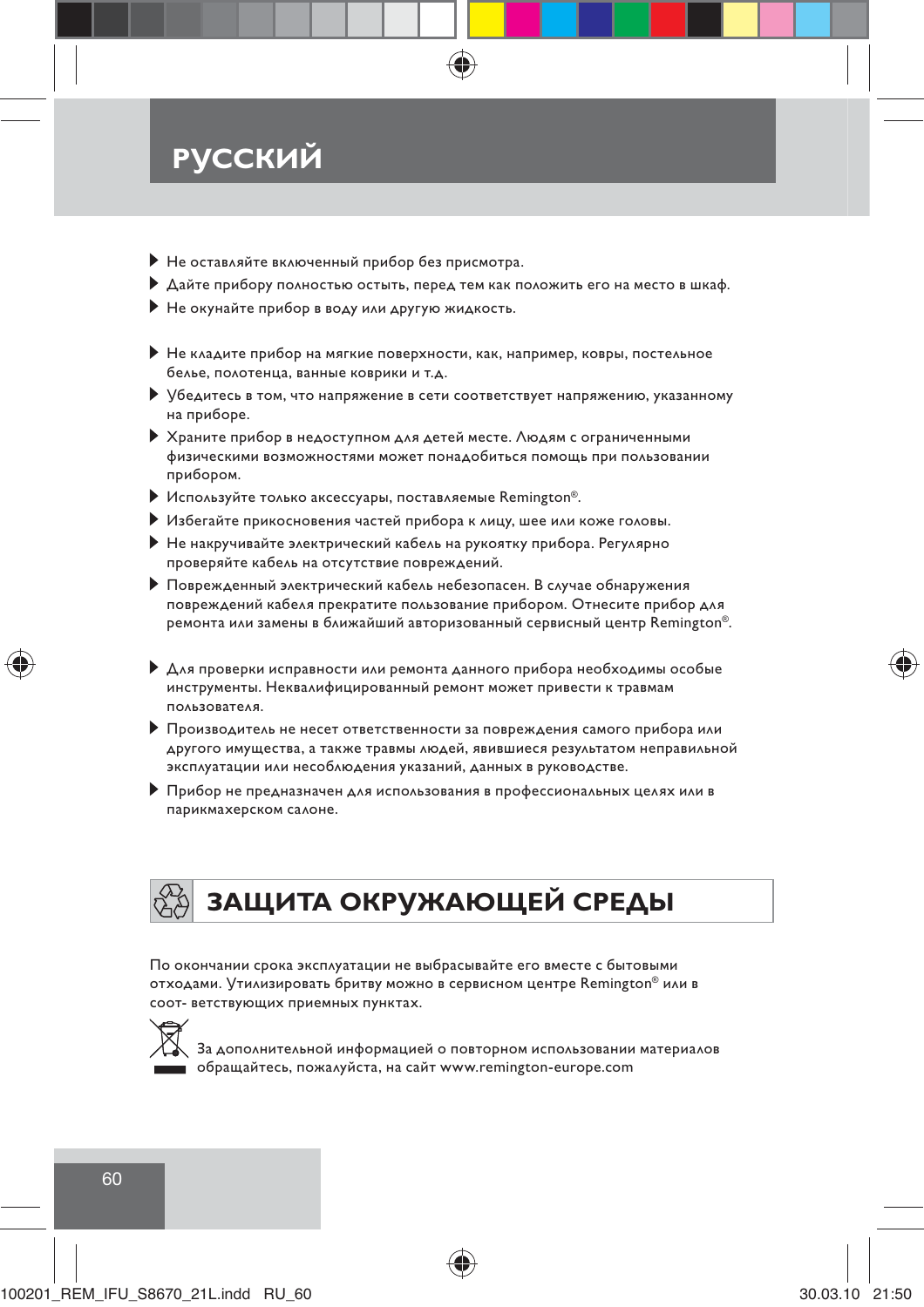# РУССКИЙ

- Не оставляйте включенный прибор без присмотра.
- Дайте прибору полностью остыть, перед тем как положить его на место в шкаф.
- Не окунайте прибор в воду или другую жидкость.

- Не кладите прибор на мягкие поверхности, как, например, ковры, постельное белье, полотенца, ванные коврики и т.д.
- Убедитесь в том, что напряжение в сети соответствует напряжению, указанному на приборе.
- Храните прибор в недоступном для детей месте. Людям с ограниченными физическими возможностями может понадобиться помощь при пользовании прибором.
- Используйте только аксессуары, поставляемые Remington®.
- Избегайте прикосновения частей прибора к лицу, шее или коже головы.
- Не накручивайте электрический кабель на рукоятку прибора. Регулярно проверяйте кабель на отсутствие повреждений.
- Поврежденный электрический кабель небезопасен. В случае обнаружения повреждений кабеля прекратите пользование прибором. Отнесите прибор для ремонта или замены в ближайший авторизованный сервисный центр Remington®.

- Для проверки исправности или ремонта данного прибора необходимы особые инструменты. Неквалифицированный ремонт может привести к травмам пользователя.
- Производитель не несет ответственности за повреждения самого прибора или другого имущества, а также травмы людей, явившиеся результатом неправильной эксплуатации или несоблюдения указаний, данных в руководстве.
- Прибор не предназначен для использования в профессиональных целях или в парикмахерском салоне.

## ЗАЩИТА ОКРУЖАЮЩЕЙ СРЕДЫ

По окончании срока эксплуатации не выбрасывайте его вместе с бытовыми отходами. Утилизировать бритву можно в сервисном центре Remington® или в соот- ветствующих приемных пунктах.

За дополнительной информацией о повторном использовании материалов обращайтесь, пожалуйста, на сайт www.remington-europe.com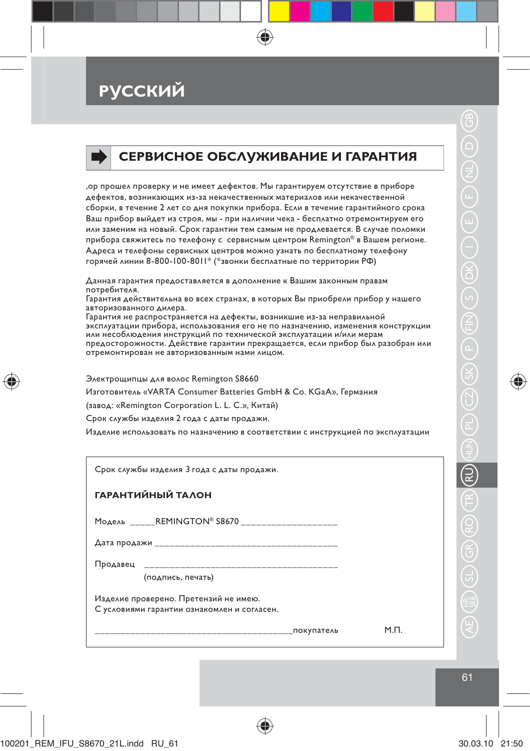# РУССКИЙ

## СЕРВИСНОЕ ОБСЛУЖИВАНИЕ И ГАРАНТИЯ

,ор прошел проверку и не имеет дефектов. Мы гарантируем отсутствие в приборе дефектов, возникающих из-за некачественных материалов или некачественной сборки, в течение 2 лет со дня покупки прибора. Если в течение гарантийного срока Ваш прибор выйдет из строя, мы - при наличии чека - бесплатно отремонтируем его или заменим на новый. Срок гарантии тем самым не продлевается. В случае поломки прибора свяжитесь по телефону с сервисным центром Remington® в Вашем регионе. Адреса и телефоны сервисных центров можно узнать по бесплатному телефону горячей линии 8-800-100-8011* (*звонки бесплатные по территории РФ)

Данная гарантия предоставляется в дополнение к Вашим законным правам потребителя.
Гарантия действительна во всех странах, в которых Вы приобрели прибор у нашего авторизованного дилера.
Гарантия не распространяется на дефекты, возникшие из-за неправильной эксплуатации прибора, использования его не по назначению, изменения конструкции или несоблюдения инструкций по технической эксплуатации и/или мерам предосторожности. Действие гарантии прекращается, если прибор был разобран или отремонтирован не авторизованным нами лицом.

Электрощипцы для волос Remington S8660

Изготовитель «VARTA Consumer Batteries GmbH & Co. KGaA», Германия

(завод: «Remington Corporation L. L. C.», Китай)

Срок службы изделия 2 года с даты продажи.

Изделие использовать по назначению в соответствии с инструкцией по эксплуатации

Срок службы изделия 3 года с даты продажи.

**ГАРАНТИЙНЫЙ ТАЛОН**

Модель _____REMINGTON® S8670 ___________________

Дата продажи _____________________________________

Продавец _____________________________________
(подпись, печать)

Изделие проверено. Претензий не имею.
С условиями гарантии ознакомлен и согласен.

________________________________________покупатель М.П.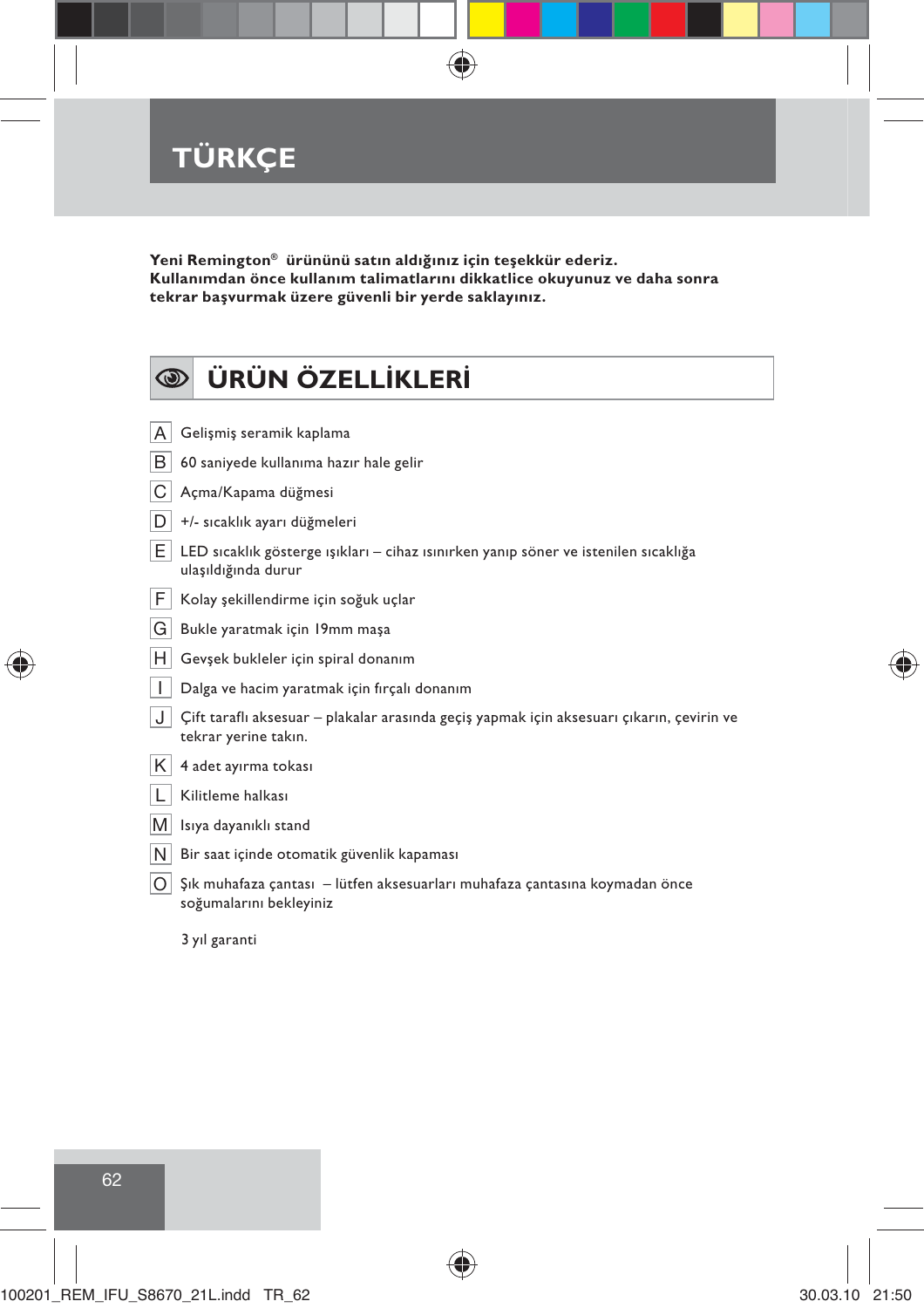# TÜRKÇE

**Yeni Remington® ürününü satın aldığınız için teşekkür ederiz.**
**Kullanımdan önce kullanım talimatlarını dikkatlice okuyunuz ve daha sonra tekrar başvurmak üzere güvenli bir yerde saklayınız.**

## ÜRÜN ÖZELLİKLERİ

- A Gelişmiş seramik kaplama
- B 60 saniyede kullanıma hazır hale gelir
- C Açma/Kapama düğmesi
- D +/- sıcaklık ayarı düğmeleri
- E LED sıcaklık gösterge ışıkları – cihaz ısınırken yanıp söner ve istenilen sıcaklığa ulaşıldığında durur
- F Kolay şekillendirme için soğuk uçlar
- G Bukle yaratmak için 19mm maşa
- H Gevşek bukleler için spiral donanım
- I Dalga ve hacim yaratmak için fırçalı donanım
- J Çift taraflı aksesuar – plakalar arasında geçiş yapmak için aksesuarı çıkarın, çevirin ve tekrar yerine takın.
- K 4 adet ayırma tokası
- L Kilitleme halkası
- M Isıya dayanıklı stand
- N Bir saat içinde otomatik güvenlik kapaması
- O Şık muhafaza çantası – lütfen aksesuarları muhafaza çantasına koymadan önce soğumalarını bekleyiniz

3 yıl garanti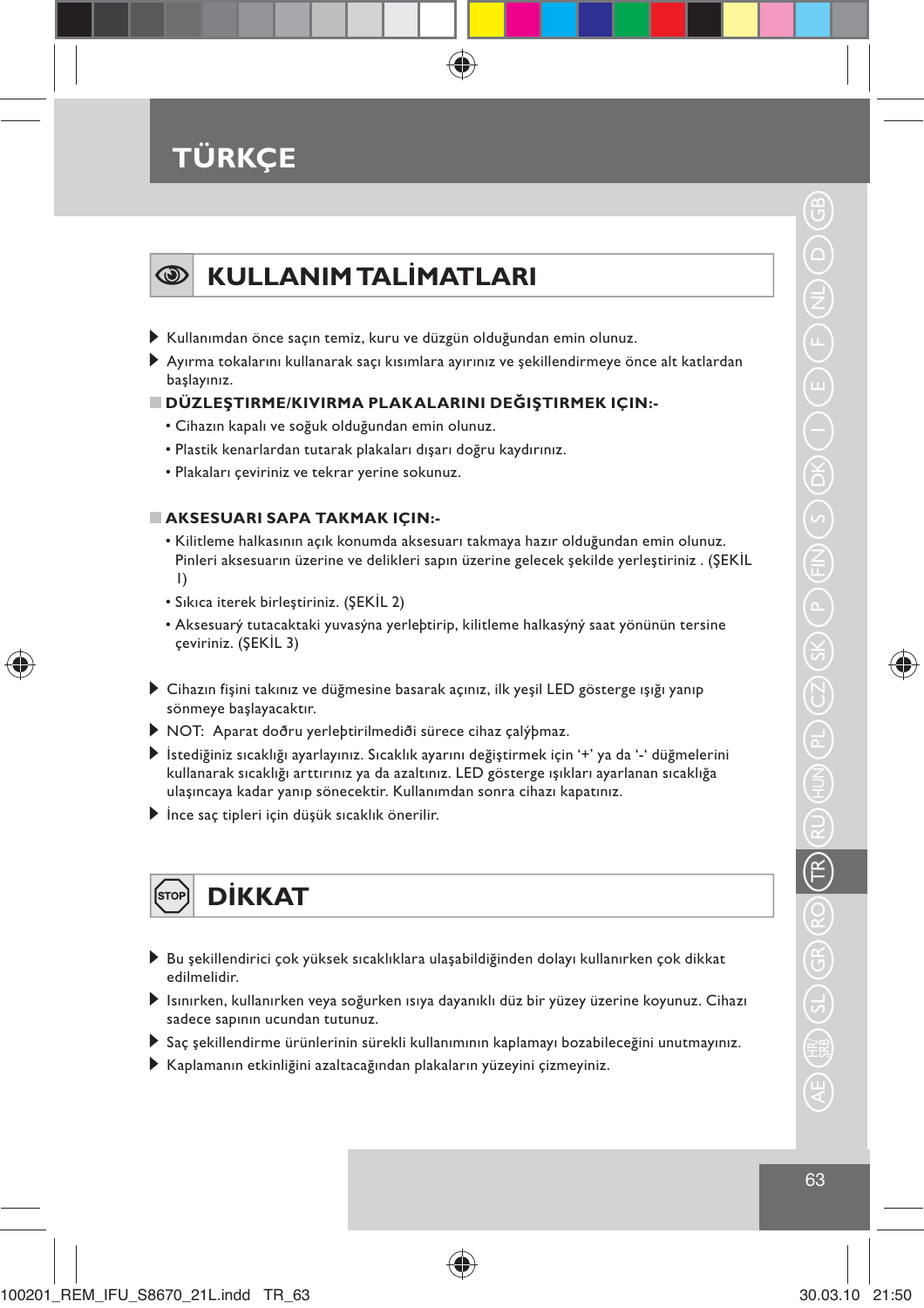# TÜRKÇE

## KULLANIM TALİMATLARI

- Kullanımdan önce saçın temiz, kuru ve düzgün olduğundan emin olunuz.
- Ayırma tokalarını kullanarak saçı kısımlara ayırınız ve şekillendirmeye önce alt katlardan başlayınız.

**DÜZLEŞTIRME/KIVIRMA PLAKALARINI DEĞIŞTIRMEK IÇIN:-**

- Cihazın kapalı ve soğuk olduğundan emin olunuz.
- Plastik kenarlardan tutarak plakaları dışarı doğru kaydırınız.
- Plakaları çeviriniz ve tekrar yerine sokunuz.

**AKSESUARI SAPA TAKMAK IÇIN:-**

- Kilitleme halkasının açık konumda aksesuarı takmaya hazır olduğundan emin olunuz. Pinleri aksesuarın üzerine ve delikleri sapın üzerine gelecek şekilde yerleştiriniz . (ŞEKİL 1)
- Sıkıca iterek birleştiriniz. (ŞEKİL 2)
- Aksesuarý tutacaktaki yuvasýna yerleþtirip, kilitleme halkasýný saat yönünün tersine çeviriniz. (ŞEKİL 3)

- Cihazın fişini takınız ve düğmesine basarak açınız, ilk yeşil LED gösterge ışığı yanıp sönmeye başlayacaktır.
- NOT: Aparat doðru yerleþtirilmediði sürece cihaz çalýþmaz.
- İstediğiniz sıcaklığı ayarlayınız. Sıcaklık ayarını değiştirmek için '+' ya da '-' düğmelerini kullanarak sıcaklığı arttırınız ya da azaltınız. LED gösterge ışıkları ayarlanan sıcaklığa ulaşıncaya kadar yanıp sönecektir. Kullanımdan sonra cihazı kapatınız.
- İnce saç tipleri için düşük sıcaklık önerilir.

## DİKKAT

- Bu şekillendirici çok yüksek sıcaklıklara ulaşabildiğinden dolayı kullanırken çok dikkat edilmelidir.
- Isınırken, kullanırken veya soğurken ısıya dayanıklı düz bir yüzey üzerine koyunuz. Cihazı sadece sapının ucundan tutunuz.
- Saç şekillendirme ürünlerinin sürekli kullanımının kaplamayı bozabileceğini unutmayınız.
- Kaplamanın etkinliğini azaltacağından plakaların yüzeyini çizmeyiniz.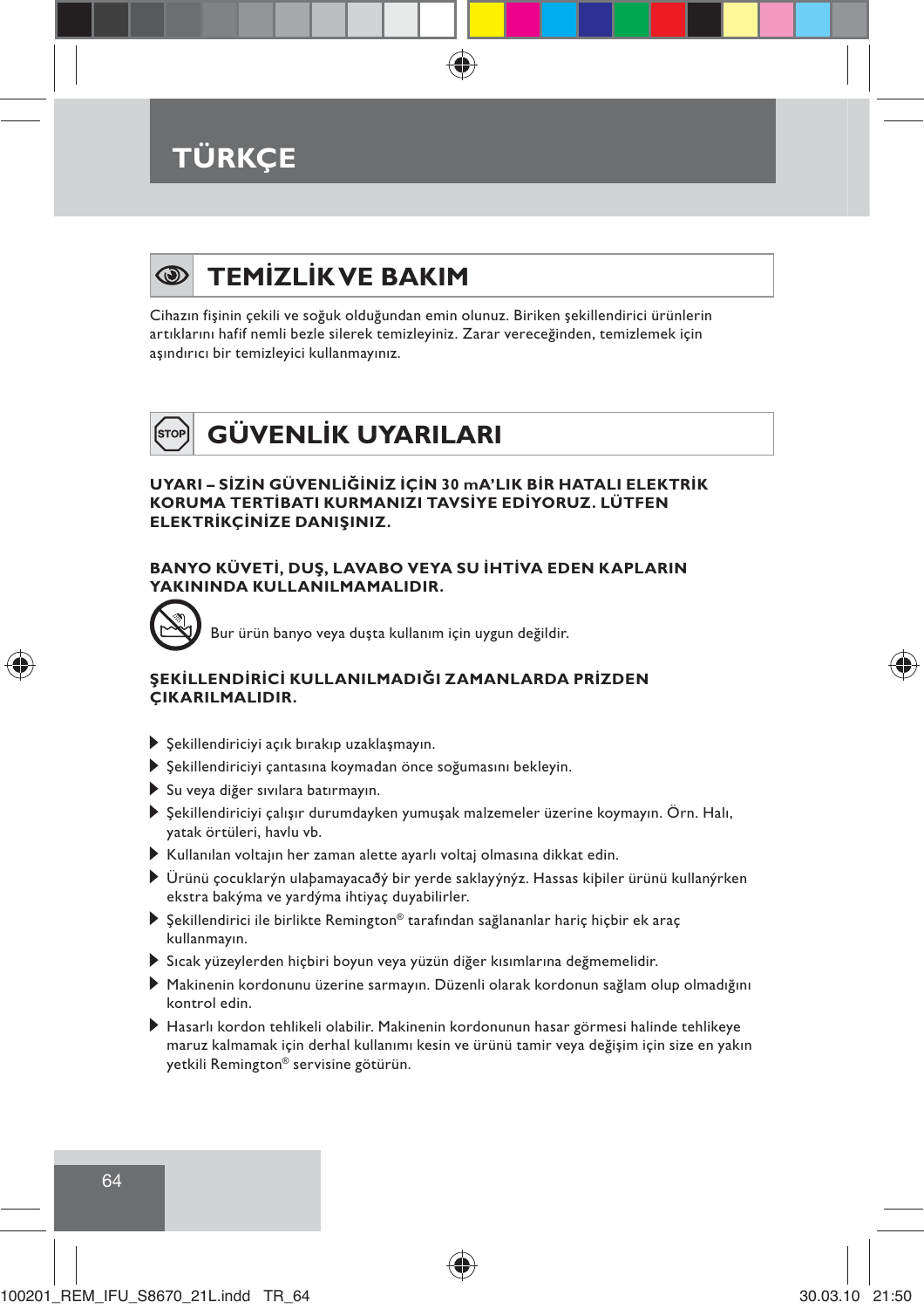# TÜRKÇE

## TEMİZLİK VE BAKIM

Cihazın fişinin çekili ve soğuk olduğundan emin olunuz. Biriken şekillendirici ürünlerin artıklarını hafif nemli bezle silerek temizleyiniz. Zarar vereceğinden, temizlemek için aşındırıcı bir temizleyici kullanmayınız.

## GÜVENLİK UYARILARI

**UYARI – SİZİN GÜVENLİĞİNİZ İÇİN 30 mA'LIK BİR HATALI ELEKTRİK KORUMA TERTİBATI KURMANIZI TAVSİYE EDİYORUZ. LÜTFEN ELEKTRİKÇİNİZE DANIŞINIZ.**

**BANYO KÜVETİ, DUŞ, LAVABO VEYA SU İHTİVA EDEN KAPLARIN YAKININDA KULLANILMAMALIDIR.**

Bur ürün banyo veya duşta kullanım için uygun değildir.

**ŞEKİLLENDİRİCİ KULLANILMADIĞI ZAMANLARDA PRİZDEN ÇIKARILMALIDIR.**

- Şekillendiriciyi açık bırakıp uzaklaşmayın.
- Şekillendiriciyi çantasına koymadan önce soğumasını bekleyin.
- Su veya diğer sıvılara batırmayın.
- Şekillendiriciyi çalışır durumdayken yumuşak malzemeler üzerine koymayın. Örn. Halı, yatak örtüleri, havlu vb.
- Kullanılan voltajın her zaman alette ayarlı voltaj olmasına dikkat edin.
- Ürünü çocuklarýn ulaþamayacaðý bir yerde saklayýnýz. Hassas kiþiler ürünü kullanýrken ekstra bakýma ve yardýma ihtiyaç duyabilirler.
- Şekillendirici ile birlikte Remington® tarafından sağlananlar hariç hiçbir ek araç kullanmayın.
- Sıcak yüzeylerden hiçbiri boyun veya yüzün diğer kısımlarına değmemelidir.
- Makinenin kordonunu üzerine sarmayın. Düzenli olarak kordonun sağlam olup olmadığını kontrol edin.
- Hasarlı kordon tehlikeli olabilir. Makinenin kordonunun hasar görmesi halinde tehlikeye maruz kalmamak için derhal kullanımı kesin ve ürünü tamir veya değişim için size en yakın yetkili Remington® servisine götürün.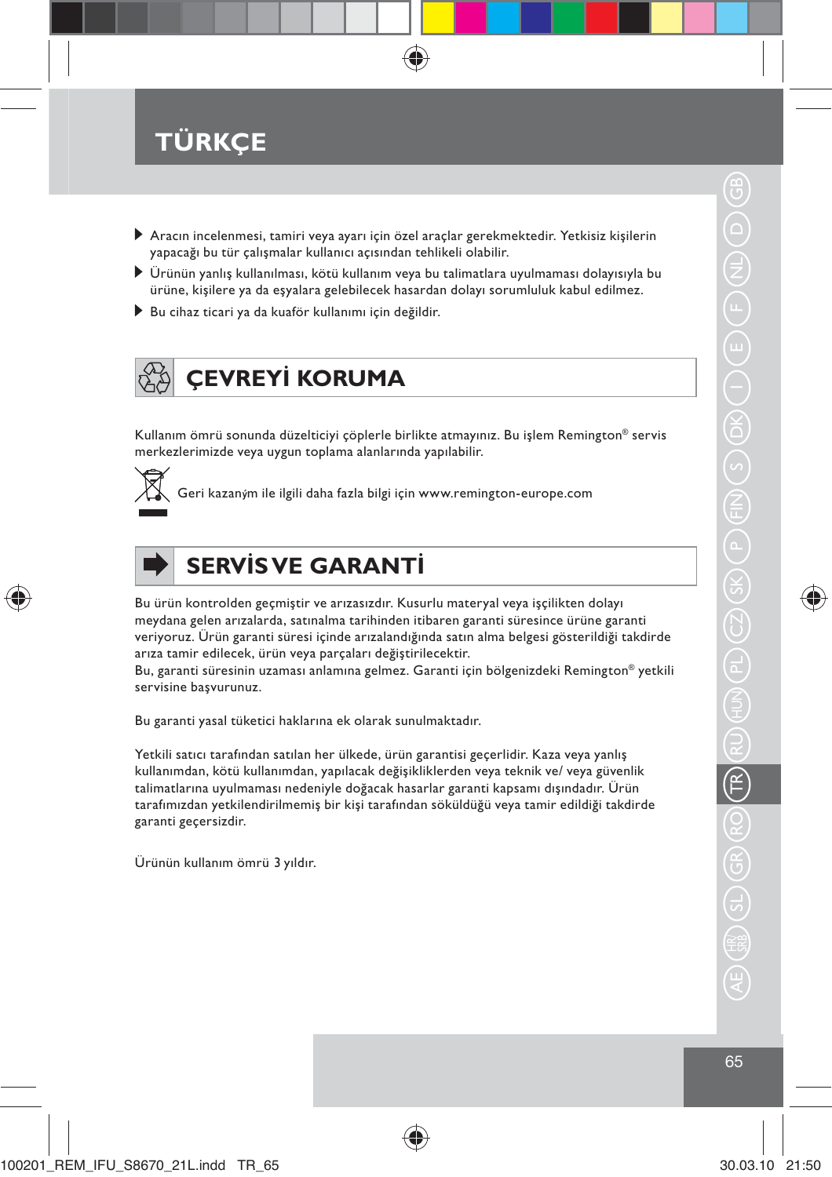# TÜRKÇE

- Aracın incelenmesi, tamiri veya ayarı için özel araçlar gerekmektedir. Yetkisiz kişilerin yapacağı bu tür çalışmalar kullanıcı açısından tehlikeli olabilir.
- Ürünün yanlış kullanılması, kötü kullanım veya bu talimatlara uyulmaması dolayısıyla bu ürüne, kişilere ya da eşyalara gelebilecek hasardan dolayı sorumluluk kabul edilmez.
- Bu cihaz ticari ya da kuaför kullanımı için değildir.

## ÇEVREYİ KORUMA

Kullanım ömrü sonunda düzelticiyi çöplerle birlikte atmayınız. Bu işlem Remington® servis merkezlerimizde veya uygun toplama alanlarında yapılabilir.

Geri kazanýmile ilgili daha fazla bilgi için www.remington-europe.com

## SERVİS VE GARANTİ

Bu ürün kontrolden geçmiştir ve arızasızdır. Kusurlu materyal veya işçilikten dolayı meydana gelen arızalarda, satınalma tarihinden itibaren garanti süresince ürüne garanti veriyoruz. Ürün garanti süresi içinde arızalandığında satın alma belgesi gösterildiği takdirde arıza tamir edilecek, ürün veya parçaları değiştirilecektir.
Bu, garanti süresinin uzaması anlamına gelmez. Garanti için bölgenizdeki Remington® yetkili servisine başvurunuz.

Bu garanti yasal tüketici haklarına ek olarak sunulmaktadır.

Yetkili satıcı tarafından satılan her ülkede, ürün garantisi geçerlidir. Kaza veya yanlış kullanımdan, kötü kullanımdan, yapılacak değişikliklerden veya teknik ve/ veya güvenlik talimatlarına uyulmaması nedeniyle doğacak hasarlar garanti kapsamı dışındadır. Ürün tarafımızdan yetkilendirilmemiş bir kişi tarafından söküldüğü veya tamir edildiği takdirde garanti geçersizdir.

Ürünün kullanım ömrü 3 yıldır.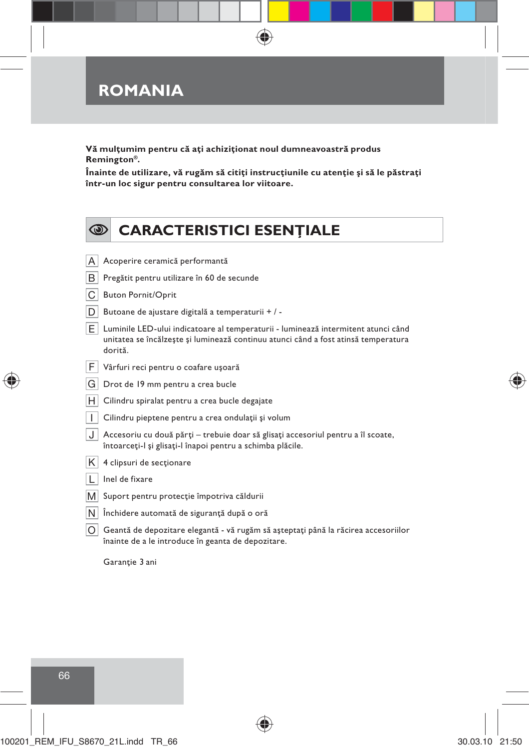# ROMANIA

**Vă mulţumim pentru că aţi achiziţionat noul dumneavoastră produs Remington®.**

**Înainte de utilizare, vă rugăm să citiţi instrucţiunile cu atenţie şi să le păstraţi într-un loc sigur pentru consultarea lor viitoare.**

## CARACTERISTICI ESENŢIALE

- A Acoperire ceramică performantă
- B Pregătit pentru utilizare în 60 de secunde
- C Buton Pornit/Oprit
- D Butoane de ajustare digitală a temperaturii + / -
- E Luminile LED-ului indicatoare al temperaturii - luminează intermitent atunci când unitatea se încălzeşte şi luminează continuu atunci când a fost atinsă temperatura dorită.
- F Vârfuri reci pentru o coafare uşoară
- G Drot de 19 mm pentru a crea bucle
- H Cilindru spiralat pentru a crea bucle degajate
- I Cilindru pieptene pentru a crea ondulaţii şi volum
- J Accesoriu cu două părţi – trebuie doar să glisaţi accesoriul pentru a îl scoate, întoarceţi-l şi glisaţi-l înapoi pentru a schimba plăcile.
- K 4 clipsuri de secţionare
- L Inel de fixare
- M Suport pentru protecţie împotriva căldurii
- N Închidere automată de siguranţă după o oră
- O Geantă de depozitare elegantă - vă rugăm să aşteptaţi până la răcirea accesoriilor înainte de a le introduce în geanta de depozitare.

Garanţie 3 ani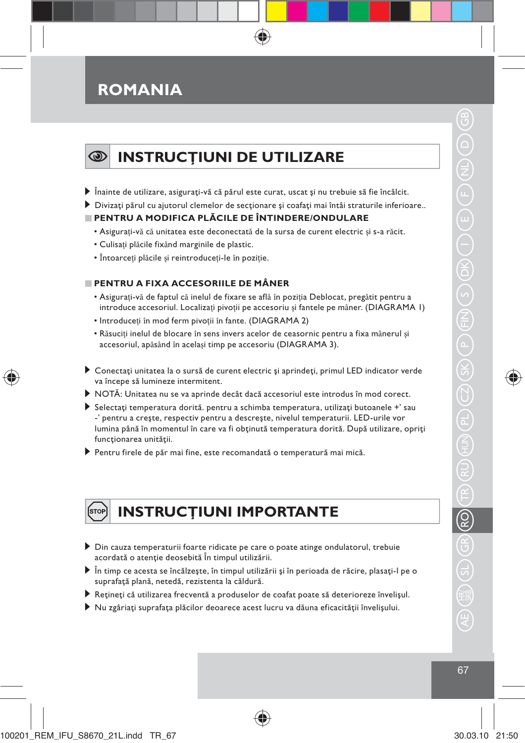# ROMANIA

## INSTRUCŢIUNI DE UTILIZARE

- Înainte de utilizare, asiguraţi-vă că părul este curat, uscat şi nu trebuie să fie încâlcit.
- Divizaţi părul cu ajutorul clemelor de secţionare şi coafaţi mai întâi straturile inferioare..

**PENTRU A MODIFICA PLĂCILE DE ÎNTINDERE/ONDULARE**

- Asiguraţi-vă că unitatea este deconectată de la sursa de curent electric şi s-a răcit.
- Culisaţi plăcile fixând marginile de plastic.
- Întoarceţi plăcile şi reintroduceţi-le în poziţie.

**PENTRU A FIXA ACCESORIILE DE MÂNER**

- Asiguraţi-vă de faptul că inelul de fixare se află în poziţia Deblocat, pregătit pentru a introduce accesoriul. Localizaţi pivoţii pe accesoriu şi fantele pe mâner. (DIAGRAMA 1)
- Introduceţi în mod ferm pivoţii în fante. (DIAGRAMA 2)
- Răsuciţi inelul de blocare în sens invers acelor de ceasornic pentru a fixa mânerul şi accesoriul, apăsând în acelaşi timp pe accesoriu (DIAGRAMA 3).

- Conectaţi unitatea la o sursă de curent electric şi aprindeţi, primul LED indicator verde va începe să lumineze intermitent.
- NOTĂ: Unitatea nu se va aprinde decât dacă accesoriul este introdus în mod corect.
- Selectaţi temperatura dorită. pentru a schimba temperatura, utilizaţi butoanele +' sau -' pentru a creşte, respectiv pentru a descreşte, nivelul temperaturii. LED-urile vor lumina până în momentul în care va fi obţinută temperatura dorită. După utilizare, opriţi funcţionarea unităţii.
- Pentru firele de păr mai fine, este recomandată o temperatură mai mică.

## INSTRUCŢIUNI IMPORTANTE

- Din cauza temperaturii foarte ridicate pe care o poate atinge ondulatorul, trebuie acordată o atenţie deosebită În timpul utilizării.
- În timp ce acesta se încălzeşte, în timpul utilizării şi în perioada de răcire, plasaţi-l pe o suprafaţă plană, netedă, rezistenta la căldură.
- Reţineţi că utilizarea frecventă a produselor de coafat poate să deterioreze învelişul.
- Nu zgâriaţi suprafaţa plăcilor deoarece acest lucru va dăuna eficacităţii învelişului.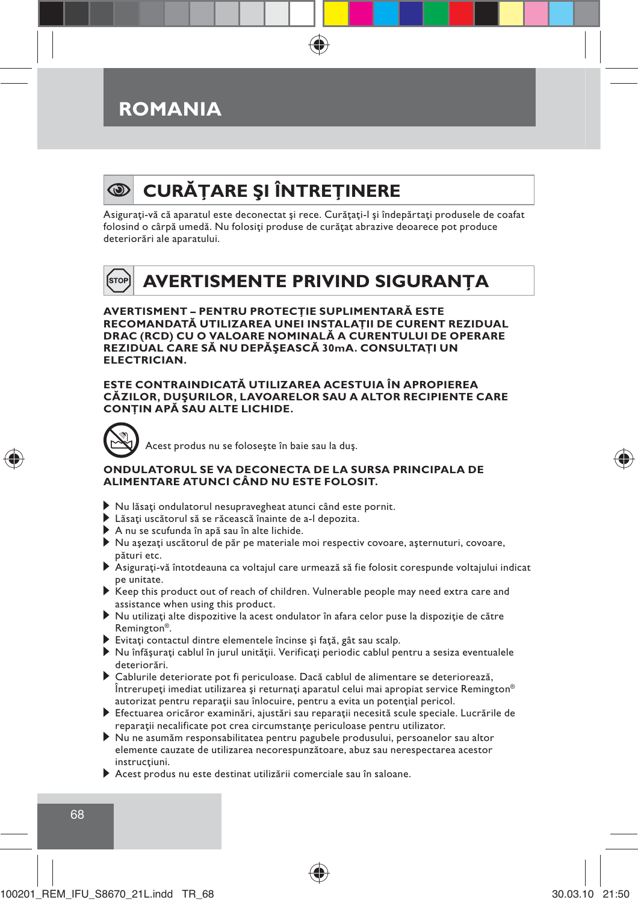# ROMANIA

## CURĂŢARE ŞI ÎNTREŢINERE

Asiguraţi-vă că aparatul este deconectat şi rece. Curăţaţi-l şi îndepărtaţi produsele de coafat folosind o cârpă umedă. Nu folosiţi produse de curăţat abrazive deoarece pot produce deteriorări ale aparatului.

## AVERTISMENTE PRIVIND SIGURANŢA

**AVERTISMENT – PENTRU PROTECŢIE SUPLIMENTARĂ ESTE RECOMANDATĂ UTILIZAREA UNEI INSTALAŢII DE CURENT REZIDUAL DRAC (RCD) CU O VALOARE NOMINALĂ A CURENTULUI DE OPERARE REZIDUAL CARE SĂ NU DEPĂŞEASCĂ 30mA. CONSULTAŢI UN ELECTRICIAN.**

**ESTE CONTRAINDICATĂ UTILIZAREA ACESTUIA ÎN APROPIEREA CĂZILOR, DUŞURILOR, LAVOARELOR SAU A ALTOR RECIPIENTE CARE CONŢIN APĂ SAU ALTE LICHIDE.**

Acest produs nu se foloseşte în baie sau la duş.

**ONDULATORUL SE VA DECONECTA DE LA SURSA PRINCIPALA DE ALIMENTARE ATUNCI CÂND NU ESTE FOLOSIT.**

- Nu lăsaţi ondulatorul nesupravegheat atunci când este pornit.
- Lăsaţi uscătorul să se răcească înainte de a-l depozita.
- A nu se scufunda în apă sau în alte lichide.
- Nu aşezaţi uscătorul de păr pe materiale moi respectiv covoare, aşternuturi, covoare, pături etc.
- Asiguraţi-vă întotdeauna ca voltajul care urmează să fie folosit corespunde voltajului indicat pe unitate.
- Keep this product out of reach of children. Vulnerable people may need extra care and assistance when using this product.
- Nu utilizaţi alte dispozitive la acest ondulator în afara celor puse la dispoziţie de către Remington®.
- Evitaţi contactul dintre elementele încinse şi faţă, gât sau scalp.
- Nu înfăşuraţi cablul în jurul unităţii. Verificaţi periodic cablul pentru a sesiza eventualele deteriorări.
- Cablurile deteriorate pot fi periculoase. Dacă cablul de alimentare se deteriorează, Întrerupeţi imediat utilizarea şi returnaţi aparatul celui mai apropiat service Remington® autorizat pentru reparaţii sau înlocuire, pentru a evita un potenţial pericol.
- Efectuarea oricăror examinări, ajustări sau reparaţii necesită scule speciale. Lucrările de reparaţii necalificate pot crea circumstanţe periculoase pentru utilizator.
- Nu ne asumăm responsabilitatea pentru pagubele produsului, persoanelor sau altor elemente cauzate de utilizarea necorespunzătoare, abuz sau nerespectarea acestor instrucţiuni.
- Acest produs nu este destinat utilizării comerciale sau în saloane.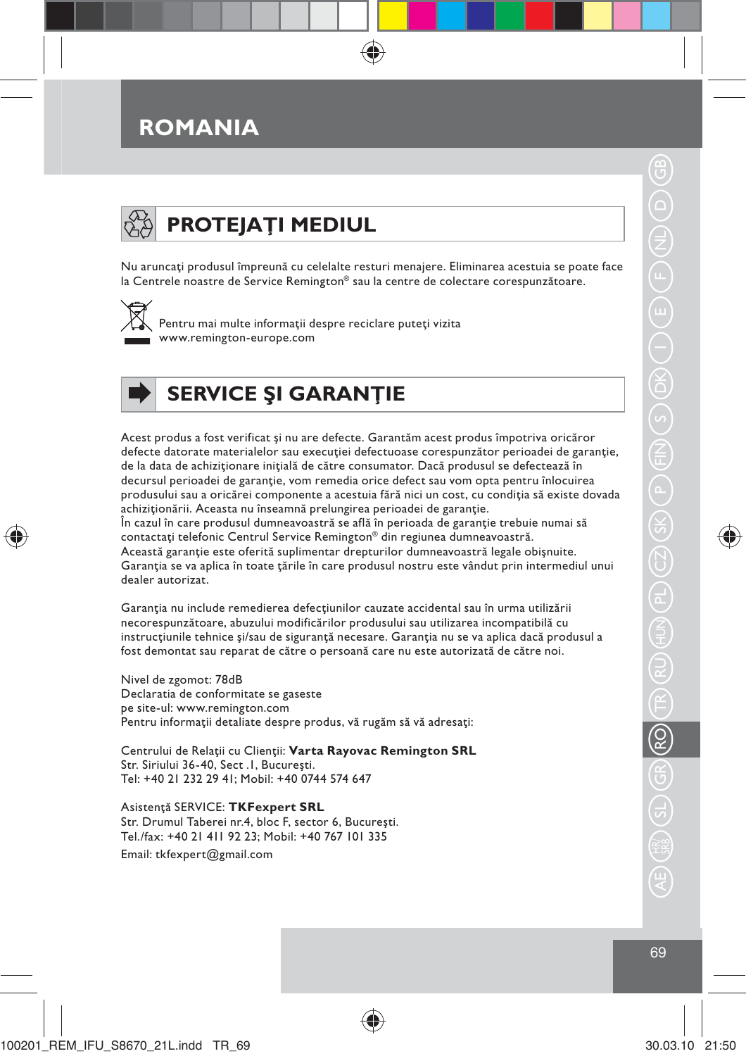# ROMANIA

## PROTEJAŢI MEDIUL

Nu aruncaţi produsul împreună cu celelalte resturi menajere. Eliminarea acestuia se poate face la Centrele noastre de Service Remington® sau la centre de colectare corespunzătoare.

Pentru mai multe informaţii despre reciclare puteţi vizita www.remington-europe.com

## SERVICE ŞI GARANŢIE

Acest produs a fost verificat şi nu are defecte. Garantăm acest produs împotriva oricăror defecte datorate materialelor sau execuţiei defectuoase corespunzător perioadei de garanţie, de la data de achiziţionare iniţială de către consumator. Dacă produsul se defectează în decursul perioadei de garanţie, vom remedia orice defect sau vom opta pentru înlocuirea produsului sau a oricărei componente a acestuia fără nici un cost, cu condiţia să existe dovada achiziţionării. Aceasta nu înseamnă prelungirea perioadei de garanţie.
În cazul în care produsul dumneavoastră se află în perioada de garanţie trebuie numai să contactaţi telefonic Centrul Service Remington® din regiunea dumneavoastră.
Această garanţie este oferită suplimentar drepturilor dumneavoastră legale obişnuite.
Garanţia se va aplica în toate ţările în care produsul nostru este vândut prin intermediul unui dealer autorizat.

Garanţia nu include remedierea defecţiunilor cauzate accidental sau în urma utilizării necorespunzătoare, abuzului modificărilor produsului sau utilizarea incompatibilă cu instrucţiunile tehnice şi/sau de siguranţă necesare. Garanţia nu se va aplica dacă produsul a fost demontat sau reparat de către o persoană care nu este autorizată de către noi.

Nivel de zgomot: 78dB
Declaratia de conformitate se gaseste
pe site-ul: www.remington.com
Pentru informaţii detaliate despre produs, vă rugăm să vă adresaţi:

Centrului de Relaţii cu Clienţii: **Varta Rayovac Remington SRL**
Str. Siriului 36-40, Sect .1, Bucureşti.
Tel: +40 21 232 29 41; Mobil: +40 0744 574 647

Asistenţă SERVICE: **TKFexpert SRL**
Str. Drumul Taberei nr.4, bloc F, sector 6, Bucureşti.
Tel./fax: +40 21 411 92 23; Mobil: +40 767 101 335
Email: tkfexpert@gmail.com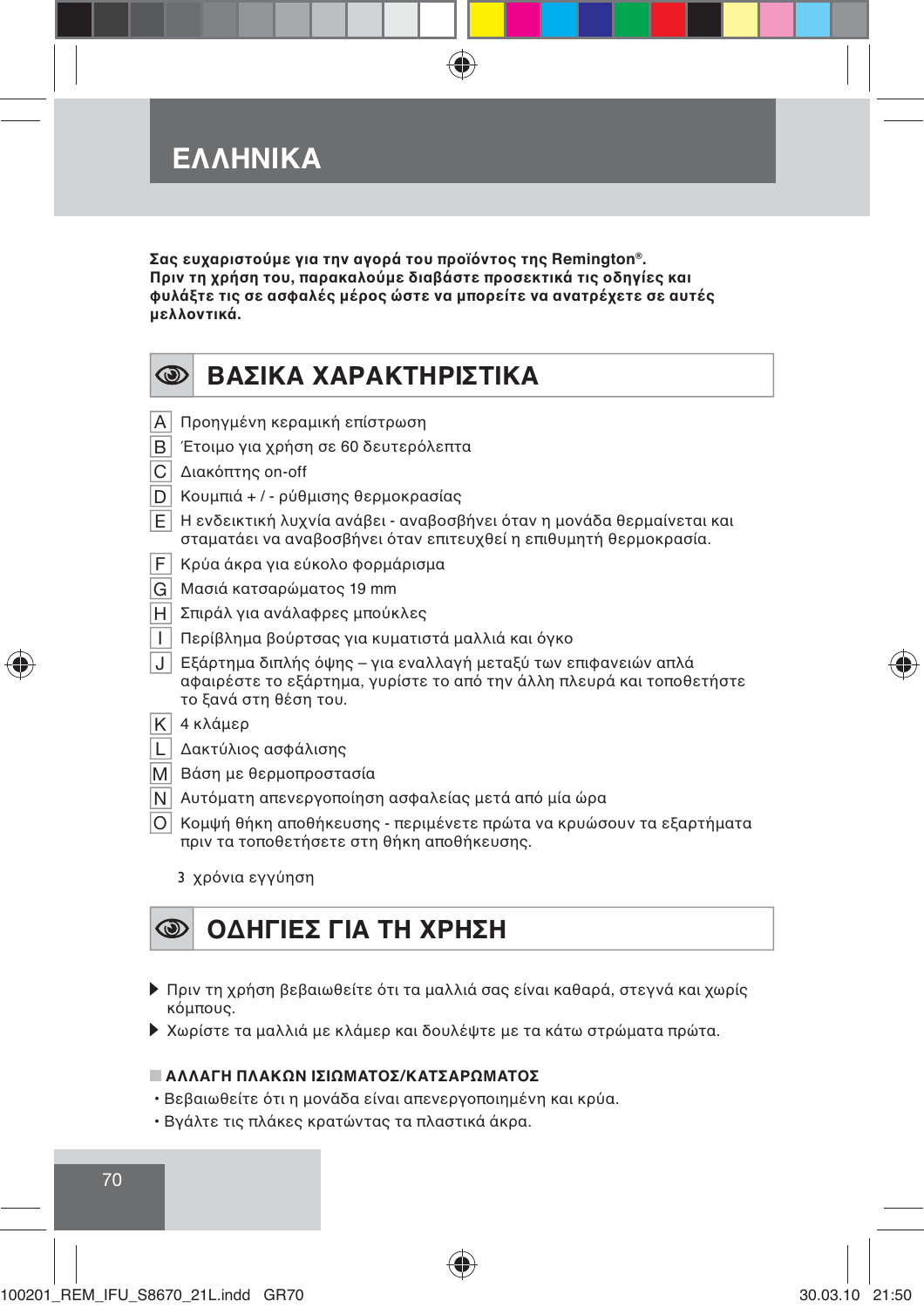# ΕΛΛΗΝΙΚΑ

**Σας ευχαριστούμε για την αγορά του προϊόντος της Remington®.**
**Πριν τη χρήση του, παρακαλούμε διαβάστε προσεκτικά τις οδηγίες και φυλάξτε τις σε ασφαλές μέρος ώστε να μπορείτε να ανατρέχετε σε αυτές μελλοντικά.**

## ΒΑΣΙΚΑ ΧΑΡΑΚΤΗΡΙΣΤΙΚΑ

- A Προηγμένη κεραμική επίστρωση
- B Έτοιμο για χρήση σε 60 δευτερόλεπτα
- C Διακόπτης on-off
- D Κουμπιά + / - ρύθμισης θερμοκρασίας
- E Η ενδεικτική λυχνία ανάβει - αναβοσβήνει όταν η μονάδα θερμαίνεται και σταματάει να αναβοσβήνει όταν επιτευχθεί η επιθυμητή θερμοκρασία.
- F Κρύα άκρα για εύκολο φορμάρισμα
- G Μασιά κατσαρώματος 19 mm
- H Σπιράλ για ανάλαφρες μπούκλες
- I Περίβλημα βούρτσας για κυματιστά μαλλιά και όγκο
- J Εξάρτημα διπλής όψης – για εναλλαγή μεταξύ των επιφανειών απλά αφαιρέστε το εξάρτημα, γυρίστε το από την άλλη πλευρά και τοποθετήστε το ξανά στη θέση του.
- K 4 κλάμερ
- L Δακτύλιος ασφάλισης
- M Βάση με θερμοπροστασία
- N Αυτόματη απενεργοποίηση ασφαλείας μετά από μία ώρα
- O Κομψή θήκη αποθήκευσης - περιμένετε πρώτα να κρυώσουν τα εξαρτήματα πριν τα τοποθετήσετε στη θήκη αποθήκευσης.

3 χρόνια εγγύηση

## ΟΔΗΓΙΕΣ ΓΙΑ ΤΗ ΧΡΗΣΗ

- Πριν τη χρήση βεβαιωθείτε ότι τα μαλλιά σας είναι καθαρά, στεγνά και χωρίς κόμπους.
- Χωρίστε τα μαλλιά με κλάμερ και δουλέψτε με τα κάτω στρώματα πρώτα.

### ΑΛΛΑΓΗ ΠΛΑΚΩΝ ΙΣΙΩΜΑΤΟΣ/ΚΑΤΣΑΡΩΜΑΤΟΣ

- Βεβαιωθείτε ότι η μονάδα είναι απενεργοποιημένη και κρύα.
- Βγάλτε τις πλάκες κρατώντας τα πλαστικά άκρα.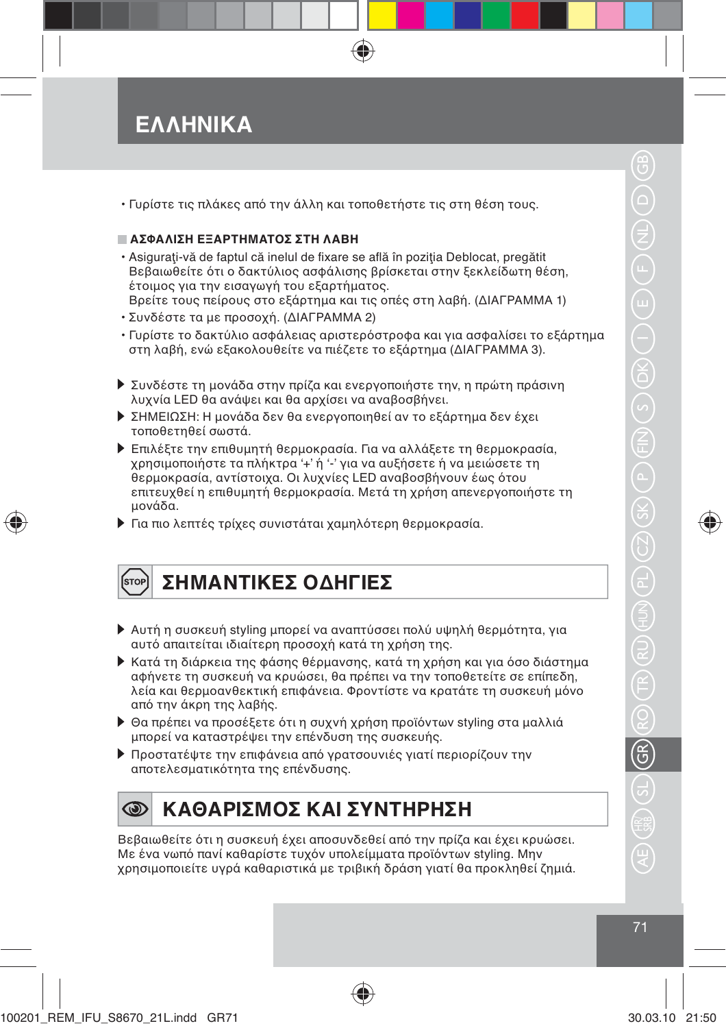# ΕΛΛΗΝΙΚΑ

- Γυρίστε τις πλάκες από την άλλη και τοποθετήστε τις στη θέση τους.

### ΑΣΦΑΛΙΣΗ ΕΞΑΡΤΗΜΑΤΟΣ ΣΤΗ ΛΑΒΗ

- Asiguraţi-vă de faptul că inelul de fixare se află în poziţia Deblocat, pregătit
  Βεβαιωθείτε ότι ο δακτύλιος ασφάλισης βρίσκεται στην ξεκλείδωτη θέση, έτοιμος για την εισαγωγή του εξαρτήματος.
  Βρείτε τους πείρους στο εξάρτημα και τις οπές στη λαβή. (ΔΙΑΓΡΑΜΜΑ 1)
- Συνδέστε τα με προσοχή. (ΔΙΑΓΡΑΜΜΑ 2)
- Γυρίστε το δακτύλιο ασφάλειας αριστερόστροφα και για ασφαλίσει το εξάρτημα στη λαβή, ενώ εξακολουθείτε να πιέζετε το εξάρτημα (ΔΙΑΓΡΑΜΜΑ 3).

- Συνδέστε τη μονάδα στην πρίζα και ενεργοποιήστε την, η πρώτη πράσινη λυχνία LED θα ανάψει και θα αρχίσει να αναβοσβήνει.
- ΣΗΜΕΙΩΣΗ: Η μονάδα δεν θα ενεργοποιηθεί αν το εξάρτημα δεν έχει τοποθετηθεί σωστά.
- Επιλέξτε την επιθυμητή θερμοκρασία. Για να αλλάξετε τη θερμοκρασία, χρησιμοποιήστε τα πλήκτρα '+' ή '-' για να αυξήσετε ή να μειώσετε τη θερμοκρασία, αντίστοιχα. Οι λυχνίες LED αναβοσβήνουν έως ότου επιτευχθεί η επιθυμητή θερμοκρασία. Μετά τη χρήση απενεργοποιήστε τη μονάδα.
- Για πιο λεπτές τρίχες συνιστάται χαμηλότερη θερμοκρασία.

## ΣΗΜΑΝΤΙΚΕΣ ΟΔΗΓΙΕΣ

- Αυτή η συσκευή styling μπορεί να αναπτύσσει πολύ υψηλή θερμότητα, για αυτό απαιτείται ιδιαίτερη προσοχή κατά τη χρήση της.
- Κατά τη διάρκεια της φάσης θέρμανσης, κατά τη χρήση και για όσο διάστημα αφήνετε τη συσκευή να κρυώσει, θα πρέπει να την τοποθετείτε σε επίπεδη, λεία και θερμοανθεκτική επιφάνεια. Φροντίστε να κρατάτε τη συσκευή μόνο από την άκρη της λαβής.
- Θα πρέπει να προσέξετε ότι η συχνή χρήση προϊόντων styling στα μαλλιά μπορεί να καταστρέψει την επένδυση της συσκευής.
- Προστατέψτε την επιφάνεια από γρατσουνιές γιατί περιορίζουν την αποτελεσματικότητα της επένδυσης.

## ΚΑΘΑΡΙΣΜΟΣ ΚΑΙ ΣΥΝΤΗΡΗΣΗ

Βεβαιωθείτε ότι η συσκευή έχει αποσυνδεθεί από την πρίζα και έχει κρυώσει. Με ένα νωπό πανί καθαρίστε τυχόν υπολείμματα προϊόντων styling. Μην χρησιμοποιείτε υγρά καθαριστικά με τριβική δράση γιατί θα προκληθεί ζημιά.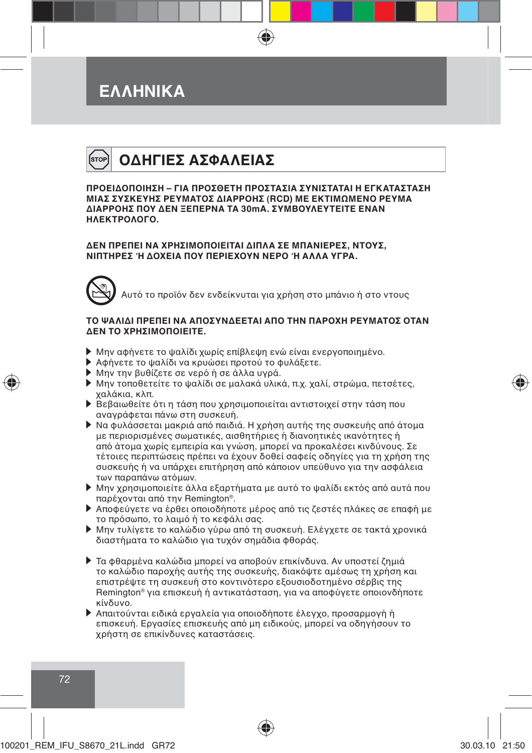# ΕΛΛΗΝΙΚΑ

## ΟΔΗΓΙΕΣ ΑΣΦΑΛΕΙΑΣ

**ΠΡΟΕΙΔΟΠΟΙΗΣΗ – ΓΙΑ ΠΡΟΣΘΕΤΗ ΠΡΟΣΤΑΣΙΑ ΣΥΝΙΣΤΑΤΑΙ Η ΕΓΚΑΤΑΣΤΑΣΗ ΜΙΑΣ ΣΥΣΚΕΥΗΣ ΡΕΥΜΑΤΟΣ ΔΙΑΡΡΟΗΣ (RCD) ΜΕ ΕΚΤΙΜΩΜΕΝΟ ΡΕΥΜΑ ΔΙΑΡΡΟΗΣ ΠΟΥ ΔΕΝ ΞΕΠΕΡΝΑ ΤΑ 30mA. ΣΥΜΒΟΥΛΕΥΤΕΙΤΕ ΕΝΑΝ ΗΛΕΚΤΡΟΛΟΓΟ.**

**ΔΕΝ ΠΡΕΠΕΙ ΝΑ ΧΡΗΣΙΜΟΠΟΙΕΙΤΑΙ ΔΙΠΛΑ ΣΕ ΜΠΑΝΙΕΡΕΣ, ΝΤΟΥΣ, ΝΙΠΤΗΡΕΣ Ή ΔΟΧΕΙΑ ΠΟΥ ΠΕΡΙΕΧΟΥΝ ΝΕΡΟ Ή ΑΛΛΑ ΥΓΡΑ.**

Αυτό το προϊόν δεν ενδείκνυται για χρήση στο μπάνιο ή στο ντους

**ΤΟ ΨΑΛΙΔΙ ΠΡΕΠΕΙ ΝΑ ΑΠΟΣΥΝΔΕΕΤΑΙ ΑΠΟ ΤΗΝ ΠΑΡΟΧΗ ΡΕΥΜΑΤΟΣ ΟΤΑΝ ΔΕΝ ΤΟ ΧΡΗΣΙΜΟΠΟΙΕΙΤΕ.**

- Μην αφήνετε το ψαλίδι χωρίς επίβλεψη ενώ είναι ενεργοποιημένο.
- Αφήνετε το ψαλίδι να κρυώσει προτού το φυλάξετε.
- Μην την βυθίζετε σε νερό ή σε άλλα υγρά.
- Μην τοποθετείτε το ψαλίδι σε μαλακά υλικά, π.χ. χαλί, στρώμα, πετσέτες, χαλάκια, κλπ.
- Βεβαιωθείτε ότι η τάση που χρησιμοποιείται αντιστοιχεί στην τάση που αναγράφεται πάνω στη συσκευή.
- Να φυλάσσεται μακριά από παιδιά. Η χρήση αυτής της συσκευής από άτομα με περιορισμένες σωματικές, αισθητήριες ή διανοητικές ικανότητες ή από άτομα χωρίς εμπειρία και γνώση, μπορεί να προκαλέσει κινδύνους. Σε τέτοιες περιπτώσεις πρέπει να έχουν δοθεί σαφείς οδηγίες για τη χρήση της συσκευής ή να υπάρχει επιτήρηση από κάποιον υπεύθυνο για την ασφάλεια των παραπάνω ατόμων.
- Μην χρησιμοποιείτε άλλα εξαρτήματα με αυτό το ψαλίδι εκτός από αυτά που παρέχονται από την Remington®.
- Αποφεύγετε να έρθει οποιοδήποτε μέρος από τις ζεστές πλάκες σε επαφή με το πρόσωπο, το λαιμό ή το κεφάλι σας.
- Μην τυλίγετε το καλώδιο γύρω από τη συσκευή. Ελέγχετε σε τακτά χρονικά διαστήματα το καλώδιο για τυχόν σημάδια φθοράς.

- Τα φθαρμένα καλώδια μπορεί να αποβούν επικίνδυνα. Αν υποστεί ζημιά το καλώδιο παροχής αυτής της συσκευής, διακόψτε αμέσως τη χρήση και επιστρέψτε τη συσκευή στο κοντινότερο εξουσιοδοτημένο σέρβις της Remington® για επισκευή ή αντικατάσταση, για να αποφύγετε οποιονδήποτε κίνδυνο.
- Απαιτούνται ειδικά εργαλεία για οποιοδήποτε έλεγχο, προσαρμογή ή επισκευή. Εργασίες επισκευής από μη ειδικούς, μπορεί να οδηγήσουν το χρήστη σε επικίνδυνες καταστάσεις.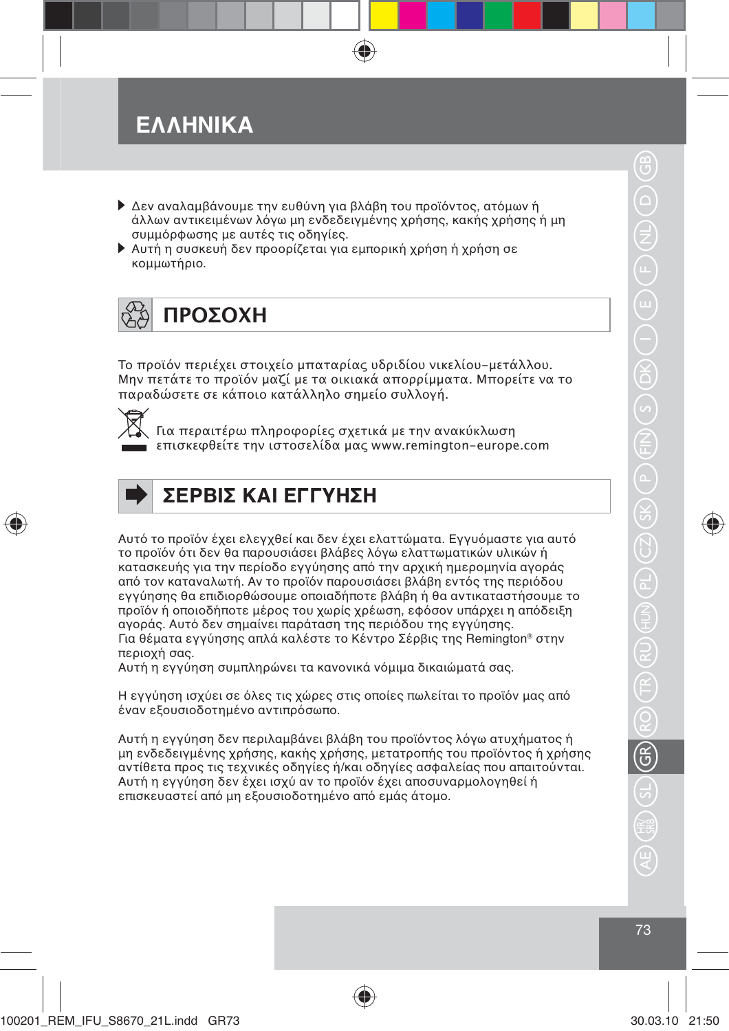# ΕΛΛΗΝΙΚΑ

- Δεν αναλαμβάνουμε την ευθύνη για βλάβη του προϊόντος, ατόμων ή άλλων αντικειμένων λόγω μη ενδεδειγμένης χρήσης, κακής χρήσης ή μη συμμόρφωσης με αυτές τις οδηγίες.
- Αυτή η συσκευή δεν προορίζεται για εμπορική χρήση ή χρήση σε κομμωτήριο.

## ΠΡΟΣΟΧΗ

Το προϊόν περιέχει στοιχείο μπαταρίας υδριδίου νικελίου-μετάλλου. Μην πετάτε το προϊόν μαζί με τα οικιακά απορρίμματα. Μπορείτε να το παραδώσετε σε κάποιο κατάλληλο σημείο συλλογή.

Για περαιτέρω πληροφορίες σχετικά με την ανακύκλωση επισκεφθείτε την ιστοσελίδα μας www.remington-europe.com

## ΣΕΡΒΙΣ ΚΑΙ ΕΓΓΥΗΣΗ

Αυτό το προϊόν έχει ελεγχθεί και δεν έχει ελαττώματα. Εγγυόμαστε για αυτό το προϊόν ότι δεν θα παρουσιάσει βλάβες λόγω ελαττωματικών υλικών ή κατασκευής για την περίοδο εγγύησης από την αρχική ημερομηνία αγοράς από τον καταναλωτή. Αν το προϊόν παρουσιάσει βλάβη εντός της περιόδου εγγύησης θα επιδιορθώσουμε οποιαδήποτε βλάβη ή θα αντικαταστήσουμε το προϊόν ή οποιοδήποτε μέρος του χωρίς χρέωση, εφόσον υπάρχει η απόδειξη αγοράς. Αυτό δεν σημαίνει παράταση της περιόδου της εγγύησης.
Για θέματα εγγύησης απλά καλέστε το Κέντρο Σέρβις της Remington® στην περιοχή σας.
Αυτή η εγγύηση συμπληρώνει τα κανονικά νόμιμα δικαιώματά σας.

Η εγγύηση ισχύει σε όλες τις χώρες στις οποίες πωλείται το προϊόν μας από έναν εξουσιοδοτημένο αντιπρόσωπο.

Αυτή η εγγύηση δεν περιλαμβάνει βλάβη του προϊόντος λόγω ατυχήματος ή μη ενδεδειγμένης χρήσης, κακής χρήσης, μετατροπής του προϊόντος ή χρήσης αντίθετα προς τις τεχνικές οδηγίες ή/και οδηγίες ασφαλείας που απαιτούνται.
Αυτή η εγγύηση δεν έχει ισχύ αν το προϊόν έχει αποσυναρμολογηθεί ή επισκευαστεί από μη εξουσιοδοτημένο από εμάς άτομο.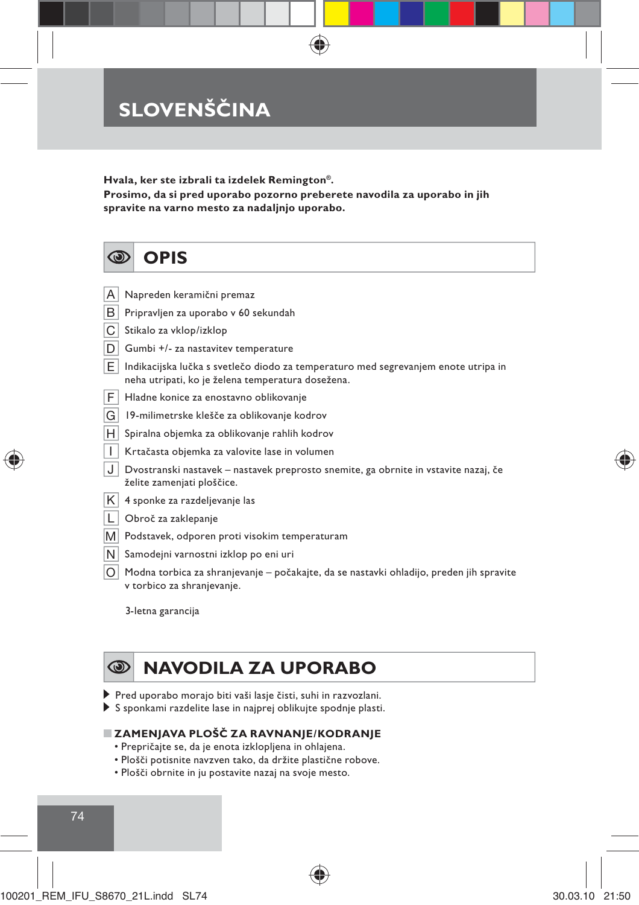# SLOVENŠČINA

**Hvala, ker ste izbrali ta izdelek Remington®.**
**Prosimo, da si pred uporabo pozorno preberete navodila za uporabo in jih spravite na varno mesto za nadaljnjo uporabo.**

## OPIS

- A Napreden keramični premaz
- B Pripravljen za uporabo v 60 sekundah
- C Stikalo za vklop/izklop
- D Gumbi +/- za nastavitev temperature
- E Indikacijska lučka s svetlečo diodo za temperaturo med segrevanjem enote utripa in neha utripati, ko je želena temperatura dosežena.
- F Hladne konice za enostavno oblikovanje
- G 19-milimetrske klešče za oblikovanje kodrov
- H Spiralna objemka za oblikovanje rahlih kodrov
- I Krtačasta objemka za valovite lase in volumen
- J Dvostranski nastavek – nastavek preprosto snemite, ga obrnite in vstavite nazaj, če želite zamenjati ploščice.
- K 4 sponke za razdeljevanje las
- L Obroč za zaklepanje
- M Podstavek, odporen proti visokim temperaturam
- N Samodejni varnostni izklop po eni uri
- O Modna torbica za shranjevanje – počakajte, da se nastavki ohladijo, preden jih spravite v torbico za shranjevanje.

3-letna garancija

## NAVODILA ZA UPORABO

- Pred uporabo morajo biti vaši lasje čisti, suhi in razvozlani.
- S sponkami razdelite lase in najprej oblikujte spodnje plasti.

### ZAMENJAVA PLOŠČ ZA RAVNANJE/KODRANJE

- Prepričajte se, da je enota izklopljena in ohlajena.
- Plošči potisnite navzven tako, da držite plastične robove.
- Plošči obrnite in ju postavite nazaj na svoje mesto.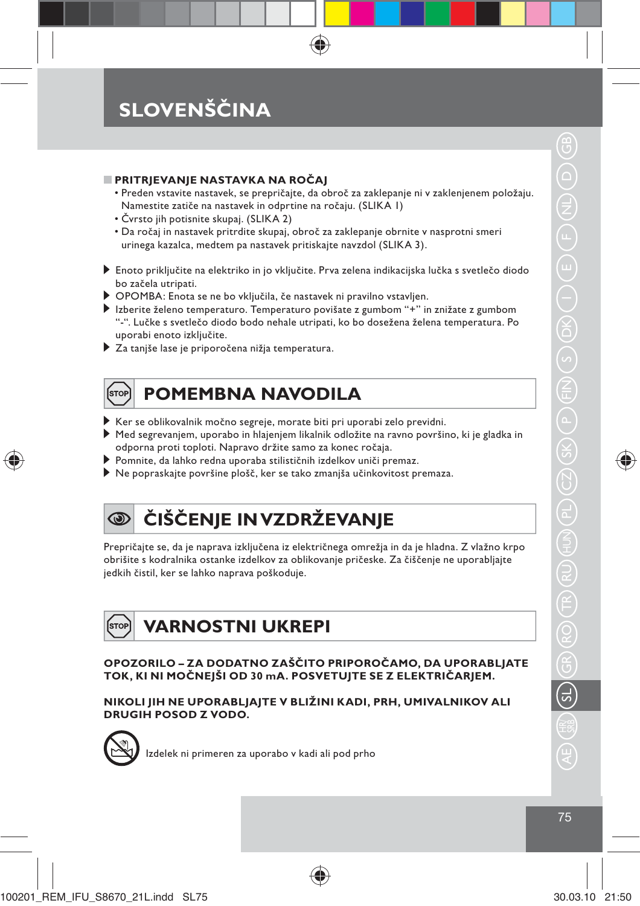# SLOVENŠČINA

**PRITRJEVANJE NASTAVKA NA ROČAJ**

- Preden vstavite nastavek, se prepričajte, da obroč za zaklepanje ni v zaklenjenem položaju. Namestite zatiče na nastavek in odprtine na ročaju. (SLIKA 1)
- Čvrsto jih potisnite skupaj. (SLIKA 2)
- Da ročaj in nastavek pritrdite skupaj, obroč za zaklepanje obrnite v nasprotni smeri urinega kazalca, medtem pa nastavek pritiskajte navzdol (SLIKA 3).

- Enoto priključite na elektriko in jo vključite. Prva zelena indikacijska lučka s svetlečo diodo bo začela utripati.
- OPOMBA: Enota se ne bo vključila, če nastavek ni pravilno vstavljen.
- Izberite želeno temperaturo. Temperaturo povišate z gumbom "+" in znižate z gumbom "-". Lučke s svetlečo diodo bodo nehale utripati, ko bo dosežena želena temperatura. Po uporabi enoto izključite.
- Za tanjše lase je priporočena nižja temperatura.

## POMEMBNA NAVODILA

- Ker se oblikovalnik močno segreje, morate biti pri uporabi zelo previdni.
- Med segrevanjem, uporabo in hlajenjem likalnik odložite na ravno površino, ki je gladka in odporna proti toploti. Napravo držite samo za konec ročaja.
- Pomnite, da lahko redna uporaba stilističnih izdelkov uniči premaz.
- Ne popraskajte površine plošč, ker se tako zmanjša učinkovitost premaza.

## ČIŠČENJE IN VZDRŽEVANJE

Prepričajte se, da je naprava izključena iz električnega omrežja in da je hladna. Z vlažno krpo obrišite s kodralnika ostanke izdelkov za oblikovanje pričeske. Za čiščenje ne uporabljajte jedkih čistil, ker se lahko naprava poškoduje.

## VARNOSTNI UKREPI

**OPOZORILO – ZA DODATNO ZAŠČITO PRIPOROČAMO, DA UPORABLJATE TOK, KI NI MOČNEJŠI OD 30 mA. POSVETUJTE SE Z ELEKTRIČARJEM.**

**NIKOLI JIH NE UPORABLJAJTE V BLIŽINI KADI, PRH, UMIVALNIKOV ALI DRUGIH POSOD Z VODO.**

Izdelek ni primeren za uporabo v kadi ali pod prho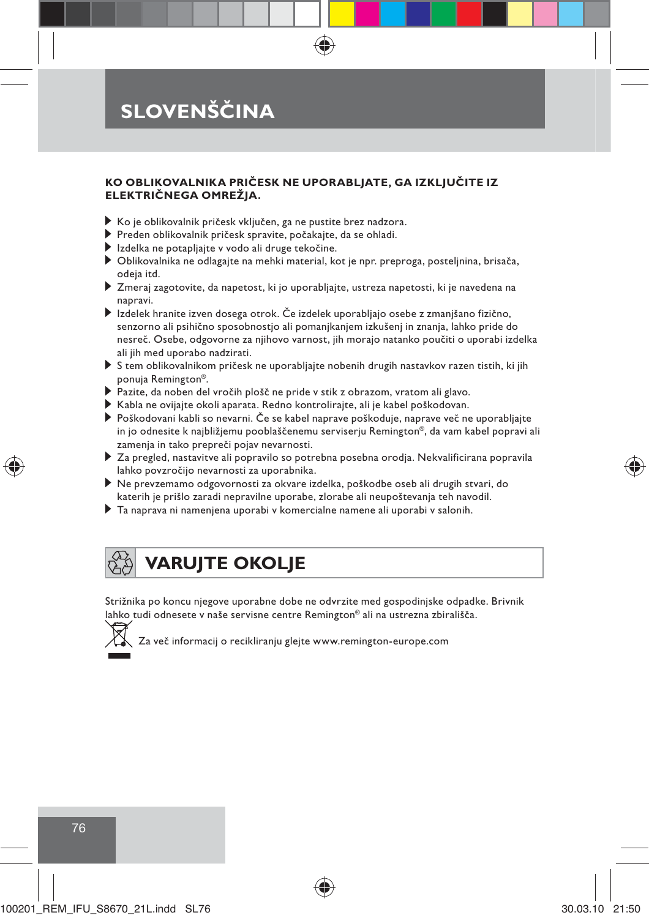# SLOVENŠČINA

**KO OBLIKOVALNIKA PRIČESK NE UPORABLJATE, GA IZKLJUČITE IZ ELEKTRIČNEGA OMREŽJA.**

- Ko je oblikovalnik pričesk vključen, ga ne pustite brez nadzora.
- Preden oblikovalnik pričesk spravite, počakajte, da se ohladi.
- Izdelka ne potapljajte v vodo ali druge tekočine.
- Oblikovalnika ne odlagajte na mehki material, kot je npr. preproga, posteljnina, brisača, odeja itd.
- Zmeraj zagotovite, da napetost, ki jo uporabljate, ustreza napetosti, ki je navedena na napravi.
- Izdelek hranite izven dosega otrok. Če izdelek uporabljajo osebe z zmanjšano fizično, senzorno ali psihično sposobnostjo ali pomanjkanjem izkušenj in znanja, lahko pride do nesreč. Osebe, odgovorne za njihovo varnost, jih morajo natanko poučiti o uporabi izdelka ali jih med uporabo nadzirati.
- S tem oblikovalnikom pričesk ne uporabljajte nobenih drugih nastavkov razen tistih, ki jih ponuja Remington®.
- Pazite, da noben del vročih plošč ne pride v stik z obrazom, vratom ali glavo.
- Kabla ne ovijajte okoli aparata. Redno kontrolirajte, ali je kabel poškodovan.
- Poškodovani kabli so nevarni. Če se kabel naprave poškoduje, naprave več ne uporabljajte in jo odnesite k najbližjemu pooblaščenemu serviserju Remington®, da vam kabel popravi ali zamenja in tako prepreči pojav nevarnosti.
- Za pregled, nastavitve ali popravilo so potrebna posebna orodja. Nekvalificirana popravila lahko povzročijo nevarnosti za uporabnika.
- Ne prevzemamo odgovornosti za okvare izdelka, poškodbe oseb ali drugih stvari, do katerih je prišlo zaradi nepravilne uporabe, zlorabe ali neupoštevanja teh navodil.
- Ta naprava ni namenjena uporabi v komercialne namene ali uporabi v salonih.

## VARUJTE OKOLJE

Strižnika po koncu njegove uporabne dobe ne odvrzite med gospodinjske odpadke. Brivnik lahko tudi odnesete v naše servisne centre Remington® ali na ustrezna zbirališča.

Za več informacij o recikliranju glejte www.remington-europe.com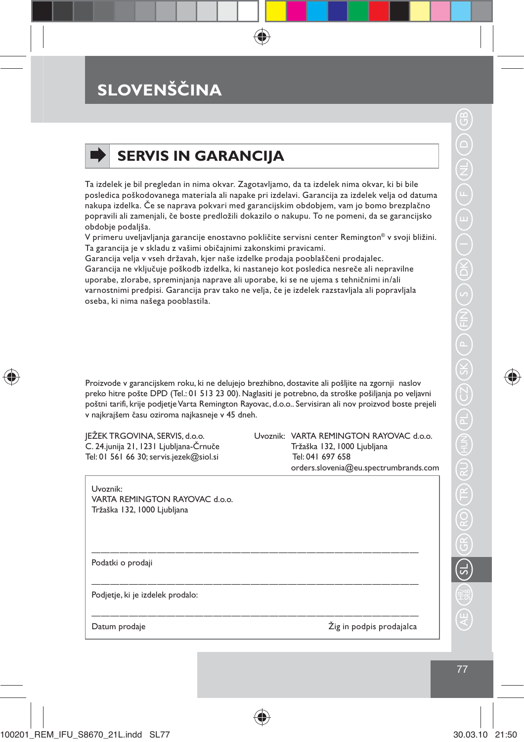# SLOVENŠČINA

## SERVIS IN GARANCIJA

Ta izdelek je bil pregledan in nima okvar. Zagotavljamo, da ta izdelek nima okvar, ki bi bile posledica poškodovanega materiala ali napake pri izdelavi. Garancija za izdelek velja od datuma nakupa izdelka. Če se naprava pokvari med garancijskim obdobjem, vam jo bomo brezplačno popravili ali zamenjali, če boste predložili dokazilo o nakupu. To ne pomeni, da se garancijsko obdobje podaljša.
V primeru uveljavljanja garancije enostavno pokličite servisni center Remington® v svoji bližini.
Ta garancija je v skladu z vašimi običajnimi zakonskimi pravicami.
Garancija velja v vseh državah, kjer naše izdelke prodaja pooblaščeni prodajalec.
Garancija ne vključuje poškodb izdelka, ki nastanejo kot posledica nesreče ali nepravilne uporabe, zlorabe, spreminjanja naprave ali uporabe, ki se ne ujema s tehničnimi in/ali varnostnimi predpisi. Garancija prav tako ne velja, če je izdelek razstavljala ali popravljala oseba, ki nima našega pooblastila.

Proizvode v garancijskem roku, ki ne delujejo brezhibno, dostavite ali pošljite na zgornji naslov preko hitre pošte DPD (Tel.: 01 513 23 00). Naglasiti je potrebno, da stroške pošiljanja po veljavni poštni tarifi, krije podjetje Varta Remington Rayovac, d.o.o.. Servisiran ali nov proizvod boste prejeli v najkrajšem času oziroma najkasneje v 45 dneh.

JEŽEK TRGOVINA, SERVIS, d.o.o.
C. 24.junija 21, 1231 Ljubljana-Črnuče
Tel: 01 561 66 30; servis.jezek@siol.si

Uvoznik: VARTA REMINGTON RAYOVAC d.o.o.
Tržaška 132, 1000 Ljubljana
Tel: 041 697 658
orders.slovenia@eu.spectrumbrands.com

Uvoznik:
VARTA REMINGTON RAYOVAC d.o.o.
Tržaška 132, 1000 Ljubljana

______________________________________________________________

Podatki o prodaji

______________________________________________________________

Podjetje, ki je izdelek prodalo:

______________________________________________________________

Datum prodaje                                        Žig in podpis prodajalca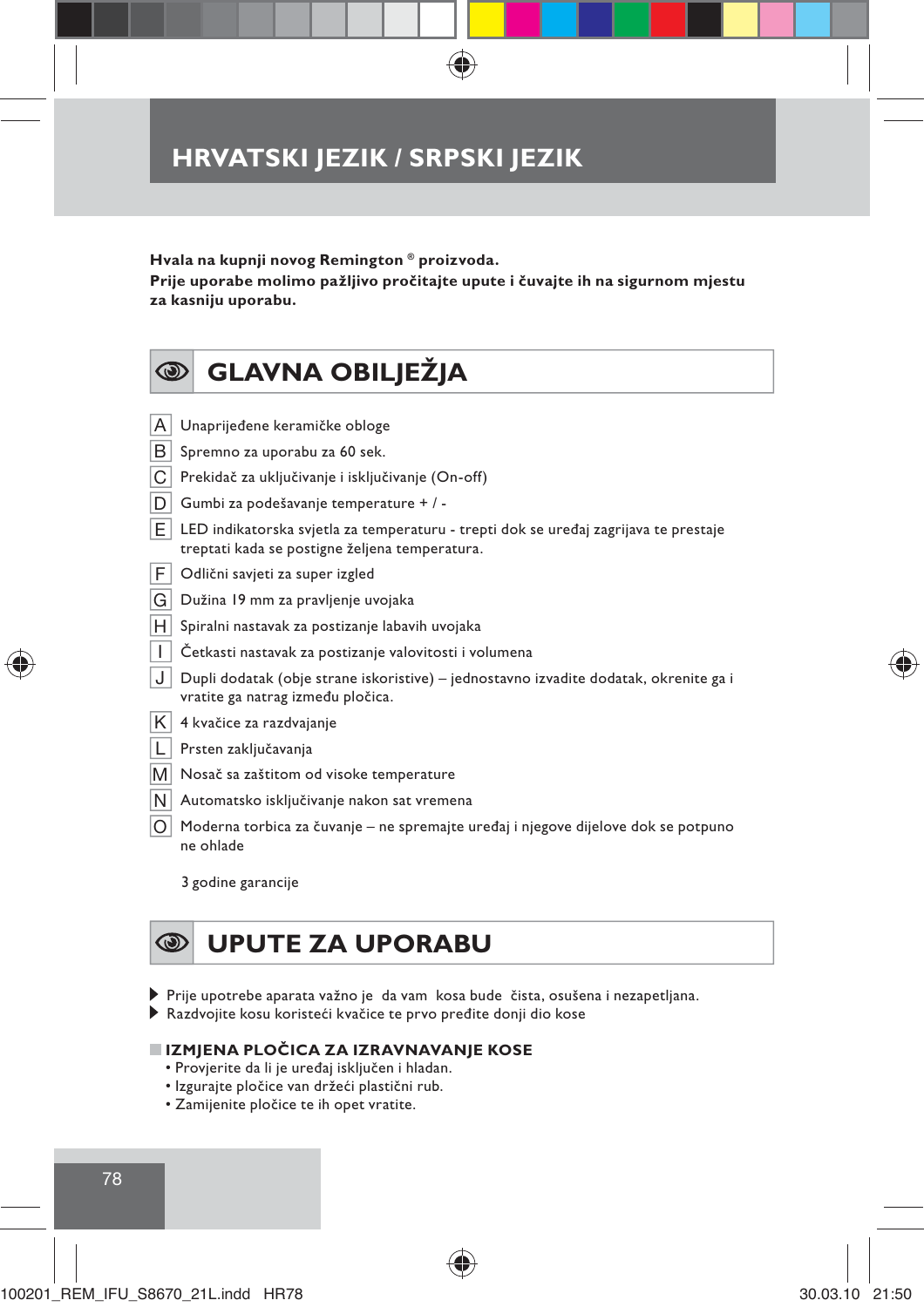# HRVATSKI JEZIK / SRPSKI JEZIK

**Hvala na kupnji novog Remington ® proizvoda.**
**Prije uporabe molimo pažljivo pročitajte upute i čuvajte ih na sigurnom mjestu za kasniju uporabu.**

## GLAVNA OBILJEŽJA

- A Unaprijeđene keramičke obloge
- B Spremno za uporabu za 60 sek.
- C Prekidač za uključivanje i isključivanje (On-off)
- D Gumbi za podešavanje temperature + / -
- E LED indikatorska svjetla za temperaturu - trepti dok se uređaj zagrijava te prestaje treptati kada se postigne željena temperatura.
- F Odlični savjeti za super izgled
- G Dužina 19 mm za pravljenje uvojaka
- H Spiralni nastavak za postizanje labavih uvojaka
- I Četkasti nastavak za postizanje valovitosti i volumena
- J Dupli dodatak (obje strane iskoristive) – jednostavno izvadite dodatak, okrenite ga i vratite ga natrag između pločica.
- K 4 kvačice za razdvajanje
- L Prsten zaključavanja
- M Nosač sa zaštitom od visoke temperature
- N Automatsko isključivanje nakon sat vremena
- O Moderna torbica za čuvanje – ne spremajte uređaj i njegove dijelove dok se potpuno ne ohlade

3 godine garancije

## UPUTE ZA UPORABU

- Prije upotrebe aparata važno je da vam kosa bude čista, osušena i nezapetljana.
- Razdvojite kosu koristeći kvačice te prvo pređite donji dio kose

### IZMJENA PLOČICA ZA IZRAVNAVANJE KOSE

- Provjerite da li je uređaj isključen i hladan.
- Izgurajte pločice van držeći plastični rub.
- Zamijenite pločice te ih opet vratite.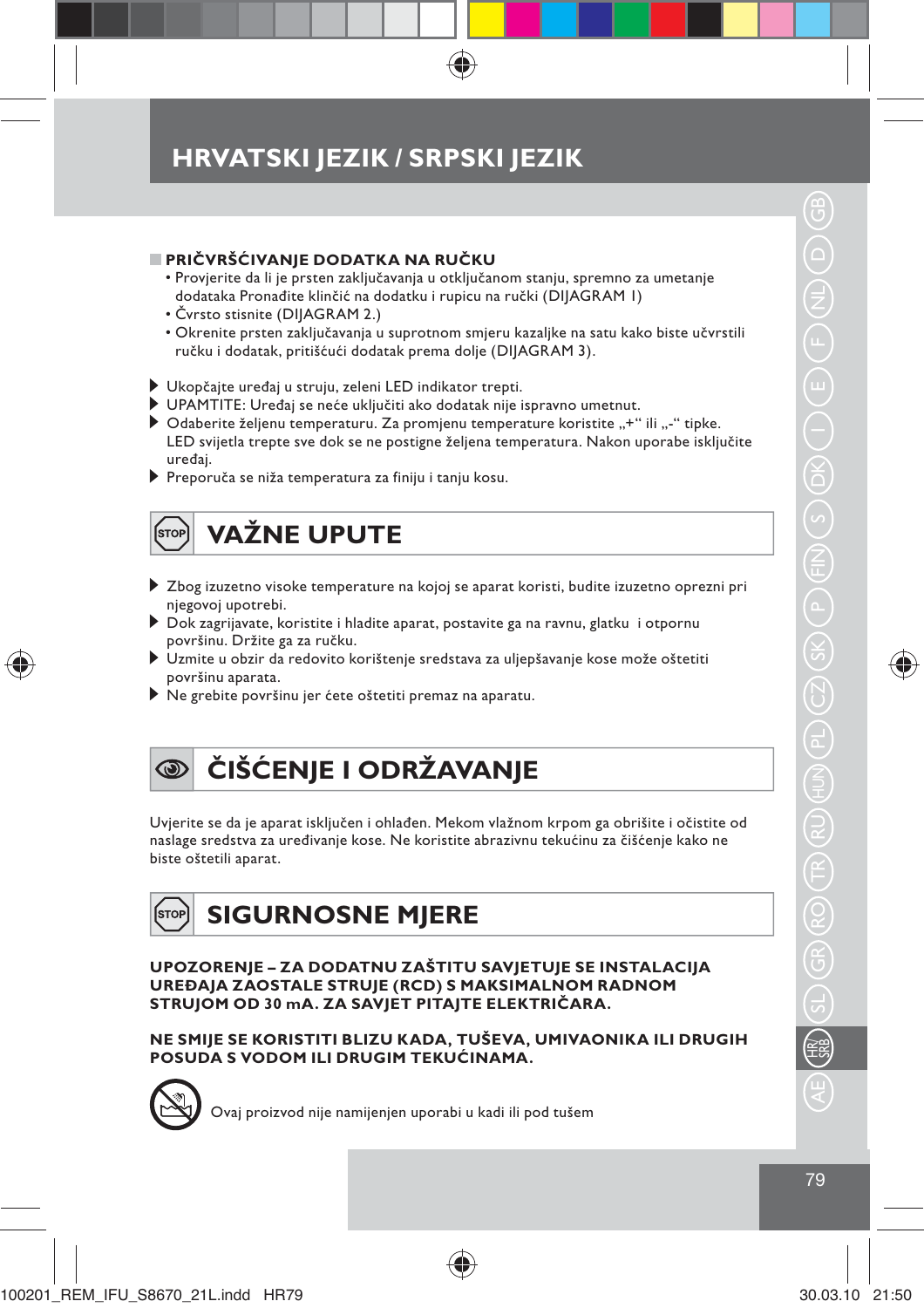# HRVATSKI JEZIK / SRPSKI JEZIK

**PRIČVRŠĆIVANJE DODATKA NA RUČKU**

- Provjerite da li je prsten zaključavanja u otključanom stanju, spremno za umetanje dodataka Pronađite klinčić na dodatku i rupicu na ručki (DIJAGRAM 1)
- Čvrsto stisnite (DIJAGRAM 2.)
- Okrenite prsten zaključavanja u suprotnom smjeru kazaljke na satu kako biste učvrstili ručku i dodatak, pritišćući dodatak prema dolje (DIJAGRAM 3).

- Ukopčajte uređaj u struju, zeleni LED indikator trepti.
- UPAMTITE: Uređaj se neće uključiti ako dodatak nije ispravno umetnut.
- Odaberite željenu temperaturu. Za promjenu temperature koristite „+" ili „-" tipke. LED svijetla trepte sve dok se ne postigne željena temperatura. Nakon uporabe isključite uređaj.
- Preporuča se niža temperatura za finiju i tanju kosu.

## VAŽNE UPUTE

- Zbog izuzetno visoke temperature na kojoj se aparat koristi, budite izuzetno oprezni pri njegovoj upotrebi.
- Dok zagrijavate, koristite i hladite aparat, postavite ga na ravnu, glatku i otpornu površinu. Držite ga za ručku.
- Uzmite u obzir da redovito korištenje sredstava za uljepšavanje kose može oštetiti površinu aparata.
- Ne grebite površinu jer ćete oštetiti premaz na aparatu.

## ČIŠĆENJE I ODRŽAVANJE

Uvjerite se da je aparat isključen i ohlađen. Mekom vlažnom krpom ga obrišite i očistite od naslage sredstva za uređivanje kose. Ne koristite abrazivnu tekućinu za čišćenje kako ne biste oštetili aparat.

## SIGURNOSNE MJERE

**UPOZORENJE – ZA DODATNU ZAŠTITU SAVJETUJE SE INSTALACIJA UREĐAJA ZAOSTALE STRUJE (RCD) S MAKSIMALNOM RADNOM STRUJOM OD 30 mA. ZA SAVJET PITAJTE ELEKTRIČARA.**

**NE SMIJE SE KORISTITI BLIZU KADA, TUŠEVA, UMIVAONIKA ILI DRUGIH POSUDA S VODOM ILI DRUGIM TEKUĆINAMA.**

Ovaj proizvod nije namijenjen uporabi u kadi ili pod tušem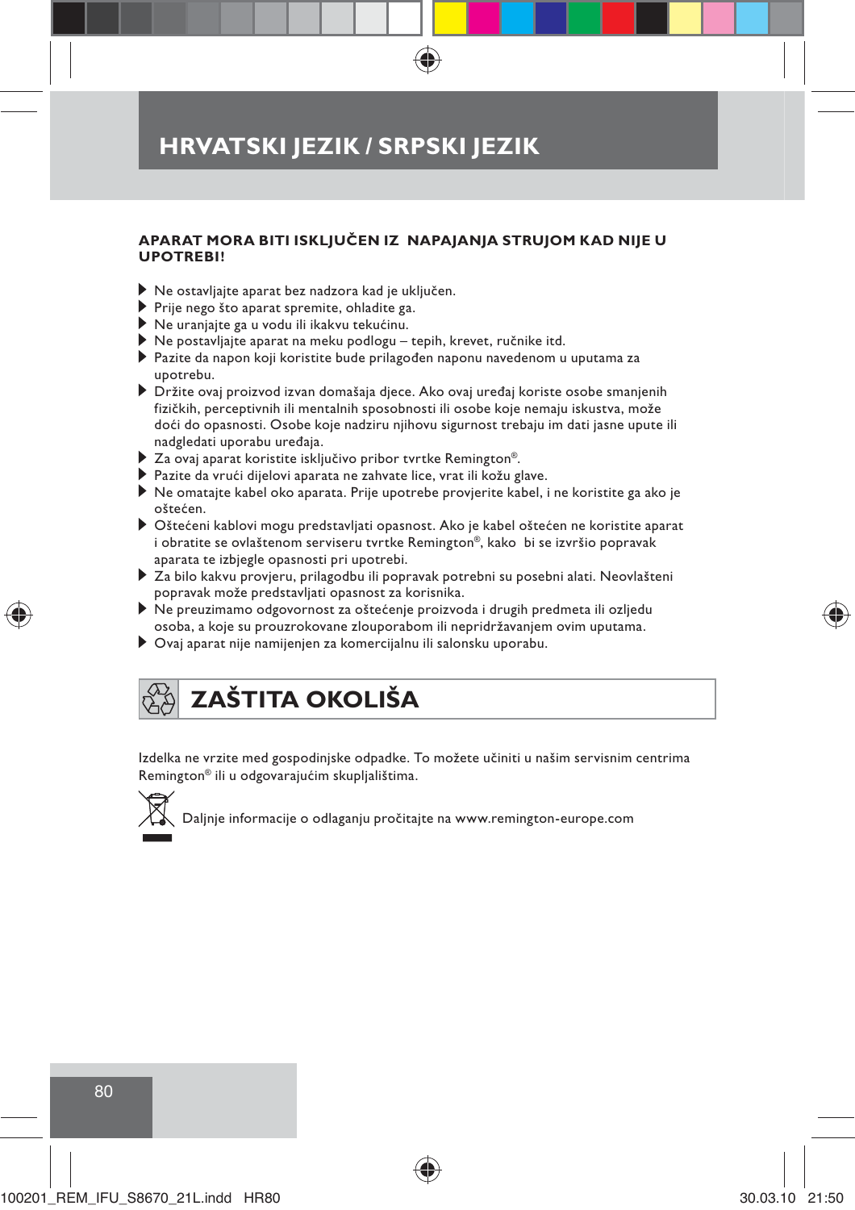# HRVATSKI JEZIK / SRPSKI JEZIK

**APARAT MORA BITI ISKLJUČEN IZ NAPAJANJA STRUJOM KAD NIJE U UPOTREBI!**

- Ne ostavljajte aparat bez nadzora kad je uključen.
- Prije nego što aparat spremite, ohladite ga.
- Ne uranjajte ga u vodu ili ikakvu tekućinu.
- Ne postavljajte aparat na meku podlogu – tepih, krevet, ručnike itd.
- Pazite da napon koji koristite bude prilagođen naponu navedenom u uputama za upotrebu.
- Držite ovaj proizvod izvan domašaja djece. Ako ovaj uređaj koriste osobe smanjenih fizičkih, perceptivnih ili mentalnih sposobnosti ili osobe koje nemaju iskustva, može doći do opasnosti. Osobe koje nadziru njihovu sigurnost trebaju im dati jasne upute ili nadgledati uporabu uređaja.
- Za ovaj aparat koristite isključivo pribor tvrtke Remington®.
- Pazite da vrući dijelovi aparata ne zahvate lice, vrat ili kožu glave.
- Ne omatajte kabel oko aparata. Prije upotrebe provjerite kabel, i ne koristite ga ako je oštećen.
- Oštećeni kablovi mogu predstavljati opasnost. Ako je kabel oštećen ne koristite aparat i obratite se ovlaštenom serviseru tvrtke Remington®, kako bi se izvršio popravak aparata te izbjegle opasnosti pri upotrebi.
- Za bilo kakvu provjeru, prilagodbu ili popravak potrebni su posebni alati. Neovlašteni popravak može predstavljati opasnost za korisnika.
- Ne preuzimamo odgovornost za oštećenje proizvoda i drugih predmeta ili ozljedu osoba, a koje su prouzrokovane zlouporabom ili nepridržavanjem ovim uputama.
- Ovaj aparat nije namijenjen za komercijalnu ili salonsku uporabu.

## ZAŠTITA OKOLIŠA

Izdelka ne vrzite med gospodinjske odpadke. To možete učiniti u našim servisnim centrima Remington® ili u odgovarajućim skupljalištima.

Daljnje informacije o odlaganju pročitajte na www.remington-europe.com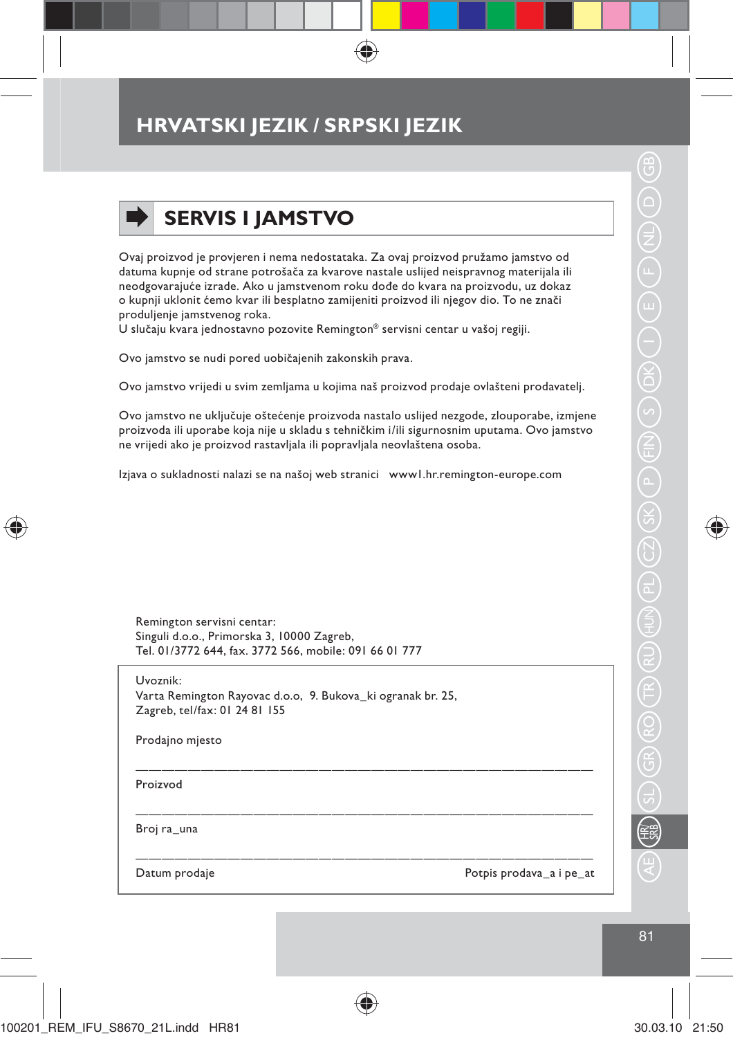# HRVATSKI JEZIK / SRPSKI JEZIK

## SERVIS I JAMSTVO

Ovaj proizvod je provjeren i nema nedostataka. Za ovaj proizvod pružamo jamstvo od datuma kupnje od strane potrošača za kvarove nastale uslijed neispravnog materijala ili neodgovarajuće izrade. Ako u jamstvenom roku dođe do kvara na proizvodu, uz dokaz o kupnji uklonit ćemo kvar ili besplatno zamijeniti proizvod ili njegov dio. To ne znači produljenje jamstvenog roka.
U slučaju kvara jednostavno pozovite Remington® servisni centar u vašoj regiji.

Ovo jamstvo se nudi pored uobičajenih zakonskih prava.

Ovo jamstvo vrijedi u svim zemljama u kojima naš proizvod prodaje ovlašteni prodavatelj.

Ovo jamstvo ne uključuje oštećenje proizvoda nastalo uslijed nezgode, zlouporabe, izmjene proizvoda ili uporabe koja nije u skladu s tehničkim i/ili sigurnosnim uputama. Ovo jamstvo ne vrijedi ako je proizvod rastavljala ili popravljala neovlaštena osoba.

Izjava o sukladnosti nalazi se na našoj web stranici   www1.hr.remington-europe.com

Remington servisni centar:
Singuli d.o.o., Primorska 3, 10000 Zagreb,
Tel. 01/3772 644, fax. 3772 566, mobile: 091 66 01 777

Uvoznik:
Varta Remington Rayovac d.o.o,  9. Bukova_ki ogranak br. 25,
Zagreb, tel/fax: 01 24 81 155

Prodajno mjesto

______________________________________________________________

Proizvod

______________________________________________________________

Broj ra_una

______________________________________________________________

Datum prodaje                                                                 Potpis prodava_a i pe_at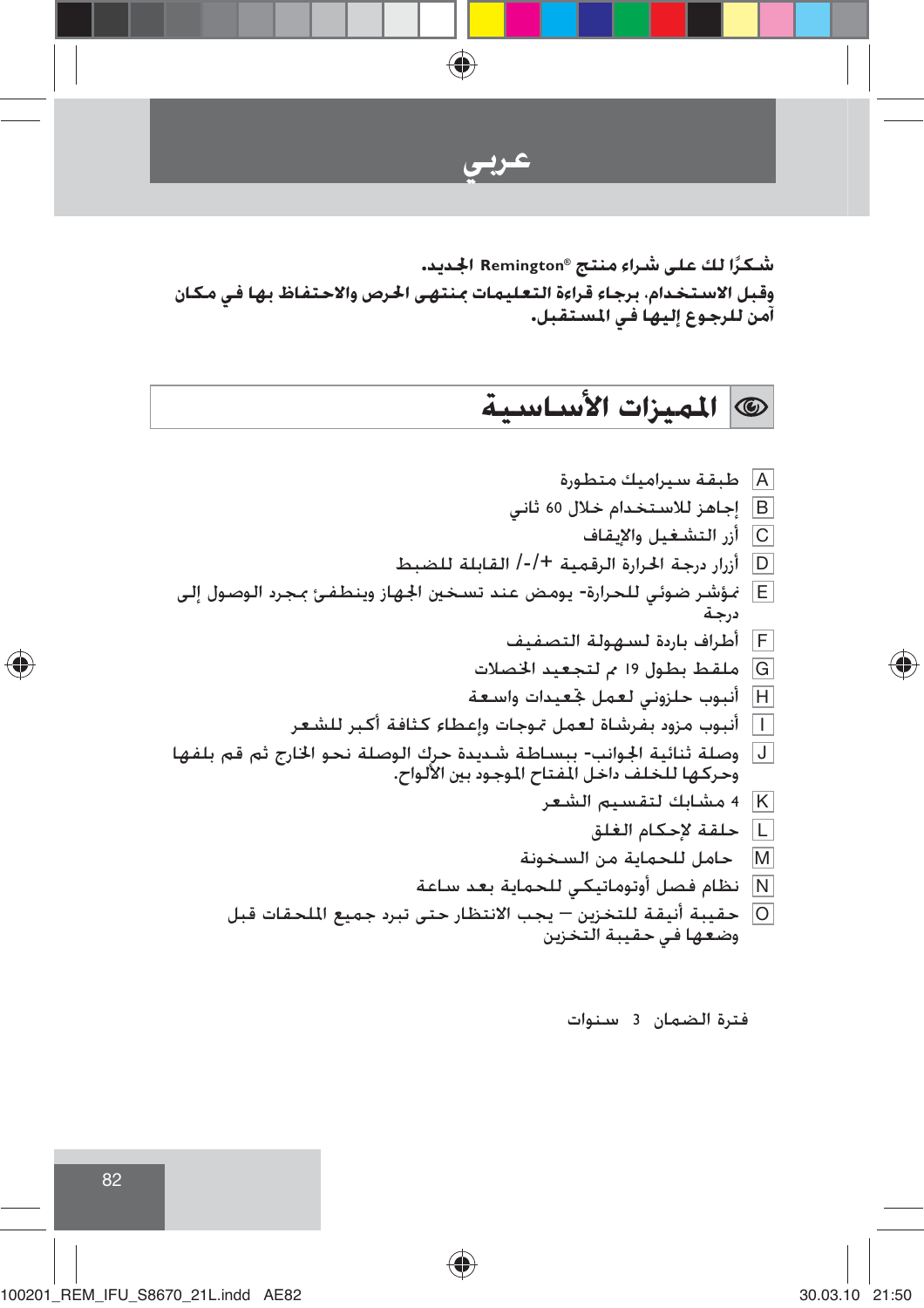# عربي

**شكرًا لك على شراء منتج ®Remington الجديد.**

**وقبل الاستخدام، يرجاء قراءة التعليمات بمنتهى الحرص والاحتفاظ بها في مكان آمن للرجوع إليها في المستقبل.**

## المميزات الأساسية

- A طبقة سيراميك متطورة
- B إجاهز للاستخدام خلال 60 ثاني
- C أزر التشغيل والإيقاف
- D أزرار درجة الحرارة الرقمية +/- القابلة للضبط
- E مؤشر ضوئي للحرارة- يومض عند تسخين الجهاز وينطفئ بمجرد الوصول إلى درجة
- F أطراف باردة لسهولة التصفيف
- G ملقط بطول ١٩ مم لتجعيد الخصلات
- H أنبوب حلزوني لعمل تجعيدات واسعة
- I أنبوب مزود بفرشاة لعمل تموجات وإعطاء كثافة أكبر للشعر
- J وصلة ثنائية الجوانب- ببساطة شديدة حرك الوصلة نحو الخارج ثم قم بلفها وحركها للخلف داخل المفتاح الموجود بين الألواح.
- K 4 مشابك لتقسيم الشعر
- L حلقة لإحكام الغلق
- M حامل للحماية من السخونة
- N نظام فصل أوتوماتيكي للحماية بعد ساعة
- O حقيبة أنيقة للتخزين – يجب الانتظار حتى تبرد جميع الملحقات قبل وضعها في حقيبة التخزين

فترة الضمان 3 سنوات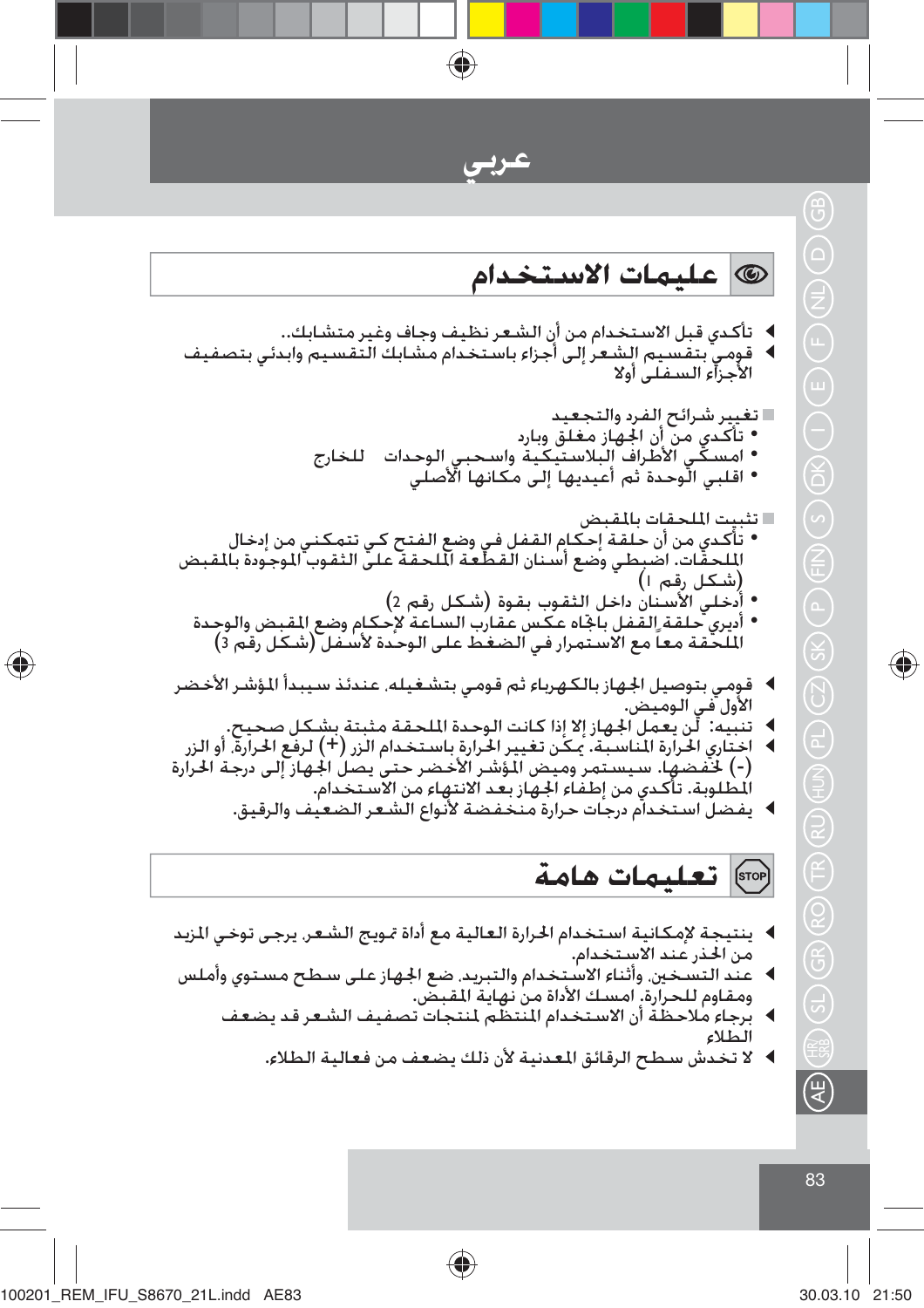# عربي

## تعليمات الاستخدام

- تأكدي قبل الاستخدام من أن الشعر نظيف وجاف وغير متشابك..
- قومي بتقسيم الشعر إلى أجزاء باستخدام مشابك التقسيم وابدئي بتصفيف الأجزاء السفلى أولا

**تغيير شرائح الفرد والتجعيد**

- تأكدي من أن الجهاز مغلق وبارد
- امسكي الأطراف البلاستيكية واسحبي الوحدات للخارج
- اقلبي الوحدة ثم أعيديها إلى مكانها الأصلي

**تثبيت الملحقات بالمقبض**

- تأكدي من أن حلقة إحكام القفل في وضع الفتح كي تتمكني من إدخال الملحقات. اضبطي وضع أسنان القطعة الملحقة على الثقوب الموجودة بالمقبض (شكل رقم ١)
- أدخلي الأسنان داخل الثقوب بقوة (شكل رقم 2)
- أديري حلقة القفل باتجاه عكس عقارب الساعة لإحكام وضع المقبض والوحدة الملحقة معاً مع الاستمرار في الضغط على الوحدة لأسفل (شكل رقم 3)

- قومي بتوصيل الجهاز بالكهرباء ثم قومي بتشغيله. عندئذ سيبدأ المؤشر الأخضر الأول في الوميض.
- تنبيه: لن يعمل الجهاز إلا إذا كانت الوحدة الملحقة مثبتة بشكل صحيح.
- اختاري الحرارة المناسبة. يمكن تغيير الحرارة باستخدام الزر (+) لرفع الحرارة. أو الزر (-) لخفضها. سيستمر وميض المؤشر الأخضر حتى يصل الجهاز إلى درجة الحرارة المطلوبة. تأكدي من إطفاء الجهاز بعد الانتهاء من الاستخدام.
- يفضل استخدام درجات حرارة منخفضة لأنواع الشعر الضعيف والرقيق.

## تعليمات هامة

- ينتيجة لإمكانية استخدام الحرارة العالية مع أداة تمويج الشعر. يرجى توخي المزيد من الحذر عند الاستخدام.
- عند التسخين. وأثناء الاستخدام والتبريد. ضع الجهاز على سطح مستوي وأملس ومقاوم للحرارة. امسك الأداة من نهاية المقبض.
- برجاء ملاحظة أن الاستخدام المنتظم لمنتجات تصفيف الشعر قد يضعف الطلاء
- لا تخدش سطح الرقائق المعدنية لأن ذلك يضعف من فعالية الطلاء.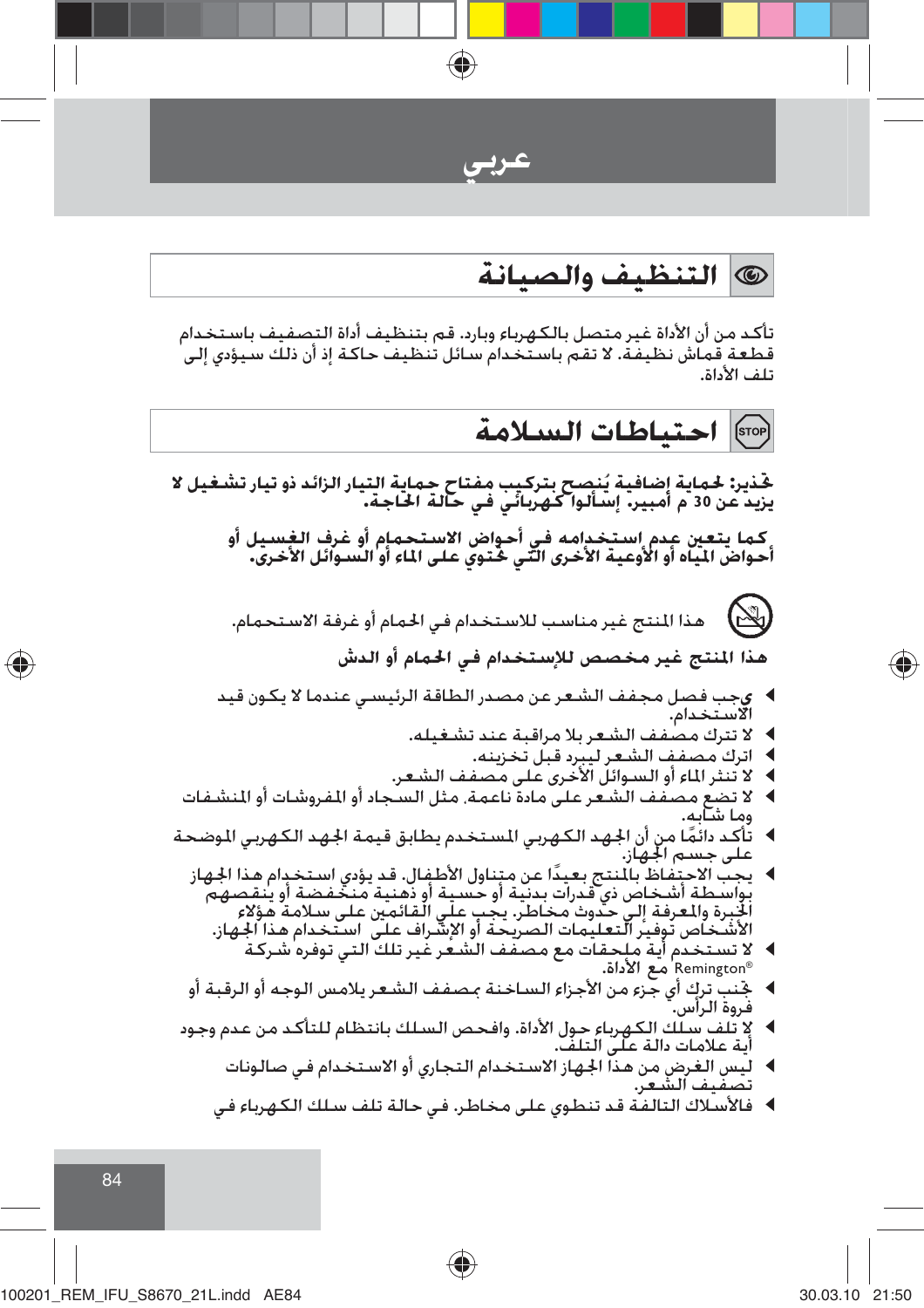# عربي

## التنظيف والصيانة

تأكد من أن الأداة غير متصل بالكهرباء وبارد. قم بتنظيف أداة التصفيف باستخدام قطعة قماش نظيفة. لا تقم باستخدام سائل تنظيف حاكة إذ أن ذلك سيؤدي إلى تلف الأداة.

## احتياطات السلامة

**تحذير: لحماية إضافية يُنصح بتركيب مفتاح حماية التيار الزائد ذو تيار تشغيل لا يزيد عن 30 م أمبير. إسألوا كهربائي في حالة الحاجة.**

**كما يتعين عدم استخدامه في أحواض الاستحمام أو غرف الغسيل أو أحواض المياه أو الأوعية الأخرى التي تحتوي على الماء أو السوائل الأخرى.**

هذا المنتج غير مناسب للاستخدام في الحمام أو غرفة الاستحمام.

**هذا المنتج غير مخصص للإستخدام في الحمام أو الدش**

- يجب فصل مجفف الشعر عن مصدر الطاقة الرئيسي عندما لا يكون قيد الاستخدام.
- لا تترك مصفف الشعر بلا مراقبة عند تشغيله.
- اترك مصفف الشعر ليبرد قبل تخزينه.
- لا تنثر الماء أو السوائل الأخرى على مصفف الشعر.
- لا تضع مصفف الشعر على مادة ناعمة، مثل السجاد أو المفروشات أو المنشفات وما شابه.
- تأكد دائمًا من أن الجهد الكهربي المستخدم يطابق قيمة الجهد الكهربي الموضحة على جسم الجهاز.
- يجب الاحتفاظ بالمنتج بعيدًا عن متناول الأطفال. قد يؤدي استخدام هذا الجهاز بواسطة أشخاص ذي قدرات بدنية أو حسية أو ذهنية منخفضة أو ينقصهم الخبرة والمعرفة إلى حدوث مخاطر. يجب على القائمين على سلامة هؤلاء الأشخاص توفير التعليمات الصريحة أو الإشراف على استخدام هذا الجهاز.
- لا تستخدم أية ملحقات مع مصفف الشعر غير تلك التي توفره شركة Remington® مع الأداة.
- تجنب ترك أي جزء من الأجزاء الساخنة بمصفف الشعر يلامس الوجه أو الرقبة أو فروة الرأس.
- لا تلف سلك الكهرباء حول الأداة. وافحص السلك بانتظام للتأكد من عدم وجود أية علامات دالة على التلف.
- ليس الغرض من هذا الجهاز الاستخدام التجاري أو الاستخدام في صالونات تصفيف الشعر.
- فالأسلاك التالفة قد تنطوي على مخاطر. في حالة تلف سلك الكهرباء في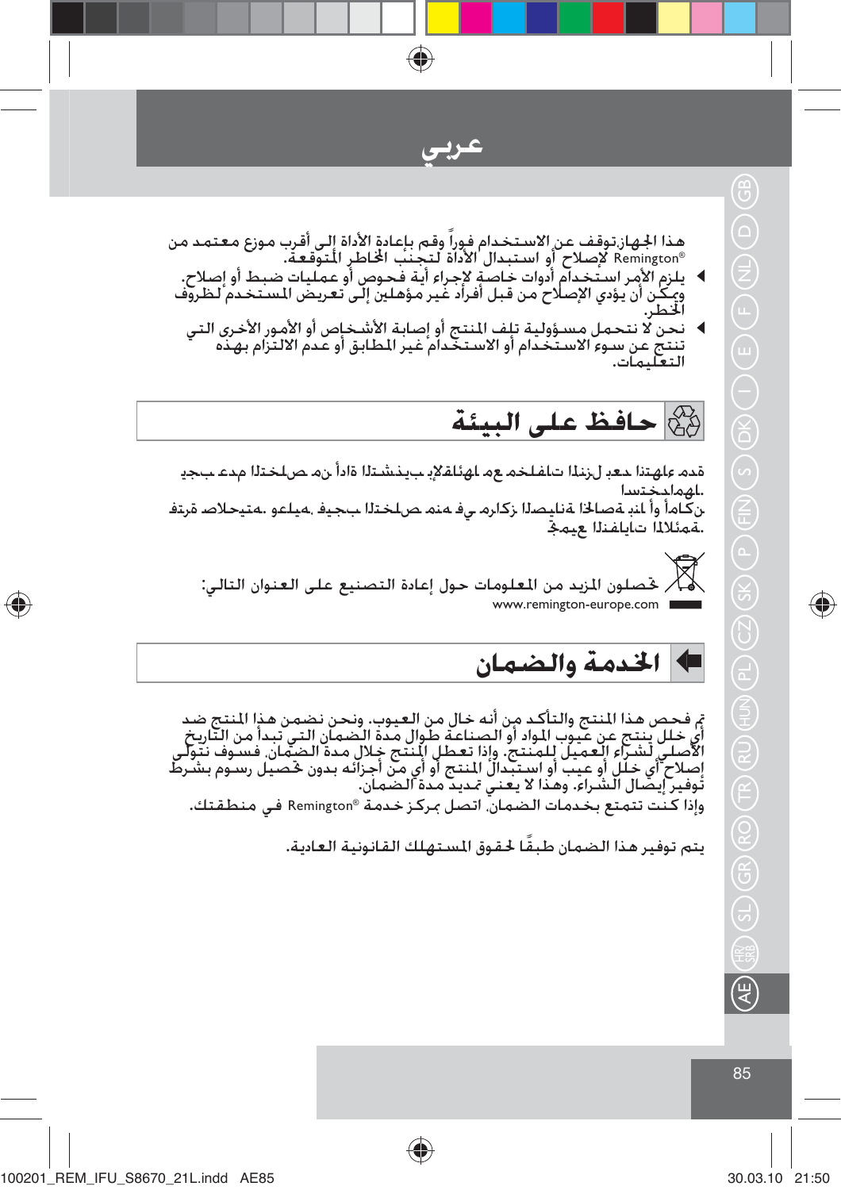# عربي

هذا الجهاز.توقف عن الاستخدام فوراً وقم بإعادة الأداة إلى أقرب موزع معتمد من ®Remington لإصلاح أو استبدال الأداة لتجنب الخاطر المتوقعة.

- يلزم الأمر استخدام أدوات خاصة لإجراء أية فحوص أو عمليات ضبط أو إصلاح. ويمكن أن يؤدي الإصلاح من قبل أفراد غير مؤهلين إلى تعريض المستخدم لظروف الخطر.
- نحن لا نتحمل مسؤولية تلف المنتج أو إصابة الأشخاص أو الأمور الأخرى التي تنتج عن سوء الاستخدام أو الاستخدام غير المطابق أو عدم الالتزام بهذه التعليمات.

## حافظ على البيئة

يجب عدم التخلص من أداة التشذيب الإلكترونية مع المخلفات المنزلية بعد انتهاء مدة استخدامها.

يمكن التخلص منه في مراكز الصيانة الخاصة بنا أو أماكن تجميع النفايات الملائمة. وعليه، فيجب التخلص من الأداة بطريقة صحيحة.

تحصلون المزيد من المعلومات حول إعادة التصنيع على العنوان التالي:
www.remington-europe.com

## الخدمة والضمان

تم فحص هذا المنتج والتأكد من أنه خال من العيوب. ونحن نضمن هذا المنتج ضد أي خلل ينتج عن عيوب المواد أو الصناعة طوال مدة الضمان التي تبدأ من التاريخ الأصلي لشراء العميل للمنتج. وإذا تعطل المنتج خلال مدة الضمان، فسوف نتولى إصلاح أي خلل أو عيب أو استبدال المنتج أو أي من أجزائه بدون تحصيل رسوم بشرط توفير إيصال الشراء. وهذا لا يعني تمديد مدة الضمان.

وإذا كنت تتمتع بخدمات الضمان، اتصل بمركز خدمة ®Remington في منطقتك.

يتم توفير هذا الضمان طبقًا لحقوق المستهلك القانونية العادية.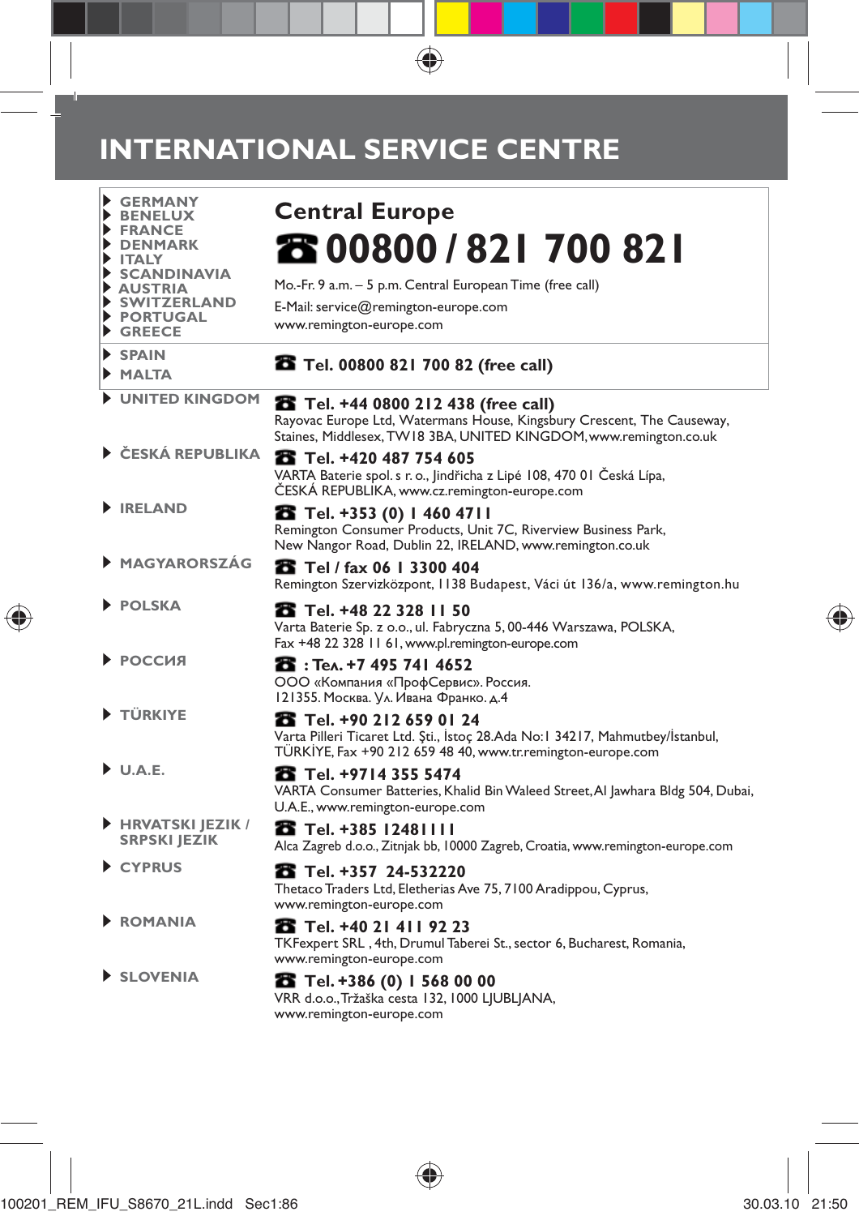# INTERNATIONAL SERVICE CENTRE

| | |
|---|---|
| **GERMANY**<br>**BENELUX**<br>**FRANCE**<br>**DENMARK**<br>**ITALY**<br>**SCANDINAVIA**<br>**AUSTRIA**<br>**SWITZERLAND**<br>**PORTUGAL**<br>**GREECE** | **Central Europe**<br>☎ **00800 / 821 700 821**<br>Mo.-Fr. 9 a.m. – 5 p.m. Central European Time (free call)<br>E-Mail: service@remington-europe.com<br>www.remington-europe.com |
| **SPAIN**<br>**MALTA** | ☎ **Tel. 00800 821 700 82 (free call)** |
| **UNITED KINGDOM** | ☎ **Tel. +44 0800 212 438 (free call)**<br>Rayovac Europe Ltd, Watermans House, Kingsbury Crescent, The Causeway, Staines, Middlesex, TW18 3BA, UNITED KINGDOM, www.remington.co.uk |
| **ČESKÁ REPUBLIKA** | ☎ **Tel. +420 487 754 605**<br>VARTA Baterie spol. s r. o., Jindřicha z Lipé 108, 470 01 Česká Lípa, ČESKÁ REPUBLIKA, www.cz.remington-europe.com |
| **IRELAND** | ☎ **Tel. +353 (0) 1 460 4711**<br>Remington Consumer Products, Unit 7C, Riverview Business Park, New Nangor Road, Dublin 22, IRELAND, www.remington.co.uk |
| **MAGYARORSZÁG** | ☎ **Tel / fax 06 1 3300 404**<br>Remington Szervizközpont, 1138 Budapest, Váci út 136/a, www.remington.hu |
| **POLSKA** | ☎ **Tel. +48 22 328 11 50**<br>Varta Baterie Sp. z o.o., ul. Fabryczna 5, 00-446 Warszawa, POLSKA, Fax +48 22 328 11 61, www.pl.remington-europe.com |
| **РОССИЯ** | ☎ **: Тел. +7 495 741 4652**<br>ООО «Компания «ПрофСервис». Россия.<br>121355. Москва. Ул. Ивана Франко. д.4 |
| **TÜRKIYE** | ☎ **Tel. +90 212 659 01 24**<br>Varta Pilleri Ticaret Ltd. Şti., İstoç 28.Ada No:1 34217, Mahmutbey/İstanbul, TÜRKİYE, Fax +90 212 659 48 40, www.tr.remington-europe.com |
| **U.A.E.** | ☎ **Tel. +9714 355 5474**<br>VARTA Consumer Batteries, Khalid Bin Waleed Street, Al Jawhara Bldg 504, Dubai, U.A.E., www.remington-europe.com |
| **HRVATSKI JEZIK / SRPSKI JEZIK** | ☎ **Tel. +385 12481111**<br>Alca Zagreb d.o.o., Zitnjak bb, 10000 Zagreb, Croatia, www.remington-europe.com |
| **CYPRUS** | ☎ **Tel. +357 24-532220**<br>Thetaco Traders Ltd, Eletherias Ave 75, 7100 Aradippou, Cyprus, www.remington-europe.com |
| **ROMANIA** | ☎ **Tel. +40 21 411 92 23**<br>TKFexpert SRL , 4th, Drumul Taberei St., sector 6, Bucharest, Romania, www.remington-europe.com |
| **SLOVENIA** | ☎ **Tel. +386 (0) 1 568 00 00**<br>VRR d.o.o., Tržaška cesta 132, 1000 LJUBLJANA, www.remington-europe.com |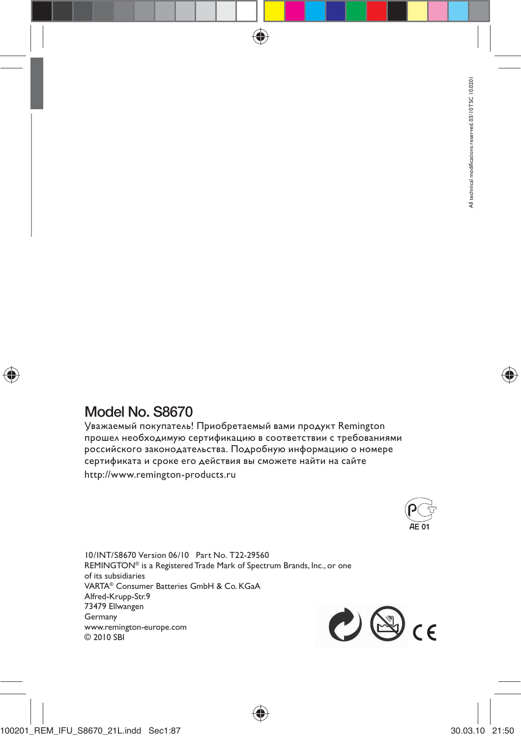All technical modifications reserved.03/10TSC 10.0201

## Model No. S8670

Уважаемый покупатель! Приобретаемый вами продукт Remington прошел необходимую сертификацию в соответствии с требованиями российского законодательства. Подробную информацию о номере сертификата и сроке его действия вы сможете найти на сайте http://www.remington-products.ru

АЕ 01

10/INT/S8670 Version 06/10 Part No. T22-29560
REMINGTON® is a Registered Trade Mark of Spectrum Brands, Inc., or one of its subsidiaries
VARTA® Consumer Batteries GmbH & Co. KGaA
Alfred-Krupp-Str.9
73479 Ellwangen
Germany
www.remington-europe.com
© 2010 SBI